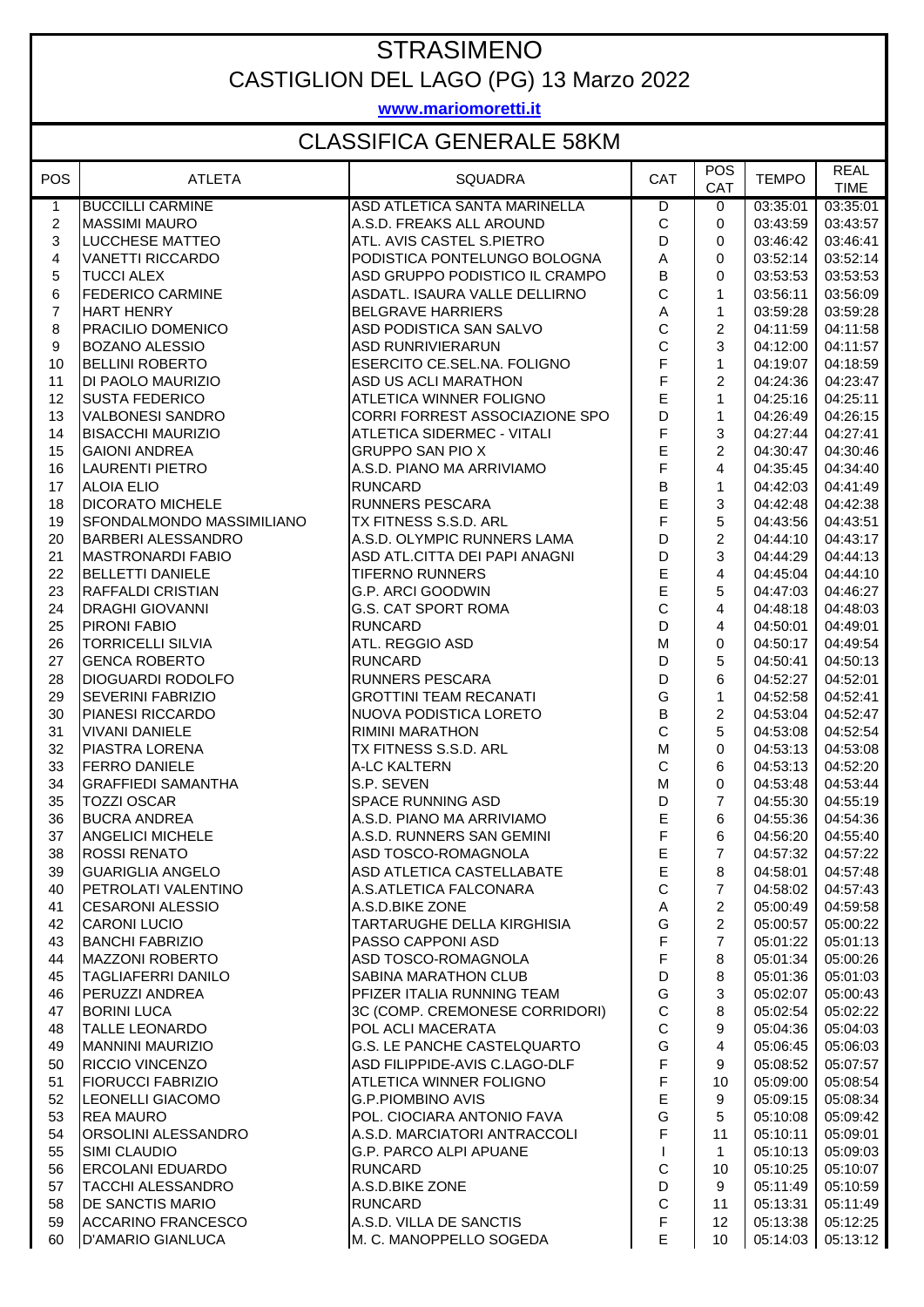# STRASIMENO
## CASTIGLION DEL LAGO (PG) 13 Marzo 2022

**www.mariomoretti.it**

## CLASSIFICA GENERALE 58KM

| POS | ATLETA | SQUADRA | CAT | POS CAT | TEMPO | REAL TIME |
|---|---|---|---|---|---|---|
| 1 | BUCCILLI CARMINE | ASD ATLETICA SANTA MARINELLA | D | 0 | 03:35:01 | 03:35:01 |
| 2 | MASSIMI MAURO | A.S.D. FREAKS ALL AROUND | C | 0 | 03:43:59 | 03:43:57 |
| 3 | LUCCHESE MATTEO | ATL. AVIS CASTEL S.PIETRO | D | 0 | 03:46:42 | 03:46:41 |
| 4 | VANETTI RICCARDO | PODISTICA PONTELUNGO BOLOGNA | A | 0 | 03:52:14 | 03:52:14 |
| 5 | TUCCI ALEX | ASD GRUPPO PODISTICO IL CRAMPO | B | 0 | 03:53:53 | 03:53:53 |
| 6 | FEDERICO CARMINE | ASDATL. ISAURA VALLE DELLIRNO | C | 1 | 03:56:11 | 03:56:09 |
| 7 | HART HENRY | BELGRAVE HARRIERS | A | 1 | 03:59:28 | 03:59:28 |
| 8 | PRACILIO DOMENICO | ASD PODISTICA SAN SALVO | C | 2 | 04:11:59 | 04:11:58 |
| 9 | BOZANO ALESSIO | ASD RUNRIVIERARUN | C | 3 | 04:12:00 | 04:11:57 |
| 10 | BELLINI ROBERTO | ESERCITO CE.SEL.NA. FOLIGNO | F | 1 | 04:19:07 | 04:18:59 |
| 11 | DI PAOLO MAURIZIO | ASD US ACLI MARATHON | F | 2 | 04:24:36 | 04:23:47 |
| 12 | SUSTA FEDERICO | ATLETICA WINNER FOLIGNO | E | 1 | 04:25:16 | 04:25:11 |
| 13 | VALBONESI SANDRO | CORRI FORREST ASSOCIAZIONE SPO | D | 1 | 04:26:49 | 04:26:15 |
| 14 | BISACCHI MAURIZIO | ATLETICA SIDERMEC - VITALI | F | 3 | 04:27:44 | 04:27:41 |
| 15 | GAIONI ANDREA | GRUPPO SAN PIO X | E | 2 | 04:30:47 | 04:30:46 |
| 16 | LAURENTI PIETRO | A.S.D. PIANO MA ARRIVIAMO | F | 4 | 04:35:45 | 04:34:40 |
| 17 | ALOIA ELIO | RUNCARD | B | 1 | 04:42:03 | 04:41:49 |
| 18 | DICORATO MICHELE | RUNNERS PESCARA | E | 3 | 04:42:48 | 04:42:38 |
| 19 | SFONDALMONDO MASSIMILIANO | TX FITNESS S.S.D. ARL | F | 5 | 04:43:56 | 04:43:51 |
| 20 | BARBERI ALESSANDRO | A.S.D. OLYMPIC RUNNERS LAMA | D | 2 | 04:44:10 | 04:43:17 |
| 21 | MASTRONARDI FABIO | ASD ATL.CITTA DEI PAPI ANAGNI | D | 3 | 04:44:29 | 04:44:13 |
| 22 | BELLETTI DANIELE | TIFERNO RUNNERS | E | 4 | 04:45:04 | 04:44:10 |
| 23 | RAFFALDI CRISTIAN | G.P. ARCI GOODWIN | E | 5 | 04:47:03 | 04:46:27 |
| 24 | DRAGHI GIOVANNI | G.S. CAT SPORT ROMA | C | 4 | 04:48:18 | 04:48:03 |
| 25 | PIRONI FABIO | RUNCARD | D | 4 | 04:50:01 | 04:49:01 |
| 26 | TORRICELLI SILVIA | ATL. REGGIO ASD | M | 0 | 04:50:17 | 04:49:54 |
| 27 | GENCA ROBERTO | RUNCARD | D | 5 | 04:50:41 | 04:50:13 |
| 28 | DIOGUARDI RODOLFO | RUNNERS PESCARA | D | 6 | 04:52:27 | 04:52:01 |
| 29 | SEVERINI FABRIZIO | GROTTINI TEAM RECANATI | G | 1 | 04:52:58 | 04:52:41 |
| 30 | PIANESI RICCARDO | NUOVA PODISTICA LORETO | B | 2 | 04:53:04 | 04:52:47 |
| 31 | VIVANI DANIELE | RIMINI MARATHON | C | 5 | 04:53:08 | 04:52:54 |
| 32 | PIASTRA LORENA | TX FITNESS S.S.D. ARL | M | 0 | 04:53:13 | 04:53:08 |
| 33 | FERRO DANIELE | A-LC KALTERN | C | 6 | 04:53:13 | 04:52:20 |
| 34 | GRAFFIEDI SAMANTHA | S.P. SEVEN | M | 0 | 04:53:48 | 04:53:44 |
| 35 | TOZZI OSCAR | SPACE RUNNING ASD | D | 7 | 04:55:30 | 04:55:19 |
| 36 | BUCRA ANDREA | A.S.D. PIANO MA ARRIVIAMO | E | 6 | 04:55:36 | 04:54:36 |
| 37 | ANGELICI MICHELE | A.S.D. RUNNERS SAN GEMINI | F | 6 | 04:56:20 | 04:55:40 |
| 38 | ROSSI RENATO | ASD TOSCO-ROMAGNOLA | E | 7 | 04:57:32 | 04:57:22 |
| 39 | GUARIGLIA ANGELO | ASD ATLETICA CASTELLABATE | E | 8 | 04:58:01 | 04:57:48 |
| 40 | PETROLATI VALENTINO | A.S.ATLETICA FALCONARA | C | 7 | 04:58:02 | 04:57:43 |
| 41 | CESARONI ALESSIO | A.S.D.BIKE ZONE | A | 2 | 05:00:49 | 04:59:58 |
| 42 | CARONI LUCIO | TARTARUGHE DELLA KIRGHISIA | G | 2 | 05:00:57 | 05:00:22 |
| 43 | BANCHI FABRIZIO | PASSO CAPPONI ASD | F | 7 | 05:01:22 | 05:01:13 |
| 44 | MAZZONI ROBERTO | ASD TOSCO-ROMAGNOLA | F | 8 | 05:01:34 | 05:00:26 |
| 45 | TAGLIAFERRI DANILO | SABINA MARATHON CLUB | D | 8 | 05:01:36 | 05:01:03 |
| 46 | PERUZZI ANDREA | PFIZER ITALIA RUNNING TEAM | G | 3 | 05:02:07 | 05:00:43 |
| 47 | BORINI LUCA | 3C (COMP. CREMONESE CORRIDORI) | C | 8 | 05:02:54 | 05:02:22 |
| 48 | TALLE LEONARDO | POL ACLI MACERATA | C | 9 | 05:04:36 | 05:04:03 |
| 49 | MANNINI MAURIZIO | G.S. LE PANCHE CASTELQUARTO | G | 4 | 05:06:45 | 05:06:03 |
| 50 | RICCIO VINCENZO | ASD FILIPPIDE-AVIS C.LAGO-DLF | F | 9 | 05:08:52 | 05:07:57 |
| 51 | FIORUCCI FABRIZIO | ATLETICA WINNER FOLIGNO | F | 10 | 05:09:00 | 05:08:54 |
| 52 | LEONELLI GIACOMO | G.P.PIOMBINO AVIS | E | 9 | 05:09:15 | 05:08:34 |
| 53 | REA MAURO | POL. CIOCIARA ANTONIO FAVA | G | 5 | 05:10:08 | 05:09:42 |
| 54 | ORSOLINI ALESSANDRO | A.S.D. MARCIATORI ANTRACCOLI | F | 11 | 05:10:11 | 05:09:01 |
| 55 | SIMI CLAUDIO | G.P. PARCO ALPI APUANE | I | 1 | 05:10:13 | 05:09:03 |
| 56 | ERCOLANI EDUARDO | RUNCARD | C | 10 | 05:10:25 | 05:10:07 |
| 57 | TACCHI ALESSANDRO | A.S.D.BIKE ZONE | D | 9 | 05:11:49 | 05:10:59 |
| 58 | DE SANCTIS MARIO | RUNCARD | C | 11 | 05:13:31 | 05:11:49 |
| 59 | ACCARINO FRANCESCO | A.S.D. VILLA DE SANCTIS | F | 12 | 05:13:38 | 05:12:25 |
| 60 | D'AMARIO GIANLUCA | M. C. MANOPPELLO SOGEDA | E | 10 | 05:14:03 | 05:13:12 |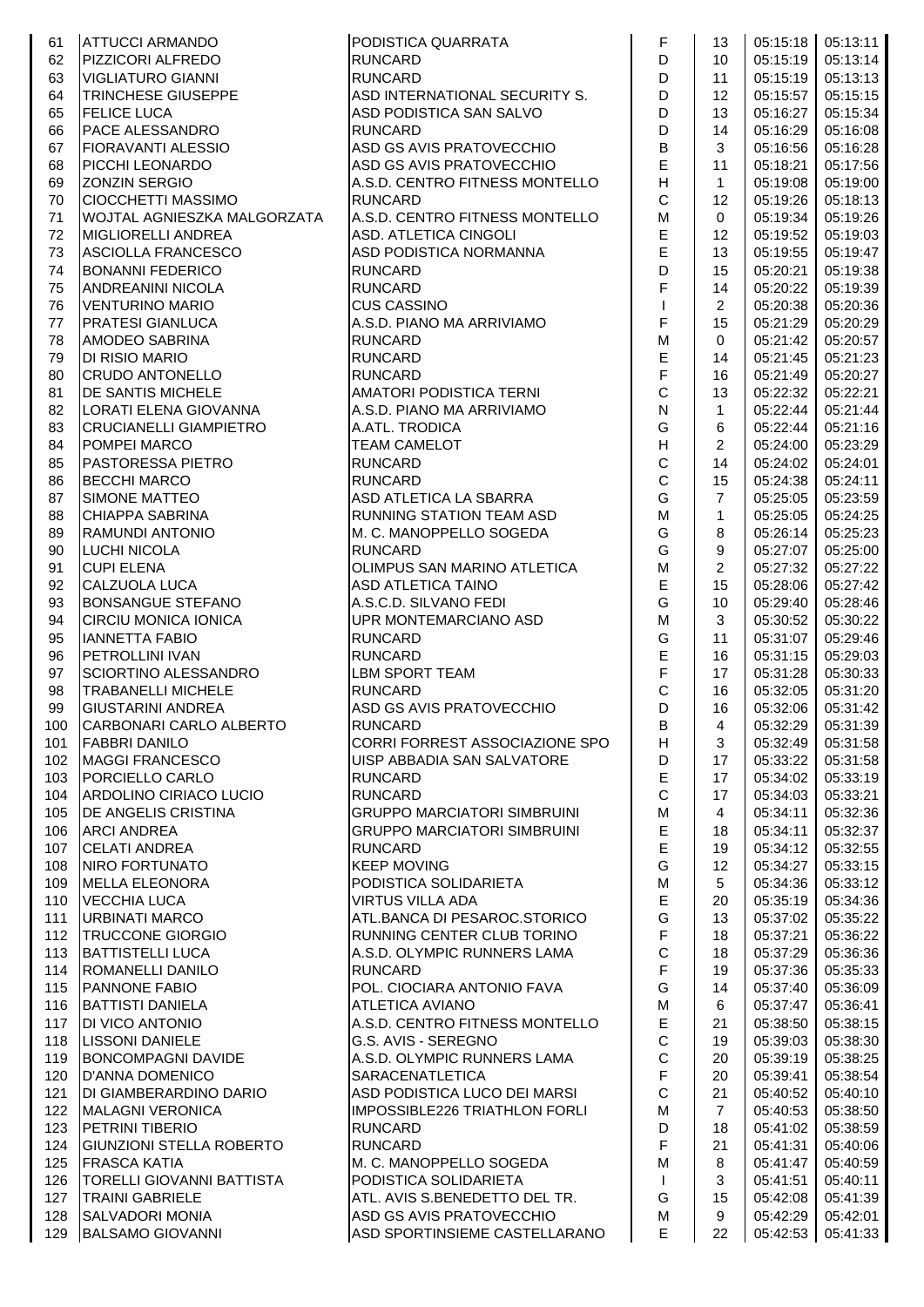| | | | | | | |
|---|---|---|---|---|---|---|
| 61 | ATTUCCI ARMANDO | PODISTICA QUARRATA | F | 13 | 05:15:18 | 05:13:11 |
| 62 | PIZZICORI ALFREDO | RUNCARD | D | 10 | 05:15:19 | 05:13:14 |
| 63 | VIGLIATURO GIANNI | RUNCARD | D | 11 | 05:15:19 | 05:13:13 |
| 64 | TRINCHESE GIUSEPPE | ASD INTERNATIONAL SECURITY S. | D | 12 | 05:15:57 | 05:15:15 |
| 65 | FELICE LUCA | ASD PODISTICA SAN SALVO | D | 13 | 05:16:27 | 05:15:34 |
| 66 | PACE ALESSANDRO | RUNCARD | D | 14 | 05:16:29 | 05:16:08 |
| 67 | FIORAVANTI ALESSIO | ASD GS AVIS PRATOVECCHIO | B | 3 | 05:16:56 | 05:16:28 |
| 68 | PICCHI LEONARDO | ASD GS AVIS PRATOVECCHIO | E | 11 | 05:18:21 | 05:17:56 |
| 69 | ZONZIN SERGIO | A.S.D. CENTRO FITNESS MONTELLO | H | 1 | 05:19:08 | 05:19:00 |
| 70 | CIOCCHETTI MASSIMO | RUNCARD | C | 12 | 05:19:26 | 05:18:13 |
| 71 | WOJTAL AGNIESZKA MALGORZATA | A.S.D. CENTRO FITNESS MONTELLO | M | 0 | 05:19:34 | 05:19:26 |
| 72 | MIGLIORELLI ANDREA | ASD. ATLETICA CINGOLI | E | 12 | 05:19:52 | 05:19:03 |
| 73 | ASCIOLLA FRANCESCO | ASD PODISTICA NORMANNA | E | 13 | 05:19:55 | 05:19:47 |
| 74 | BONANNI FEDERICO | RUNCARD | D | 15 | 05:20:21 | 05:19:38 |
| 75 | ANDREANINI NICOLA | RUNCARD | F | 14 | 05:20:22 | 05:19:39 |
| 76 | VENTURINO MARIO | CUS CASSINO | I | 2 | 05:20:38 | 05:20:36 |
| 77 | PRATESI GIANLUCA | A.S.D. PIANO MA ARRIVIAMO | F | 15 | 05:21:29 | 05:20:29 |
| 78 | AMODEO SABRINA | RUNCARD | M | 0 | 05:21:42 | 05:20:57 |
| 79 | DI RISIO MARIO | RUNCARD | E | 14 | 05:21:45 | 05:21:23 |
| 80 | CRUDO ANTONELLO | RUNCARD | F | 16 | 05:21:49 | 05:20:27 |
| 81 | DE SANTIS MICHELE | AMATORI PODISTICA TERNI | C | 13 | 05:22:32 | 05:22:21 |
| 82 | LORATI ELENA GIOVANNA | A.S.D. PIANO MA ARRIVIAMO | N | 1 | 05:22:44 | 05:21:44 |
| 83 | CRUCIANELLI GIAMPIETRO | A.ATL. TRODICA | G | 6 | 05:22:44 | 05:21:16 |
| 84 | POMPEI MARCO | TEAM CAMELOT | H | 2 | 05:24:00 | 05:23:29 |
| 85 | PASTORESSA PIETRO | RUNCARD | C | 14 | 05:24:02 | 05:24:01 |
| 86 | BECCHI MARCO | RUNCARD | C | 15 | 05:24:38 | 05:24:11 |
| 87 | SIMONE MATTEO | ASD ATLETICA LA SBARRA | G | 7 | 05:25:05 | 05:23:59 |
| 88 | CHIAPPA SABRINA | RUNNING STATION TEAM ASD | M | 1 | 05:25:05 | 05:24:25 |
| 89 | RAMUNDI ANTONIO | M. C. MANOPPELLO SOGEDA | G | 8 | 05:26:14 | 05:25:23 |
| 90 | LUCHI NICOLA | RUNCARD | G | 9 | 05:27:07 | 05:25:00 |
| 91 | CUPI ELENA | OLIMPUS SAN MARINO ATLETICA | M | 2 | 05:27:32 | 05:27:22 |
| 92 | CALZUOLA LUCA | ASD ATLETICA TAINO | E | 15 | 05:28:06 | 05:27:42 |
| 93 | BONSANGUE STEFANO | A.S.C.D. SILVANO FEDI | G | 10 | 05:29:40 | 05:28:46 |
| 94 | CIRCIU MONICA IONICA | UPR MONTEMARCIANO ASD | M | 3 | 05:30:52 | 05:30:22 |
| 95 | IANNETTA FABIO | RUNCARD | G | 11 | 05:31:07 | 05:29:46 |
| 96 | PETROLLINI IVAN | RUNCARD | E | 16 | 05:31:15 | 05:29:03 |
| 97 | SCIORTINO ALESSANDRO | LBM SPORT TEAM | F | 17 | 05:31:28 | 05:30:33 |
| 98 | TRABANELLI MICHELE | RUNCARD | C | 16 | 05:32:05 | 05:31:20 |
| 99 | GIUSTARINI ANDREA | ASD GS AVIS PRATOVECCHIO | D | 16 | 05:32:06 | 05:31:42 |
| 100 | CARBONARI CARLO ALBERTO | RUNCARD | B | 4 | 05:32:29 | 05:31:39 |
| 101 | FABBRI DANILO | CORRI FORREST ASSOCIAZIONE SPO | H | 3 | 05:32:49 | 05:31:58 |
| 102 | MAGGI FRANCESCO | UISP ABBADIA SAN SALVATORE | D | 17 | 05:33:22 | 05:31:58 |
| 103 | PORCIELLO CARLO | RUNCARD | E | 17 | 05:34:02 | 05:33:19 |
| 104 | ARDOLINO CIRIACO LUCIO | RUNCARD | C | 17 | 05:34:03 | 05:33:21 |
| 105 | DE ANGELIS CRISTINA | GRUPPO MARCIATORI SIMBRUINI | M | 4 | 05:34:11 | 05:32:36 |
| 106 | ARCI ANDREA | GRUPPO MARCIATORI SIMBRUINI | E | 18 | 05:34:11 | 05:32:37 |
| 107 | CELATI ANDREA | RUNCARD | E | 19 | 05:34:12 | 05:32:55 |
| 108 | NIRO FORTUNATO | KEEP MOVING | G | 12 | 05:34:27 | 05:33:15 |
| 109 | MELLA ELEONORA | PODISTICA SOLIDARIETA | M | 5 | 05:34:36 | 05:33:12 |
| 110 | VECCHIA LUCA | VIRTUS VILLA ADA | E | 20 | 05:35:19 | 05:34:36 |
| 111 | URBINATI MARCO | ATL.BANCA DI PESAROC.STORICO | G | 13 | 05:37:02 | 05:35:22 |
| 112 | TRUCCONE GIORGIO | RUNNING CENTER CLUB TORINO | F | 18 | 05:37:21 | 05:36:22 |
| 113 | BATTISTELLI LUCA | A.S.D. OLYMPIC RUNNERS LAMA | C | 18 | 05:37:29 | 05:36:36 |
| 114 | ROMANELLI DANILO | RUNCARD | F | 19 | 05:37:36 | 05:35:33 |
| 115 | PANNONE FABIO | POL. CIOCIARA ANTONIO FAVA | G | 14 | 05:37:40 | 05:36:09 |
| 116 | BATTISTI DANIELA | ATLETICA AVIANO | M | 6 | 05:37:47 | 05:36:41 |
| 117 | DI VICO ANTONIO | A.S.D. CENTRO FITNESS MONTELLO | E | 21 | 05:38:50 | 05:38:15 |
| 118 | LISSONI DANIELE | G.S. AVIS - SEREGNO | C | 19 | 05:39:03 | 05:38:30 |
| 119 | BONCOMPAGNI DAVIDE | A.S.D. OLYMPIC RUNNERS LAMA | C | 20 | 05:39:19 | 05:38:25 |
| 120 | D'ANNA DOMENICO | SARACENATLETICA | F | 20 | 05:39:41 | 05:38:54 |
| 121 | DI GIAMBERARDINO DARIO | ASD PODISTICA LUCO DEI MARSI | C | 21 | 05:40:52 | 05:40:10 |
| 122 | MALAGNI VERONICA | IMPOSSIBLE226 TRIATHLON FORLI | M | 7 | 05:40:53 | 05:38:50 |
| 123 | PETRINI TIBERIO | RUNCARD | D | 18 | 05:41:02 | 05:38:59 |
| 124 | GIUNZIONI STELLA ROBERTO | RUNCARD | F | 21 | 05:41:31 | 05:40:06 |
| 125 | FRASCA KATIA | M. C. MANOPPELLO SOGEDA | M | 8 | 05:41:47 | 05:40:59 |
| 126 | TORELLI GIOVANNI BATTISTA | PODISTICA SOLIDARIETA | I | 3 | 05:41:51 | 05:40:11 |
| 127 | TRAINI GABRIELE | ATL. AVIS S.BENEDETTO DEL TR. | G | 15 | 05:42:08 | 05:41:39 |
| 128 | SALVADORI MONIA | ASD GS AVIS PRATOVECCHIO | M | 9 | 05:42:29 | 05:42:01 |
| 129 | BALSAMO GIOVANNI | ASD SPORTINSIEME CASTELLARANO | E | 22 | 05:42:53 | 05:41:33 |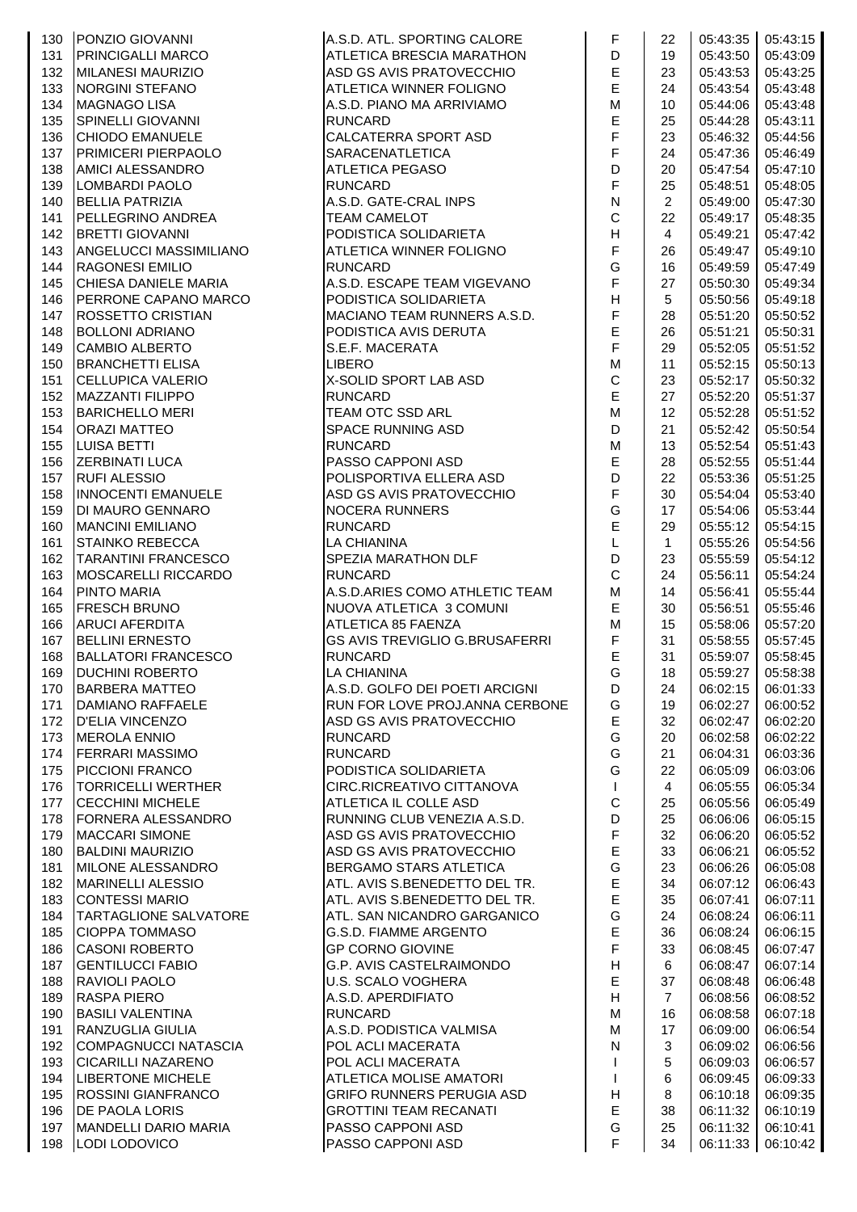| | | | | | | |
|---|---|---|---|---|---|---|
| 130 | PONZIO GIOVANNI | A.S.D. ATL. SPORTING CALORE | F | 22 | 05:43:35 | 05:43:15 |
| 131 | PRINCIGALLI MARCO | ATLETICA BRESCIA MARATHON | D | 19 | 05:43:50 | 05:43:09 |
| 132 | MILANESI MAURIZIO | ASD GS AVIS PRATOVECCHIO | E | 23 | 05:43:53 | 05:43:25 |
| 133 | NORGINI STEFANO | ATLETICA WINNER FOLIGNO | E | 24 | 05:43:54 | 05:43:48 |
| 134 | MAGNAGO LISA | A.S.D. PIANO MA ARRIVIAMO | M | 10 | 05:44:06 | 05:43:48 |
| 135 | SPINELLI GIOVANNI | RUNCARD | E | 25 | 05:44:28 | 05:43:11 |
| 136 | CHIODO EMANUELE | CALCATERRA SPORT ASD | F | 23 | 05:46:32 | 05:44:56 |
| 137 | PRIMICERI PIERPAOLO | SARACENATLETICA | F | 24 | 05:47:36 | 05:46:49 |
| 138 | AMICI ALESSANDRO | ATLETICA PEGASO | D | 20 | 05:47:54 | 05:47:10 |
| 139 | LOMBARDI PAOLO | RUNCARD | F | 25 | 05:48:51 | 05:48:05 |
| 140 | BELLIA PATRIZIA | A.S.D. GATE-CRAL INPS | N | 2 | 05:49:00 | 05:47:30 |
| 141 | PELLEGRINO ANDREA | TEAM CAMELOT | C | 22 | 05:49:17 | 05:48:35 |
| 142 | BRETTI GIOVANNI | PODISTICA SOLIDARIETA | H | 4 | 05:49:21 | 05:47:42 |
| 143 | ANGELUCCI MASSIMILIANO | ATLETICA WINNER FOLIGNO | F | 26 | 05:49:47 | 05:49:10 |
| 144 | RAGONESI EMILIO | RUNCARD | G | 16 | 05:49:59 | 05:47:49 |
| 145 | CHIESA DANIELE MARIA | A.S.D. ESCAPE TEAM VIGEVANO | F | 27 | 05:50:30 | 05:49:34 |
| 146 | PERRONE CAPANO MARCO | PODISTICA SOLIDARIETA | H | 5 | 05:50:56 | 05:49:18 |
| 147 | ROSSETTO CRISTIAN | MACIANO TEAM RUNNERS A.S.D. | F | 28 | 05:51:20 | 05:50:52 |
| 148 | BOLLONI ADRIANO | PODISTICA AVIS DERUTA | E | 26 | 05:51:21 | 05:50:31 |
| 149 | CAMBIO ALBERTO | S.E.F. MACERATA | F | 29 | 05:52:05 | 05:51:52 |
| 150 | BRANCHETTI ELISA | LIBERO | M | 11 | 05:52:15 | 05:50:13 |
| 151 | CELLUPICA VALERIO | X-SOLID SPORT LAB ASD | C | 23 | 05:52:17 | 05:50:32 |
| 152 | MAZZANTI FILIPPO | RUNCARD | E | 27 | 05:52:20 | 05:51:37 |
| 153 | BARICHELLO MERI | TEAM OTC SSD ARL | M | 12 | 05:52:28 | 05:51:52 |
| 154 | ORAZI MATTEO | SPACE RUNNING ASD | D | 21 | 05:52:42 | 05:50:54 |
| 155 | LUISA BETTI | RUNCARD | M | 13 | 05:52:54 | 05:51:43 |
| 156 | ZERBINATI LUCA | PASSO CAPPONI ASD | E | 28 | 05:52:55 | 05:51:44 |
| 157 | RUFI ALESSIO | POLISPORTIVA ELLERA ASD | D | 22 | 05:53:36 | 05:51:25 |
| 158 | INNOCENTI EMANUELE | ASD GS AVIS PRATOVECCHIO | F | 30 | 05:54:04 | 05:53:40 |
| 159 | DI MAURO GENNARO | NOCERA RUNNERS | G | 17 | 05:54:06 | 05:53:44 |
| 160 | MANCINI EMILIANO | RUNCARD | E | 29 | 05:55:12 | 05:54:15 |
| 161 | STAINKO REBECCA | LA CHIANINA | L | 1 | 05:55:26 | 05:54:56 |
| 162 | TARANTINI FRANCESCO | SPEZIA MARATHON DLF | D | 23 | 05:55:59 | 05:54:12 |
| 163 | MOSCARELLI RICCARDO | RUNCARD | C | 24 | 05:56:11 | 05:54:24 |
| 164 | PINTO MARIA | A.S.D.ARIES COMO ATHLETIC TEAM | M | 14 | 05:56:41 | 05:55:44 |
| 165 | FRESCH BRUNO | NUOVA ATLETICA 3 COMUNI | E | 30 | 05:56:51 | 05:55:46 |
| 166 | ARUCI AFERDITA | ATLETICA 85 FAENZA | M | 15 | 05:58:06 | 05:57:20 |
| 167 | BELLINI ERNESTO | GS AVIS TREVIGLIO G.BRUSAFERRI | F | 31 | 05:58:55 | 05:57:45 |
| 168 | BALLATORI FRANCESCO | RUNCARD | E | 31 | 05:59:07 | 05:58:45 |
| 169 | DUCHINI ROBERTO | LA CHIANINA | G | 18 | 05:59:27 | 05:58:38 |
| 170 | BARBERA MATTEO | A.S.D. GOLFO DEI POETI ARCIGNI | D | 24 | 06:02:15 | 06:01:33 |
| 171 | DAMIANO RAFFAELE | RUN FOR LOVE PROJ.ANNA CERBONE | G | 19 | 06:02:27 | 06:00:52 |
| 172 | D'ELIA VINCENZO | ASD GS AVIS PRATOVECCHIO | E | 32 | 06:02:47 | 06:02:20 |
| 173 | MEROLA ENNIO | RUNCARD | G | 20 | 06:02:58 | 06:02:22 |
| 174 | FERRARI MASSIMO | RUNCARD | G | 21 | 06:04:31 | 06:03:36 |
| 175 | PICCIONI FRANCO | PODISTICA SOLIDARIETA | G | 22 | 06:05:09 | 06:03:06 |
| 176 | TORRICELLI WERTHER | CIRC.RICREATIVO CITTANOVA | I | 4 | 06:05:55 | 06:05:34 |
| 177 | CECCHINI MICHELE | ATLETICA IL COLLE ASD | C | 25 | 06:05:56 | 06:05:49 |
| 178 | FORNERA ALESSANDRO | RUNNING CLUB VENEZIA A.S.D. | D | 25 | 06:06:06 | 06:05:15 |
| 179 | MACCARI SIMONE | ASD GS AVIS PRATOVECCHIO | F | 32 | 06:06:20 | 06:05:52 |
| 180 | BALDINI MAURIZIO | ASD GS AVIS PRATOVECCHIO | E | 33 | 06:06:21 | 06:05:52 |
| 181 | MILONE ALESSANDRO | BERGAMO STARS ATLETICA | G | 23 | 06:06:26 | 06:05:08 |
| 182 | MARINELLI ALESSIO | ATL. AVIS S.BENEDETTO DEL TR. | E | 34 | 06:07:12 | 06:06:43 |
| 183 | CONTESSI MARIO | ATL. AVIS S.BENEDETTO DEL TR. | E | 35 | 06:07:41 | 06:07:11 |
| 184 | TARTAGLIONE SALVATORE | ATL. SAN NICANDRO GARGANICO | G | 24 | 06:08:24 | 06:06:11 |
| 185 | CIOPPA TOMMASO | G.S.D. FIAMME ARGENTO | E | 36 | 06:08:24 | 06:06:15 |
| 186 | CASONI ROBERTO | GP CORNO GIOVINE | F | 33 | 06:08:45 | 06:07:47 |
| 187 | GENTILUCCI FABIO | G.P. AVIS CASTELRAIMONDO | H | 6 | 06:08:47 | 06:07:14 |
| 188 | RAVIOLI PAOLO | U.S. SCALO VOGHERA | E | 37 | 06:08:48 | 06:06:48 |
| 189 | RASPA PIERO | A.S.D. APERDIFIATO | H | 7 | 06:08:56 | 06:08:52 |
| 190 | BASILI VALENTINA | RUNCARD | M | 16 | 06:08:58 | 06:07:18 |
| 191 | RANZUGLIA GIULIA | A.S.D. PODISTICA VALMISA | M | 17 | 06:09:00 | 06:06:54 |
| 192 | COMPAGNUCCI NATASCIA | POL ACLI MACERATA | N | 3 | 06:09:02 | 06:06:56 |
| 193 | CICARILLI NAZARENO | POL ACLI MACERATA | I | 5 | 06:09:03 | 06:06:57 |
| 194 | LIBERTONE MICHELE | ATLETICA MOLISE AMATORI | I | 6 | 06:09:45 | 06:09:33 |
| 195 | ROSSINI GIANFRANCO | GRIFO RUNNERS PERUGIA ASD | H | 8 | 06:10:18 | 06:09:35 |
| 196 | DE PAOLA LORIS | GROTTINI TEAM RECANATI | E | 38 | 06:11:32 | 06:10:19 |
| 197 | MANDELLI DARIO MARIA | PASSO CAPPONI ASD | G | 25 | 06:11:32 | 06:10:41 |
| 198 | LODI LODOVICO | PASSO CAPPONI ASD | F | 34 | 06:11:33 | 06:10:42 |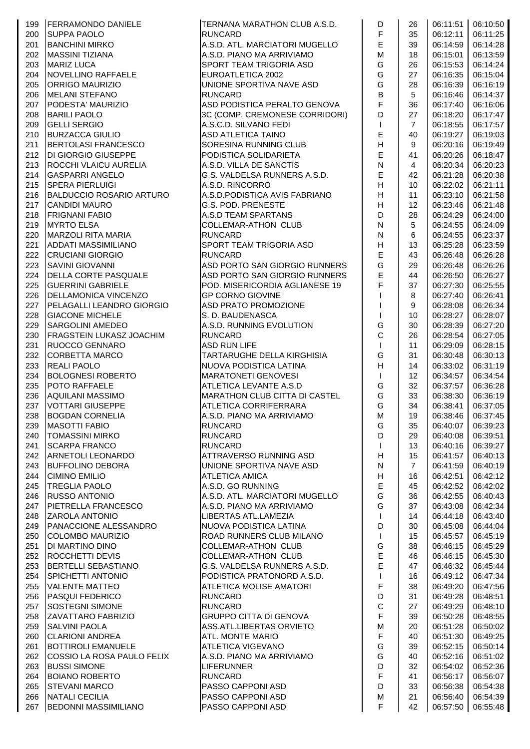| | | | | | | |
|---|---|---|---|---|---|---|
| 199 | FERRAMONDO DANIELE | TERNANA MARATHON CLUB A.S.D. | D | 26 | 06:11:51 | 06:10:50 |
| 200 | SUPPA PAOLO | RUNCARD | F | 35 | 06:12:11 | 06:11:25 |
| 201 | BANCHINI MIRKO | A.S.D. ATL. MARCIATORI MUGELLO | E | 39 | 06:14:59 | 06:14:28 |
| 202 | MASSINI TIZIANA | A.S.D. PIANO MA ARRIVIAMO | M | 18 | 06:15:01 | 06:13:59 |
| 203 | MARIZ LUCA | SPORT TEAM TRIGORIA ASD | G | 26 | 06:15:53 | 06:14:24 |
| 204 | NOVELLINO RAFFAELE | EUROATLETICA 2002 | G | 27 | 06:16:35 | 06:15:04 |
| 205 | ORRIGO MAURIZIO | UNIONE SPORTIVA NAVE ASD | G | 28 | 06:16:39 | 06:16:19 |
| 206 | MELANI STEFANO | RUNCARD | B | 5 | 06:16:46 | 06:14:37 |
| 207 | PODESTA' MAURIZIO | ASD PODISTICA PERALTO GENOVA | F | 36 | 06:17:40 | 06:16:06 |
| 208 | BARILI PAOLO | 3C (COMP. CREMONESE CORRIDORI) | D | 27 | 06:18:20 | 06:17:47 |
| 209 | GELLI SERGIO | A.S.C.D. SILVANO FEDI | I | 7 | 06:18:55 | 06:17:57 |
| 210 | BURZACCA GIULIO | ASD ATLETICA TAINO | E | 40 | 06:19:27 | 06:19:03 |
| 211 | BERTOLASI FRANCESCO | SORESINA RUNNING CLUB | H | 9 | 06:20:16 | 06:19:49 |
| 212 | DI GIORGIO GIUSEPPE | PODISTICA SOLIDARIETA | E | 41 | 06:20:26 | 06:18:47 |
| 213 | ROCCHI VLAICU AURELIA | A.S.D. VILLA DE SANCTIS | N | 4 | 06:20:34 | 06:20:23 |
| 214 | GASPARRI ANGELO | G.S. VALDELSA RUNNERS A.S.D. | E | 42 | 06:21:28 | 06:20:38 |
| 215 | SPERA PIERLUIGI | A.S.D. RINCORRO | H | 10 | 06:22:02 | 06:21:11 |
| 216 | BALDUCCIO ROSARIO ARTURO | A.S.D.PODISTICA AVIS FABRIANO | H | 11 | 06:23:10 | 06:21:58 |
| 217 | CANDIDI MAURO | G.S. POD. PRENESTE | H | 12 | 06:23:46 | 06:21:48 |
| 218 | FRIGNANI FABIO | A.S.D TEAM SPARTANS | D | 28 | 06:24:29 | 06:24:00 |
| 219 | MYRTO ELSA | COLLEMAR-ATHON CLUB | N | 5 | 06:24:55 | 06:24:09 |
| 220 | MARZOLI RITA MARIA | RUNCARD | N | 6 | 06:24:55 | 06:23:37 |
| 221 | ADDATI MASSIMILIANO | SPORT TEAM TRIGORIA ASD | H | 13 | 06:25:28 | 06:23:59 |
| 222 | CRUCIANI GIORGIO | RUNCARD | E | 43 | 06:26:48 | 06:26:28 |
| 223 | SAVINI GIOVANNI | ASD PORTO SAN GIORGIO RUNNERS | G | 29 | 06:26:48 | 06:26:26 |
| 224 | DELLA CORTE PASQUALE | ASD PORTO SAN GIORGIO RUNNERS | E | 44 | 06:26:50 | 06:26:27 |
| 225 | GUERRINI GABRIELE | POD. MISERICORDIA AGLIANESE 19 | F | 37 | 06:27:30 | 06:25:55 |
| 226 | DELLAMONICA VINCENZO | GP CORNO GIOVINE | I | 8 | 06:27:40 | 06:26:41 |
| 227 | PELAGALLI LEANDRO GIORGIO | ASD PRATO PROMOZIONE | I | 9 | 06:28:08 | 06:26:34 |
| 228 | GIACONE MICHELE | S. D. BAUDENASCA | I | 10 | 06:28:27 | 06:28:07 |
| 229 | SARGOLINI AMEDEO | A.S.D. RUNNING EVOLUTION | G | 30 | 06:28:39 | 06:27:20 |
| 230 | FRAGSTEIN LUKASZ JOACHIM | RUNCARD | C | 26 | 06:28:54 | 06:27:05 |
| 231 | RUOCCO GENNARO | ASD RUN LIFE | I | 11 | 06:29:09 | 06:28:15 |
| 232 | CORBETTA MARCO | TARTARUGHE DELLA KIRGHISIA | G | 31 | 06:30:48 | 06:30:13 |
| 233 | REALI PAOLO | NUOVA PODISTICA LATINA | H | 14 | 06:33:02 | 06:31:19 |
| 234 | BOLOGNESI ROBERTO | MARATONETI GENOVESI | I | 12 | 06:34:57 | 06:34:54 |
| 235 | POTO RAFFAELE | ATLETICA LEVANTE A.S.D | G | 32 | 06:37:57 | 06:36:28 |
| 236 | AQUILANI MASSIMO | MARATHON CLUB CITTA DI CASTEL | G | 33 | 06:38:30 | 06:36:19 |
| 237 | VOTTARI GIUSEPPE | ATLETICA CORRIFERRARA | G | 34 | 06:38:41 | 06:37:05 |
| 238 | BOGDAN CORNELIA | A.S.D. PIANO MA ARRIVIAMO | M | 19 | 06:38:46 | 06:37:45 |
| 239 | MASOTTI FABIO | RUNCARD | G | 35 | 06:40:07 | 06:39:23 |
| 240 | TOMASSINI MIRKO | RUNCARD | D | 29 | 06:40:08 | 06:39:51 |
| 241 | SCARPA FRANCO | RUNCARD | I | 13 | 06:40:16 | 06:39:27 |
| 242 | ARNETOLI LEONARDO | ATTRAVERSO RUNNING ASD | H | 15 | 06:41:57 | 06:40:13 |
| 243 | BUFFOLINO DEBORA | UNIONE SPORTIVA NAVE ASD | N | 7 | 06:41:59 | 06:40:19 |
| 244 | CIMINO EMILIO | ATLETICA AMICA | H | 16 | 06:42:51 | 06:42:12 |
| 245 | TREGLIA PAOLO | A.S.D. GO RUNNING | E | 45 | 06:42:52 | 06:42:02 |
| 246 | RUSSO ANTONIO | A.S.D. ATL. MARCIATORI MUGELLO | G | 36 | 06:42:55 | 06:40:43 |
| 247 | PIETRELLA FRANCESCO | A.S.D. PIANO MA ARRIVIAMO | G | 37 | 06:43:08 | 06:42:34 |
| 248 | ZAROLA ANTONIO | LIBERTAS ATL.LAMEZIA | I | 14 | 06:44:18 | 06:43:40 |
| 249 | PANACCIONE ALESSANDRO | NUOVA PODISTICA LATINA | D | 30 | 06:45:08 | 06:44:04 |
| 250 | COLOMBO MAURIZIO | ROAD RUNNERS CLUB MILANO | I | 15 | 06:45:57 | 06:45:19 |
| 251 | DI MARTINO DINO | COLLEMAR-ATHON CLUB | G | 38 | 06:46:15 | 06:45:29 |
| 252 | ROCCHETTI DEVIS | COLLEMAR-ATHON CLUB | E | 46 | 06:46:15 | 06:45:30 |
| 253 | BERTELLI SEBASTIANO | G.S. VALDELSA RUNNERS A.S.D. | E | 47 | 06:46:32 | 06:45:44 |
| 254 | SPICHETTI ANTONIO | PODISTICA PRATONORD A.S.D. | I | 16 | 06:49:12 | 06:47:34 |
| 255 | VALENTE MATTEO | ATLETICA MOLISE AMATORI | F | 38 | 06:49:20 | 06:47:56 |
| 256 | PASQUI FEDERICO | RUNCARD | D | 31 | 06:49:28 | 06:48:51 |
| 257 | SOSTEGNI SIMONE | RUNCARD | C | 27 | 06:49:29 | 06:48:10 |
| 258 | ZAVATTARO FABRIZIO | GRUPPO CITTA DI GENOVA | F | 39 | 06:50:28 | 06:48:55 |
| 259 | SALVINI PAOLA | ASS.ATL.LIBERTAS ORVIETO | M | 20 | 06:51:28 | 06:50:02 |
| 260 | CLARIONI ANDREA | ATL. MONTE MARIO | F | 40 | 06:51:30 | 06:49:25 |
| 261 | BOTTIROLI EMANUELE | ATLETICA VIGEVANO | G | 39 | 06:52:15 | 06:50:14 |
| 262 | COSSIO LA ROSA PAULO FELIX | A.S.D. PIANO MA ARRIVIAMO | G | 40 | 06:52:16 | 06:51:02 |
| 263 | BUSSI SIMONE | LIFERUNNER | D | 32 | 06:54:02 | 06:52:36 |
| 264 | BOIANO ROBERTO | RUNCARD | F | 41 | 06:56:17 | 06:56:07 |
| 265 | STEVANI MARCO | PASSO CAPPONI ASD | D | 33 | 06:56:38 | 06:54:38 |
| 266 | NATALI CECILIA | PASSO CAPPONI ASD | M | 21 | 06:56:40 | 06:54:39 |
| 267 | BEDONNI MASSIMILIANO | PASSO CAPPONI ASD | F | 42 | 06:57:50 | 06:55:48 |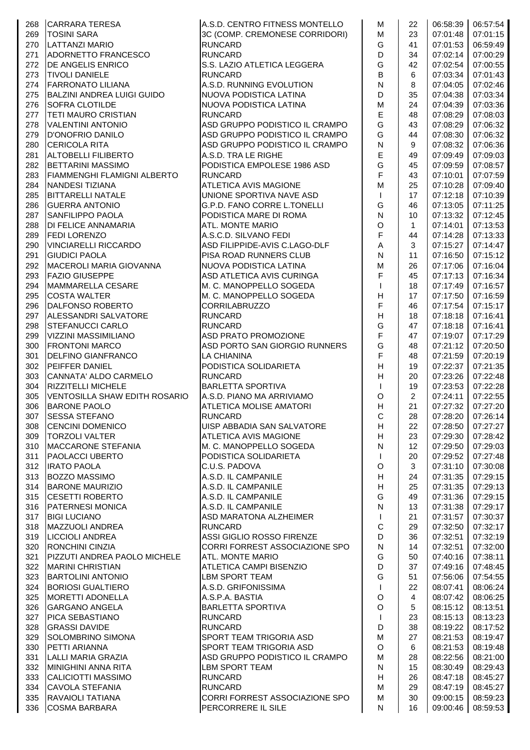| | | | | | | |
|---|---|---|---|---|---|---|
| 268 | CARRARA TERESA | A.S.D. CENTRO FITNESS MONTELLO | M | 22 | 06:58:39 | 06:57:54 |
| 269 | TOSINI SARA | 3C (COMP. CREMONESE CORRIDORI) | M | 23 | 07:01:48 | 07:01:15 |
| 270 | LATTANZI MARIO | RUNCARD | G | 41 | 07:01:53 | 06:59:49 |
| 271 | ADORNETTO FRANCESCO | RUNCARD | D | 34 | 07:02:14 | 07:00:29 |
| 272 | DE ANGELIS ENRICO | S.S. LAZIO ATLETICA LEGGERA | G | 42 | 07:02:54 | 07:00:55 |
| 273 | TIVOLI DANIELE | RUNCARD | B | 6 | 07:03:34 | 07:01:43 |
| 274 | FARRONATO LILIANA | A.S.D. RUNNING EVOLUTION | N | 8 | 07:04:05 | 07:02:46 |
| 275 | BALZINI ANDREA LUIGI GUIDO | NUOVA PODISTICA LATINA | D | 35 | 07:04:38 | 07:03:34 |
| 276 | SOFRA CLOTILDE | NUOVA PODISTICA LATINA | M | 24 | 07:04:39 | 07:03:36 |
| 277 | TETI MAURO CRISTIAN | RUNCARD | E | 48 | 07:08:29 | 07:08:03 |
| 278 | VALENTINI ANTONIO | ASD GRUPPO PODISTICO IL CRAMPO | G | 43 | 07:08:29 | 07:06:32 |
| 279 | D'ONOFRIO DANILO | ASD GRUPPO PODISTICO IL CRAMPO | G | 44 | 07:08:30 | 07:06:32 |
| 280 | CERICOLA RITA | ASD GRUPPO PODISTICO IL CRAMPO | N | 9 | 07:08:32 | 07:06:36 |
| 281 | ALTOBELLI FILIBERTO | A.S.D. TRA LE RIGHE | E | 49 | 07:09:49 | 07:09:03 |
| 282 | BETTARINI MASSIMO | PODISTICA EMPOLESE 1986 ASD | G | 45 | 07:09:59 | 07:08:57 |
| 283 | FIAMMENGHI FLAMIGNI ALBERTO | RUNCARD | F | 43 | 07:10:01 | 07:07:59 |
| 284 | NANDESI TIZIANA | ATLETICA AVIS MAGIONE | M | 25 | 07:10:28 | 07:09:40 |
| 285 | BITTARELLI NATALE | UNIONE SPORTIVA NAVE ASD | I | 17 | 07:12:18 | 07:10:39 |
| 286 | GUERRA ANTONIO | G.P.D. FANO CORRE L.TONELLI | G | 46 | 07:13:05 | 07:11:25 |
| 287 | SANFILIPPO PAOLA | PODISTICA MARE DI ROMA | N | 10 | 07:13:32 | 07:12:45 |
| 288 | DI FELICE ANNAMARIA | ATL. MONTE MARIO | O | 1 | 07:14:01 | 07:13:53 |
| 289 | FEDI LORENZO | A.S.C.D. SILVANO FEDI | F | 44 | 07:14:28 | 07:13:33 |
| 290 | VINCIARELLI RICCARDO | ASD FILIPPIDE-AVIS C.LAGO-DLF | A | 3 | 07:15:27 | 07:14:47 |
| 291 | GIUDICI PAOLA | PISA ROAD RUNNERS CLUB | N | 11 | 07:16:50 | 07:15:12 |
| 292 | MACEROLI MARIA GIOVANNA | NUOVA PODISTICA LATINA | M | 26 | 07:17:06 | 07:16:04 |
| 293 | FAZIO GIUSEPPE | ASD ATLETICA AVIS CURINGA | F | 45 | 07:17:13 | 07:16:34 |
| 294 | MAMMARELLA CESARE | M. C. MANOPPELLO SOGEDA | I | 18 | 07:17:49 | 07:16:57 |
| 295 | COSTA WALTER | M. C. MANOPPELLO SOGEDA | H | 17 | 07:17:50 | 07:16:59 |
| 296 | DALFONSO ROBERTO | CORRILABRUZZO | F | 46 | 07:17:54 | 07:15:17 |
| 297 | ALESSANDRI SALVATORE | RUNCARD | H | 18 | 07:18:18 | 07:16:41 |
| 298 | STEFANUCCI CARLO | RUNCARD | G | 47 | 07:18:18 | 07:16:41 |
| 299 | VIZZINI MASSIMILIANO | ASD PRATO PROMOZIONE | F | 47 | 07:19:07 | 07:17:29 |
| 300 | FRONTONI MARCO | ASD PORTO SAN GIORGIO RUNNERS | G | 48 | 07:21:12 | 07:20:50 |
| 301 | DELFINO GIANFRANCO | LA CHIANINA | F | 48 | 07:21:59 | 07:20:19 |
| 302 | PEIFFER DANIEL | PODISTICA SOLIDARIETA | H | 19 | 07:22:37 | 07:21:35 |
| 303 | CANNATA' ALDO CARMELO | RUNCARD | H | 20 | 07:23:26 | 07:22:48 |
| 304 | RIZZITELLI MICHELE | BARLETTA SPORTIVA | I | 19 | 07:23:53 | 07:22:28 |
| 305 | VENTOSILLA SHAW EDITH ROSARIO | A.S.D. PIANO MA ARRIVIAMO | O | 2 | 07:24:11 | 07:22:55 |
| 306 | BARONE PAOLO | ATLETICA MOLISE AMATORI | H | 21 | 07:27:32 | 07:27:20 |
| 307 | SESSA STEFANO | RUNCARD | C | 28 | 07:28:20 | 07:26:14 |
| 308 | CENCINI DOMENICO | UISP ABBADIA SAN SALVATORE | H | 22 | 07:28:50 | 07:27:27 |
| 309 | TORZOLI VALTER | ATLETICA AVIS MAGIONE | H | 23 | 07:29:30 | 07:28:42 |
| 310 | MACCARONE STEFANIA | M. C. MANOPPELLO SOGEDA | N | 12 | 07:29:50 | 07:29:03 |
| 311 | PAOLACCI UBERTO | PODISTICA SOLIDARIETA | I | 20 | 07:29:52 | 07:27:48 |
| 312 | IRATO PAOLA | C.U.S. PADOVA | O | 3 | 07:31:10 | 07:30:08 |
| 313 | BOZZO MASSIMO | A.S.D. IL CAMPANILE | H | 24 | 07:31:35 | 07:29:15 |
| 314 | BARONE MAURIZIO | A.S.D. IL CAMPANILE | H | 25 | 07:31:35 | 07:29:13 |
| 315 | CESETTI ROBERTO | A.S.D. IL CAMPANILE | G | 49 | 07:31:36 | 07:29:15 |
| 316 | PATERNESI MONICA | A.S.D. IL CAMPANILE | N | 13 | 07:31:38 | 07:29:17 |
| 317 | BIGI LUCIANO | ASD MARATONA ALZHEIMER | I | 21 | 07:31:57 | 07:30:37 |
| 318 | MAZZUOLI ANDREA | RUNCARD | C | 29 | 07:32:50 | 07:32:17 |
| 319 | LICCIOLI ANDREA | ASSI GIGLIO ROSSO FIRENZE | D | 36 | 07:32:51 | 07:32:19 |
| 320 | RONCHINI CINZIA | CORRI FORREST ASSOCIAZIONE SPO | N | 14 | 07:32:51 | 07:32:00 |
| 321 | PIZZUTI ANDREA PAOLO MICHELE | ATL. MONTE MARIO | G | 50 | 07:40:16 | 07:38:11 |
| 322 | MARINI CHRISTIAN | ATLETICA CAMPI BISENZIO | D | 37 | 07:49:16 | 07:48:45 |
| 323 | BARTOLINI ANTONIO | LBM SPORT TEAM | G | 51 | 07:56:06 | 07:54:55 |
| 324 | BORIOSI GUALTIERO | A.S.D. GRIFONISSIMA | I | 22 | 08:07:41 | 08:06:24 |
| 325 | MORETTI ADONELLA | A.S.P.A. BASTIA | O | 4 | 08:07:42 | 08:06:25 |
| 326 | GARGANO ANGELA | BARLETTA SPORTIVA | O | 5 | 08:15:12 | 08:13:51 |
| 327 | PICA SEBASTIANO | RUNCARD | I | 23 | 08:15:13 | 08:13:23 |
| 328 | GRASSI DAVIDE | RUNCARD | D | 38 | 08:19:22 | 08:17:52 |
| 329 | SOLOMBRINO SIMONA | SPORT TEAM TRIGORIA ASD | M | 27 | 08:21:53 | 08:19:47 |
| 330 | PETTI ARIANNA | SPORT TEAM TRIGORIA ASD | O | 6 | 08:21:53 | 08:19:48 |
| 331 | LALLI MARIA GRAZIA | ASD GRUPPO PODISTICO IL CRAMPO | M | 28 | 08:22:56 | 08:21:00 |
| 332 | MINIGHINI ANNA RITA | LBM SPORT TEAM | N | 15 | 08:30:49 | 08:29:43 |
| 333 | CALICIOTTI MASSIMO | RUNCARD | H | 26 | 08:47:18 | 08:45:27 |
| 334 | CAVOLA STEFANIA | RUNCARD | M | 29 | 08:47:19 | 08:45:27 |
| 335 | RAVAIOLI TATIANA | CORRI FORREST ASSOCIAZIONE SPO | M | 30 | 09:00:15 | 08:59:23 |
| 336 | COSMA BARBARA | PERCORRERE IL SILE | N | 16 | 09:00:46 | 08:59:53 |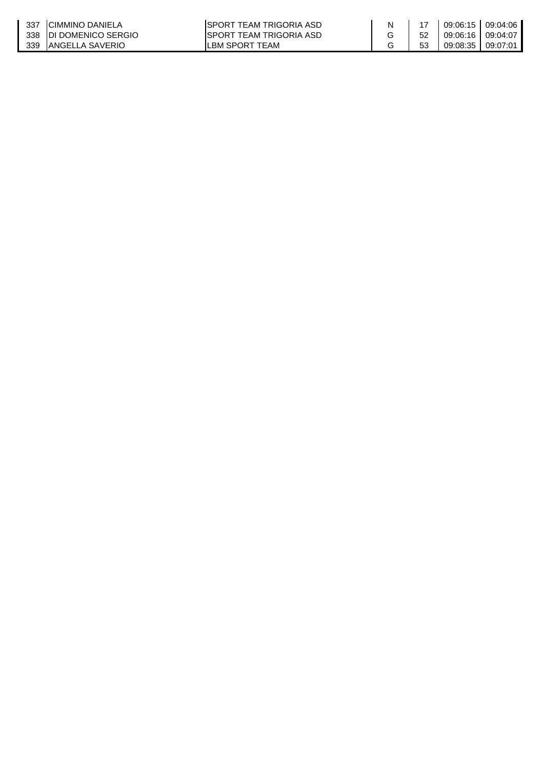| | | | | | | |
|---|---|---|---|---|---|---|
| 337 | CIMMINO DANIELA | SPORT TEAM TRIGORIA ASD | N | 17 | 09:06:15 | 09:04:06 |
| 338 | DI DOMENICO SERGIO | SPORT TEAM TRIGORIA ASD | G | 52 | 09:06:16 | 09:04:07 |
| 339 | ANGELLA SAVERIO | LBM SPORT TEAM | G | 53 | 09:08:35 | 09:07:01 |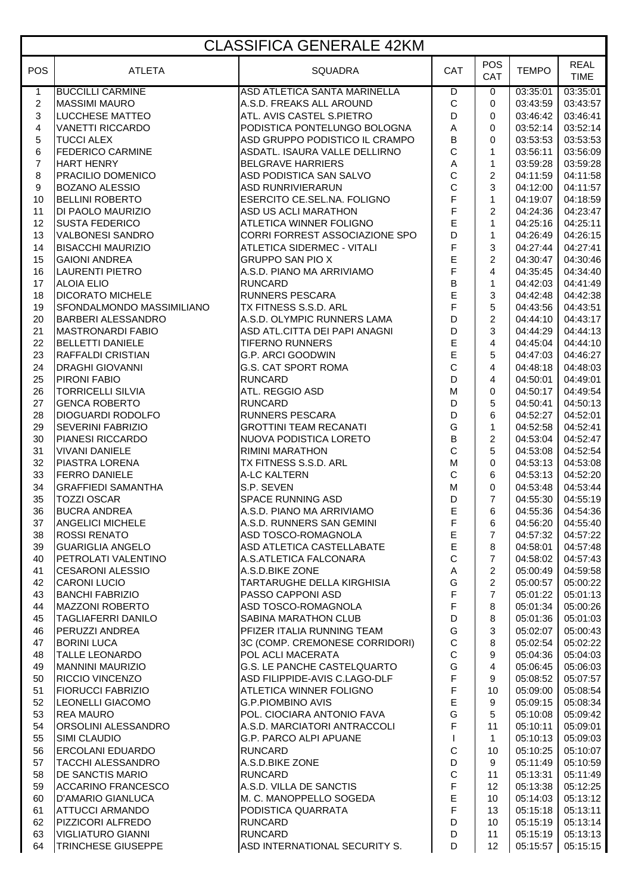# CLASSIFICA GENERALE 42KM

| POS | ATLETA | SQUADRA | CAT | POS CAT | TEMPO | REAL TIME |
|---|---|---|---|---|---|---|
| 1 | BUCCILLI CARMINE | ASD ATLETICA SANTA MARINELLA | D | 0 | 03:35:01 | 03:35:01 |
| 2 | MASSIMI MAURO | A.S.D. FREAKS ALL AROUND | C | 0 | 03:43:59 | 03:43:57 |
| 3 | LUCCHESE MATTEO | ATL. AVIS CASTEL S.PIETRO | D | 0 | 03:46:42 | 03:46:41 |
| 4 | VANETTI RICCARDO | PODISTICA PONTELUNGO BOLOGNA | A | 0 | 03:52:14 | 03:52:14 |
| 5 | TUCCI ALEX | ASD GRUPPO PODISTICO IL CRAMPO | B | 0 | 03:53:53 | 03:53:53 |
| 6 | FEDERICO CARMINE | ASDATL. ISAURA VALLE DELLIRNO | C | 1 | 03:56:11 | 03:56:09 |
| 7 | HART HENRY | BELGRAVE HARRIERS | A | 1 | 03:59:28 | 03:59:28 |
| 8 | PRACILIO DOMENICO | ASD PODISTICA SAN SALVO | C | 2 | 04:11:59 | 04:11:58 |
| 9 | BOZANO ALESSIO | ASD RUNRIVIERARUN | C | 3 | 04:12:00 | 04:11:57 |
| 10 | BELLINI ROBERTO | ESERCITO CE.SEL.NA. FOLIGNO | F | 1 | 04:19:07 | 04:18:59 |
| 11 | DI PAOLO MAURIZIO | ASD US ACLI MARATHON | F | 2 | 04:24:36 | 04:23:47 |
| 12 | SUSTA FEDERICO | ATLETICA WINNER FOLIGNO | E | 1 | 04:25:16 | 04:25:11 |
| 13 | VALBONESI SANDRO | CORRI FORREST ASSOCIAZIONE SPO | D | 1 | 04:26:49 | 04:26:15 |
| 14 | BISACCHI MAURIZIO | ATLETICA SIDERMEC - VITALI | F | 3 | 04:27:44 | 04:27:41 |
| 15 | GAIONI ANDREA | GRUPPO SAN PIO X | E | 2 | 04:30:47 | 04:30:46 |
| 16 | LAURENTI PIETRO | A.S.D. PIANO MA ARRIVIAMO | F | 4 | 04:35:45 | 04:34:40 |
| 17 | ALOIA ELIO | RUNCARD | B | 1 | 04:42:03 | 04:41:49 |
| 18 | DICORATO MICHELE | RUNNERS PESCARA | E | 3 | 04:42:48 | 04:42:38 |
| 19 | SFONDALMONDO MASSIMILIANO | TX FITNESS S.S.D. ARL | F | 5 | 04:43:56 | 04:43:51 |
| 20 | BARBERI ALESSANDRO | A.S.D. OLYMPIC RUNNERS LAMA | D | 2 | 04:44:10 | 04:43:17 |
| 21 | MASTRONARDI FABIO | ASD ATL.CITTA DEI PAPI ANAGNI | D | 3 | 04:44:29 | 04:44:13 |
| 22 | BELLETTI DANIELE | TIFERNO RUNNERS | E | 4 | 04:45:04 | 04:44:10 |
| 23 | RAFFALDI CRISTIAN | G.P. ARCI GOODWIN | E | 5 | 04:47:03 | 04:46:27 |
| 24 | DRAGHI GIOVANNI | G.S. CAT SPORT ROMA | C | 4 | 04:48:18 | 04:48:03 |
| 25 | PIRONI FABIO | RUNCARD | D | 4 | 04:50:01 | 04:49:01 |
| 26 | TORRICELLI SILVIA | ATL. REGGIO ASD | M | 0 | 04:50:17 | 04:49:54 |
| 27 | GENCA ROBERTO | RUNCARD | D | 5 | 04:50:41 | 04:50:13 |
| 28 | DIOGUARDI RODOLFO | RUNNERS PESCARA | D | 6 | 04:52:27 | 04:52:01 |
| 29 | SEVERINI FABRIZIO | GROTTINI TEAM RECANATI | G | 1 | 04:52:58 | 04:52:41 |
| 30 | PIANESI RICCARDO | NUOVA PODISTICA LORETO | B | 2 | 04:53:04 | 04:52:47 |
| 31 | VIVANI DANIELE | RIMINI MARATHON | C | 5 | 04:53:08 | 04:52:54 |
| 32 | PIASTRA LORENA | TX FITNESS S.S.D. ARL | M | 0 | 04:53:13 | 04:53:08 |
| 33 | FERRO DANIELE | A-LC KALTERN | C | 6 | 04:53:13 | 04:52:20 |
| 34 | GRAFFIEDI SAMANTHA | S.P. SEVEN | M | 0 | 04:53:48 | 04:53:44 |
| 35 | TOZZI OSCAR | SPACE RUNNING ASD | D | 7 | 04:55:30 | 04:55:19 |
| 36 | BUCRA ANDREA | A.S.D. PIANO MA ARRIVIAMO | E | 6 | 04:55:36 | 04:54:36 |
| 37 | ANGELICI MICHELE | A.S.D. RUNNERS SAN GEMINI | F | 6 | 04:56:20 | 04:55:40 |
| 38 | ROSSI RENATO | ASD TOSCO-ROMAGNOLA | E | 7 | 04:57:32 | 04:57:22 |
| 39 | GUARIGLIA ANGELO | ASD ATLETICA CASTELLABATE | E | 8 | 04:58:01 | 04:57:48 |
| 40 | PETROLATI VALENTINO | A.S.ATLETICA FALCONARA | C | 7 | 04:58:02 | 04:57:43 |
| 41 | CESARONI ALESSIO | A.S.D.BIKE ZONE | A | 2 | 05:00:49 | 04:59:58 |
| 42 | CARONI LUCIO | TARTARUGHE DELLA KIRGHISIA | G | 2 | 05:00:57 | 05:00:22 |
| 43 | BANCHI FABRIZIO | PASSO CAPPONI ASD | F | 7 | 05:01:22 | 05:01:13 |
| 44 | MAZZONI ROBERTO | ASD TOSCO-ROMAGNOLA | F | 8 | 05:01:34 | 05:00:26 |
| 45 | TAGLIAFERRI DANILO | SABINA MARATHON CLUB | D | 8 | 05:01:36 | 05:01:03 |
| 46 | PERUZZI ANDREA | PFIZER ITALIA RUNNING TEAM | G | 3 | 05:02:07 | 05:00:43 |
| 47 | BORINI LUCA | 3C (COMP. CREMONESE CORRIDORI) | C | 8 | 05:02:54 | 05:02:22 |
| 48 | TALLE LEONARDO | POL ACLI MACERATA | C | 9 | 05:04:36 | 05:04:03 |
| 49 | MANNINI MAURIZIO | G.S. LE PANCHE CASTELQUARTO | G | 4 | 05:06:45 | 05:06:03 |
| 50 | RICCIO VINCENZO | ASD FILIPPIDE-AVIS C.LAGO-DLF | F | 9 | 05:08:52 | 05:07:57 |
| 51 | FIORUCCI FABRIZIO | ATLETICA WINNER FOLIGNO | F | 10 | 05:09:00 | 05:08:54 |
| 52 | LEONELLI GIACOMO | G.P.PIOMBINO AVIS | E | 9 | 05:09:15 | 05:08:34 |
| 53 | REA MAURO | POL. CIOCIARA ANTONIO FAVA | G | 5 | 05:10:08 | 05:09:42 |
| 54 | ORSOLINI ALESSANDRO | A.S.D. MARCIATORI ANTRACCOLI | F | 11 | 05:10:11 | 05:09:01 |
| 55 | SIMI CLAUDIO | G.P. PARCO ALPI APUANE | I | 1 | 05:10:13 | 05:09:03 |
| 56 | ERCOLANI EDUARDO | RUNCARD | C | 10 | 05:10:25 | 05:10:07 |
| 57 | TACCHI ALESSANDRO | A.S.D.BIKE ZONE | D | 9 | 05:11:49 | 05:10:59 |
| 58 | DE SANCTIS MARIO | RUNCARD | C | 11 | 05:13:31 | 05:11:49 |
| 59 | ACCARINO FRANCESCO | A.S.D. VILLA DE SANCTIS | F | 12 | 05:13:38 | 05:12:25 |
| 60 | D'AMARIO GIANLUCA | M. C. MANOPPELLO SOGEDA | E | 10 | 05:14:03 | 05:13:12 |
| 61 | ATTUCCI ARMANDO | PODISTICA QUARRATA | F | 13 | 05:15:18 | 05:13:11 |
| 62 | PIZZICORI ALFREDO | RUNCARD | D | 10 | 05:15:19 | 05:13:14 |
| 63 | VIGLIATURO GIANNI | RUNCARD | D | 11 | 05:15:19 | 05:13:13 |
| 64 | TRINCHESE GIUSEPPE | ASD INTERNATIONAL SECURITY S. | D | 12 | 05:15:57 | 05:15:15 |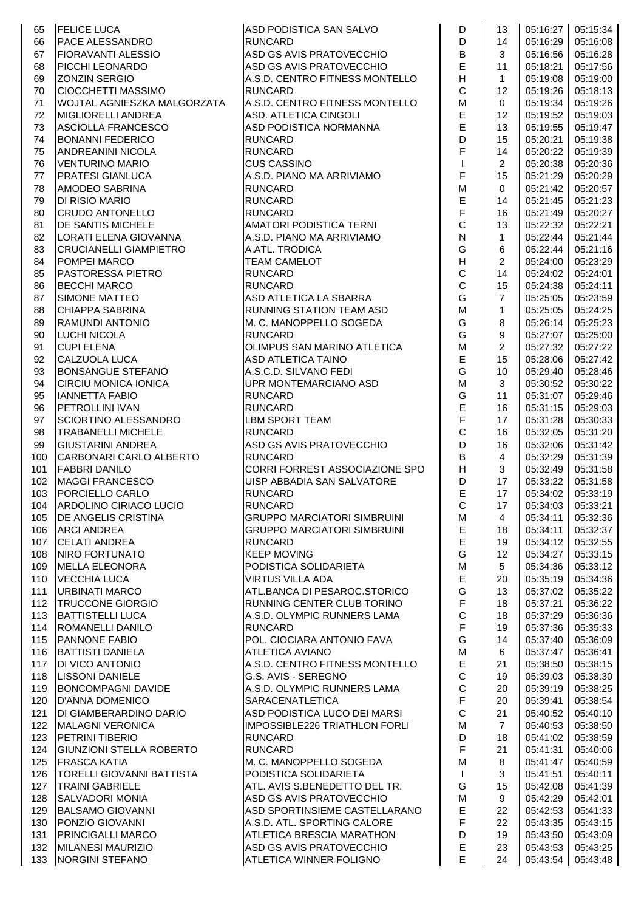| | | | | | | |
|---|---|---|---|---|---|---|
| 65 | FELICE LUCA | ASD PODISTICA SAN SALVO | D | 13 | 05:16:27 | 05:15:34 |
| 66 | PACE ALESSANDRO | RUNCARD | D | 14 | 05:16:29 | 05:16:08 |
| 67 | FIORAVANTI ALESSIO | ASD GS AVIS PRATOVECCHIO | B | 3 | 05:16:56 | 05:16:28 |
| 68 | PICCHI LEONARDO | ASD GS AVIS PRATOVECCHIO | E | 11 | 05:18:21 | 05:17:56 |
| 69 | ZONZIN SERGIO | A.S.D. CENTRO FITNESS MONTELLO | H | 1 | 05:19:08 | 05:19:00 |
| 70 | CIOCCHETTI MASSIMO | RUNCARD | C | 12 | 05:19:26 | 05:18:13 |
| 71 | WOJTAL AGNIESZKA MALGORZATA | A.S.D. CENTRO FITNESS MONTELLO | M | 0 | 05:19:34 | 05:19:26 |
| 72 | MIGLIORELLI ANDREA | ASD. ATLETICA CINGOLI | E | 12 | 05:19:52 | 05:19:03 |
| 73 | ASCIOLLA FRANCESCO | ASD PODISTICA NORMANNA | E | 13 | 05:19:55 | 05:19:47 |
| 74 | BONANNI FEDERICO | RUNCARD | D | 15 | 05:20:21 | 05:19:38 |
| 75 | ANDREANINI NICOLA | RUNCARD | F | 14 | 05:20:22 | 05:19:39 |
| 76 | VENTURINO MARIO | CUS CASSINO | I | 2 | 05:20:38 | 05:20:36 |
| 77 | PRATESI GIANLUCA | A.S.D. PIANO MA ARRIVIAMO | F | 15 | 05:21:29 | 05:20:29 |
| 78 | AMODEO SABRINA | RUNCARD | M | 0 | 05:21:42 | 05:20:57 |
| 79 | DI RISIO MARIO | RUNCARD | E | 14 | 05:21:45 | 05:21:23 |
| 80 | CRUDO ANTONELLO | RUNCARD | F | 16 | 05:21:49 | 05:20:27 |
| 81 | DE SANTIS MICHELE | AMATORI PODISTICA TERNI | C | 13 | 05:22:32 | 05:22:21 |
| 82 | LORATI ELENA GIOVANNA | A.S.D. PIANO MA ARRIVIAMO | N | 1 | 05:22:44 | 05:21:44 |
| 83 | CRUCIANELLI GIAMPIETRO | A.ATL. TRODICA | G | 6 | 05:22:44 | 05:21:16 |
| 84 | POMPEI MARCO | TEAM CAMELOT | H | 2 | 05:24:00 | 05:23:29 |
| 85 | PASTORESSA PIETRO | RUNCARD | C | 14 | 05:24:02 | 05:24:01 |
| 86 | BECCHI MARCO | RUNCARD | C | 15 | 05:24:38 | 05:24:11 |
| 87 | SIMONE MATTEO | ASD ATLETICA LA SBARRA | G | 7 | 05:25:05 | 05:23:59 |
| 88 | CHIAPPA SABRINA | RUNNING STATION TEAM ASD | M | 1 | 05:25:05 | 05:24:25 |
| 89 | RAMUNDI ANTONIO | M. C. MANOPPELLO SOGEDA | G | 8 | 05:26:14 | 05:25:23 |
| 90 | LUCHI NICOLA | RUNCARD | G | 9 | 05:27:07 | 05:25:00 |
| 91 | CUPI ELENA | OLIMPUS SAN MARINO ATLETICA | M | 2 | 05:27:32 | 05:27:22 |
| 92 | CALZUOLA LUCA | ASD ATLETICA TAINO | E | 15 | 05:28:06 | 05:27:42 |
| 93 | BONSANGUE STEFANO | A.S.C.D. SILVANO FEDI | G | 10 | 05:29:40 | 05:28:46 |
| 94 | CIRCIU MONICA IONICA | UPR MONTEMARCIANO ASD | M | 3 | 05:30:52 | 05:30:22 |
| 95 | IANNETTA FABIO | RUNCARD | G | 11 | 05:31:07 | 05:29:46 |
| 96 | PETROLLINI IVAN | RUNCARD | E | 16 | 05:31:15 | 05:29:03 |
| 97 | SCIORTINO ALESSANDRO | LBM SPORT TEAM | F | 17 | 05:31:28 | 05:30:33 |
| 98 | TRABANELLI MICHELE | RUNCARD | C | 16 | 05:32:05 | 05:31:20 |
| 99 | GIUSTARINI ANDREA | ASD GS AVIS PRATOVECCHIO | D | 16 | 05:32:06 | 05:31:42 |
| 100 | CARBONARI CARLO ALBERTO | RUNCARD | B | 4 | 05:32:29 | 05:31:39 |
| 101 | FABBRI DANILO | CORRI FORREST ASSOCIAZIONE SPO | H | 3 | 05:32:49 | 05:31:58 |
| 102 | MAGGI FRANCESCO | UISP ABBADIA SAN SALVATORE | D | 17 | 05:33:22 | 05:31:58 |
| 103 | PORCIELLO CARLO | RUNCARD | E | 17 | 05:34:02 | 05:33:19 |
| 104 | ARDOLINO CIRIACO LUCIO | RUNCARD | C | 17 | 05:34:03 | 05:33:21 |
| 105 | DE ANGELIS CRISTINA | GRUPPO MARCIATORI SIMBRUINI | M | 4 | 05:34:11 | 05:32:36 |
| 106 | ARCI ANDREA | GRUPPO MARCIATORI SIMBRUINI | E | 18 | 05:34:11 | 05:32:37 |
| 107 | CELATI ANDREA | RUNCARD | E | 19 | 05:34:12 | 05:32:55 |
| 108 | NIRO FORTUNATO | KEEP MOVING | G | 12 | 05:34:27 | 05:33:15 |
| 109 | MELLA ELEONORA | PODISTICA SOLIDARIETA | M | 5 | 05:34:36 | 05:33:12 |
| 110 | VECCHIA LUCA | VIRTUS VILLA ADA | E | 20 | 05:35:19 | 05:34:36 |
| 111 | URBINATI MARCO | ATL.BANCA DI PESAROC.STORICO | G | 13 | 05:37:02 | 05:35:22 |
| 112 | TRUCCONE GIORGIO | RUNNING CENTER CLUB TORINO | F | 18 | 05:37:21 | 05:36:22 |
| 113 | BATTISTELLI LUCA | A.S.D. OLYMPIC RUNNERS LAMA | C | 18 | 05:37:29 | 05:36:36 |
| 114 | ROMANELLI DANILO | RUNCARD | F | 19 | 05:37:36 | 05:35:33 |
| 115 | PANNONE FABIO | POL. CIOCIARA ANTONIO FAVA | G | 14 | 05:37:40 | 05:36:09 |
| 116 | BATTISTI DANIELA | ATLETICA AVIANO | M | 6 | 05:37:47 | 05:36:41 |
| 117 | DI VICO ANTONIO | A.S.D. CENTRO FITNESS MONTELLO | E | 21 | 05:38:50 | 05:38:15 |
| 118 | LISSONI DANIELE | G.S. AVIS - SEREGNO | C | 19 | 05:39:03 | 05:38:30 |
| 119 | BONCOMPAGNI DAVIDE | A.S.D. OLYMPIC RUNNERS LAMA | C | 20 | 05:39:19 | 05:38:25 |
| 120 | D'ANNA DOMENICO | SARACENATLETICA | F | 20 | 05:39:41 | 05:38:54 |
| 121 | DI GIAMBERARDINO DARIO | ASD PODISTICA LUCO DEI MARSI | C | 21 | 05:40:52 | 05:40:10 |
| 122 | MALAGNI VERONICA | IMPOSSIBLE226 TRIATHLON FORLI | M | 7 | 05:40:53 | 05:38:50 |
| 123 | PETRINI TIBERIO | RUNCARD | D | 18 | 05:41:02 | 05:38:59 |
| 124 | GIUNZIONI STELLA ROBERTO | RUNCARD | F | 21 | 05:41:31 | 05:40:06 |
| 125 | FRASCA KATIA | M. C. MANOPPELLO SOGEDA | M | 8 | 05:41:47 | 05:40:59 |
| 126 | TORELLI GIOVANNI BATTISTA | PODISTICA SOLIDARIETA | I | 3 | 05:41:51 | 05:40:11 |
| 127 | TRAINI GABRIELE | ATL. AVIS S.BENEDETTO DEL TR. | G | 15 | 05:42:08 | 05:41:39 |
| 128 | SALVADORI MONIA | ASD GS AVIS PRATOVECCHIO | M | 9 | 05:42:29 | 05:42:01 |
| 129 | BALSAMO GIOVANNI | ASD SPORTINSIEME CASTELLARANO | E | 22 | 05:42:53 | 05:41:33 |
| 130 | PONZIO GIOVANNI | A.S.D. ATL. SPORTING CALORE | F | 22 | 05:43:35 | 05:43:15 |
| 131 | PRINCIGALLI MARCO | ATLETICA BRESCIA MARATHON | D | 19 | 05:43:50 | 05:43:09 |
| 132 | MILANESI MAURIZIO | ASD GS AVIS PRATOVECCHIO | E | 23 | 05:43:53 | 05:43:25 |
| 133 | NORGINI STEFANO | ATLETICA WINNER FOLIGNO | E | 24 | 05:43:54 | 05:43:48 |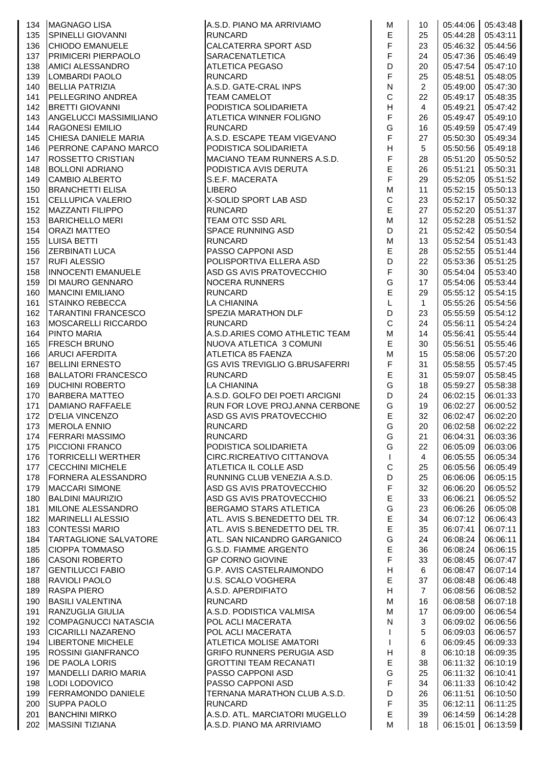| 134 | MAGNAGO LISA | A.S.D. PIANO MA ARRIVIAMO | M | 10 | 05:44:06 | 05:43:48 |
|---|---|---|---|---|---|---|
| 135 | SPINELLI GIOVANNI | RUNCARD | E | 25 | 05:44:28 | 05:43:11 |
| 136 | CHIODO EMANUELE | CALCATERRA SPORT ASD | F | 23 | 05:46:32 | 05:44:56 |
| 137 | PRIMICERI PIERPAOLO | SARACENATLETICA | F | 24 | 05:47:36 | 05:46:49 |
| 138 | AMICI ALESSANDRO | ATLETICA PEGASO | D | 20 | 05:47:54 | 05:47:10 |
| 139 | LOMBARDI PAOLO | RUNCARD | F | 25 | 05:48:51 | 05:48:05 |
| 140 | BELLIA PATRIZIA | A.S.D. GATE-CRAL INPS | N | 2 | 05:49:00 | 05:47:30 |
| 141 | PELLEGRINO ANDREA | TEAM CAMELOT | C | 22 | 05:49:17 | 05:48:35 |
| 142 | BRETTI GIOVANNI | PODISTICA SOLIDARIETA | H | 4 | 05:49:21 | 05:47:42 |
| 143 | ANGELUCCI MASSIMILIANO | ATLETICA WINNER FOLIGNO | F | 26 | 05:49:47 | 05:49:10 |
| 144 | RAGONESI EMILIO | RUNCARD | G | 16 | 05:49:59 | 05:47:49 |
| 145 | CHIESA DANIELE MARIA | A.S.D. ESCAPE TEAM VIGEVANO | F | 27 | 05:50:30 | 05:49:34 |
| 146 | PERRONE CAPANO MARCO | PODISTICA SOLIDARIETA | H | 5 | 05:50:56 | 05:49:18 |
| 147 | ROSSETTO CRISTIAN | MACIANO TEAM RUNNERS A.S.D. | F | 28 | 05:51:20 | 05:50:52 |
| 148 | BOLLONI ADRIANO | PODISTICA AVIS DERUTA | E | 26 | 05:51:21 | 05:50:31 |
| 149 | CAMBIO ALBERTO | S.E.F. MACERATA | F | 29 | 05:52:05 | 05:51:52 |
| 150 | BRANCHETTI ELISA | LIBERO | M | 11 | 05:52:15 | 05:50:13 |
| 151 | CELLUPICA VALERIO | X-SOLID SPORT LAB ASD | C | 23 | 05:52:17 | 05:50:32 |
| 152 | MAZZANTI FILIPPO | RUNCARD | E | 27 | 05:52:20 | 05:51:37 |
| 153 | BARICHELLO MERI | TEAM OTC SSD ARL | M | 12 | 05:52:28 | 05:51:52 |
| 154 | ORAZI MATTEO | SPACE RUNNING ASD | D | 21 | 05:52:42 | 05:50:54 |
| 155 | LUISA BETTI | RUNCARD | M | 13 | 05:52:54 | 05:51:43 |
| 156 | ZERBINATI LUCA | PASSO CAPPONI ASD | E | 28 | 05:52:55 | 05:51:44 |
| 157 | RUFI ALESSIO | POLISPORTIVA ELLERA ASD | D | 22 | 05:53:36 | 05:51:25 |
| 158 | INNOCENTI EMANUELE | ASD GS AVIS PRATOVECCHIO | F | 30 | 05:54:04 | 05:53:40 |
| 159 | DI MAURO GENNARO | NOCERA RUNNERS | G | 17 | 05:54:06 | 05:53:44 |
| 160 | MANCINI EMILIANO | RUNCARD | E | 29 | 05:55:12 | 05:54:15 |
| 161 | STAINKO REBECCA | LA CHIANINA | L | 1 | 05:55:26 | 05:54:56 |
| 162 | TARANTINI FRANCESCO | SPEZIA MARATHON DLF | D | 23 | 05:55:59 | 05:54:12 |
| 163 | MOSCARELLI RICCARDO | RUNCARD | C | 24 | 05:56:11 | 05:54:24 |
| 164 | PINTO MARIA | A.S.D.ARIES COMO ATHLETIC TEAM | M | 14 | 05:56:41 | 05:55:44 |
| 165 | FRESCH BRUNO | NUOVA ATLETICA 3 COMUNI | E | 30 | 05:56:51 | 05:55:46 |
| 166 | ARUCI AFERDITA | ATLETICA 85 FAENZA | M | 15 | 05:58:06 | 05:57:20 |
| 167 | BELLINI ERNESTO | GS AVIS TREVIGLIO G.BRUSAFERRI | F | 31 | 05:58:55 | 05:57:45 |
| 168 | BALLATORI FRANCESCO | RUNCARD | E | 31 | 05:59:07 | 05:58:45 |
| 169 | DUCHINI ROBERTO | LA CHIANINA | G | 18 | 05:59:27 | 05:58:38 |
| 170 | BARBERA MATTEO | A.S.D. GOLFO DEI POETI ARCIGNI | D | 24 | 06:02:15 | 06:01:33 |
| 171 | DAMIANO RAFFAELE | RUN FOR LOVE PROJ.ANNA CERBONE | G | 19 | 06:02:27 | 06:00:52 |
| 172 | D'ELIA VINCENZO | ASD GS AVIS PRATOVECCHIO | E | 32 | 06:02:47 | 06:02:20 |
| 173 | MEROLA ENNIO | RUNCARD | G | 20 | 06:02:58 | 06:02:22 |
| 174 | FERRARI MASSIMO | RUNCARD | G | 21 | 06:04:31 | 06:03:36 |
| 175 | PICCIONI FRANCO | PODISTICA SOLIDARIETA | G | 22 | 06:05:09 | 06:03:06 |
| 176 | TORRICELLI WERTHER | CIRC.RICREATIVO CITTANOVA | I | 4 | 06:05:55 | 06:05:34 |
| 177 | CECCHINI MICHELE | ATLETICA IL COLLE ASD | C | 25 | 06:05:56 | 06:05:49 |
| 178 | FORNERA ALESSANDRO | RUNNING CLUB VENEZIA A.S.D. | D | 25 | 06:06:06 | 06:05:15 |
| 179 | MACCARI SIMONE | ASD GS AVIS PRATOVECCHIO | F | 32 | 06:06:20 | 06:05:52 |
| 180 | BALDINI MAURIZIO | ASD GS AVIS PRATOVECCHIO | E | 33 | 06:06:21 | 06:05:52 |
| 181 | MILONE ALESSANDRO | BERGAMO STARS ATLETICA | G | 23 | 06:06:26 | 06:05:08 |
| 182 | MARINELLI ALESSIO | ATL. AVIS S.BENEDETTO DEL TR. | E | 34 | 06:07:12 | 06:06:43 |
| 183 | CONTESSI MARIO | ATL. AVIS S.BENEDETTO DEL TR. | E | 35 | 06:07:41 | 06:07:11 |
| 184 | TARTAGLIONE SALVATORE | ATL. SAN NICANDRO GARGANICO | G | 24 | 06:08:24 | 06:06:11 |
| 185 | CIOPPA TOMMASO | G.S.D. FIAMME ARGENTO | E | 36 | 06:08:24 | 06:06:15 |
| 186 | CASONI ROBERTO | GP CORNO GIOVINE | F | 33 | 06:08:45 | 06:07:47 |
| 187 | GENTILUCCI FABIO | G.P. AVIS CASTELRAIMONDO | H | 6 | 06:08:47 | 06:07:14 |
| 188 | RAVIOLI PAOLO | U.S. SCALO VOGHERA | E | 37 | 06:08:48 | 06:06:48 |
| 189 | RASPA PIERO | A.S.D. APERDIFIATO | H | 7 | 06:08:56 | 06:08:52 |
| 190 | BASILI VALENTINA | RUNCARD | M | 16 | 06:08:58 | 06:07:18 |
| 191 | RANZUGLIA GIULIA | A.S.D. PODISTICA VALMISA | M | 17 | 06:09:00 | 06:06:54 |
| 192 | COMPAGNUCCI NATASCIA | POL ACLI MACERATA | N | 3 | 06:09:02 | 06:06:56 |
| 193 | CICARILLI NAZARENO | POL ACLI MACERATA | I | 5 | 06:09:03 | 06:06:57 |
| 194 | LIBERTONE MICHELE | ATLETICA MOLISE AMATORI | I | 6 | 06:09:45 | 06:09:33 |
| 195 | ROSSINI GIANFRANCO | GRIFO RUNNERS PERUGIA ASD | H | 8 | 06:10:18 | 06:09:35 |
| 196 | DE PAOLA LORIS | GROTTINI TEAM RECANATI | E | 38 | 06:11:32 | 06:10:19 |
| 197 | MANDELLI DARIO MARIA | PASSO CAPPONI ASD | G | 25 | 06:11:32 | 06:10:41 |
| 198 | LODI LODOVICO | PASSO CAPPONI ASD | F | 34 | 06:11:33 | 06:10:42 |
| 199 | FERRAMONDO DANIELE | TERNANA MARATHON CLUB A.S.D. | D | 26 | 06:11:51 | 06:10:50 |
| 200 | SUPPA PAOLO | RUNCARD | F | 35 | 06:12:11 | 06:11:25 |
| 201 | BANCHINI MIRKO | A.S.D. ATL. MARCIATORI MUGELLO | E | 39 | 06:14:59 | 06:14:28 |
| 202 | MASSINI TIZIANA | A.S.D. PIANO MA ARRIVIAMO | M | 18 | 06:15:01 | 06:13:59 |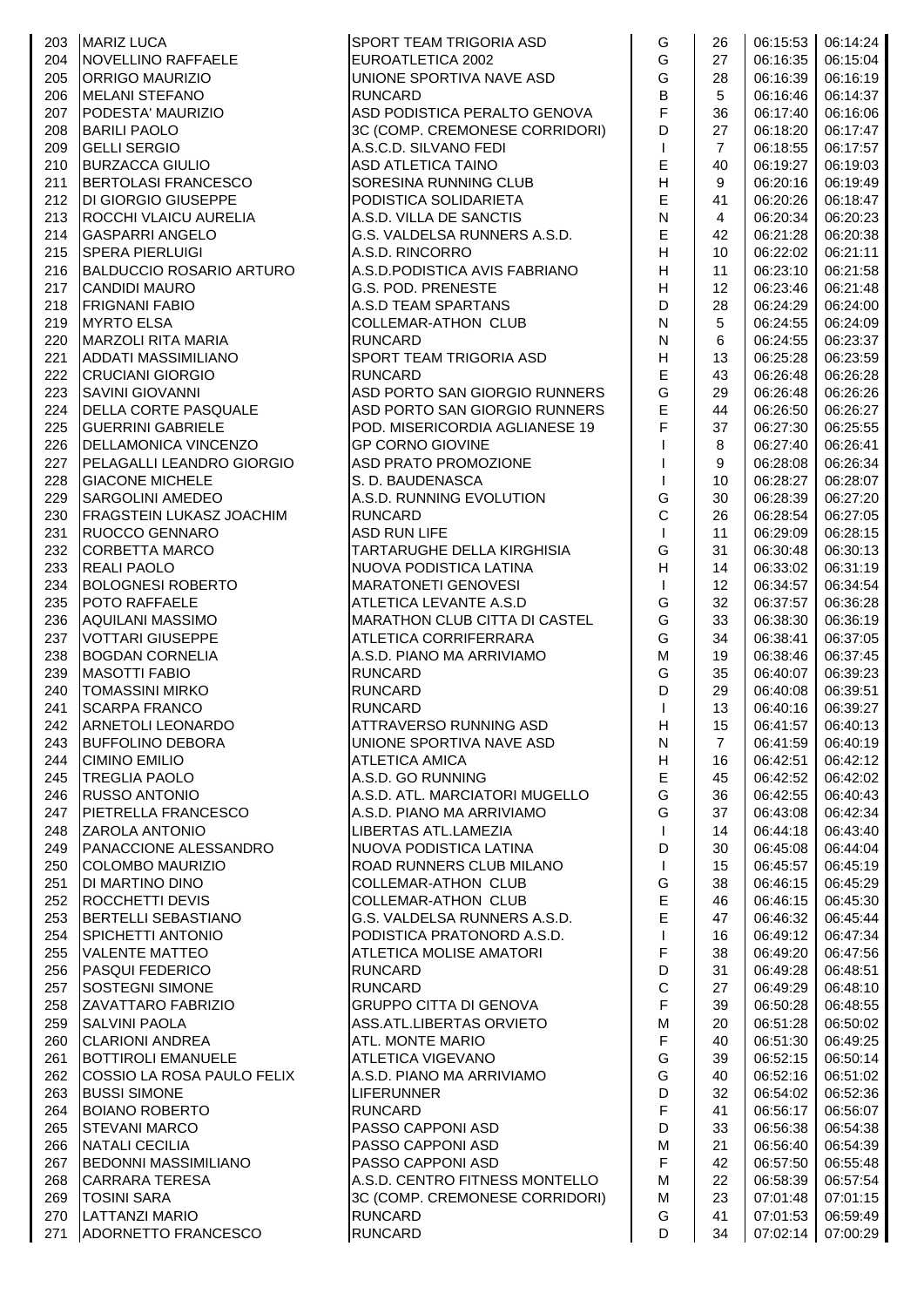| | | | | | | |
|---|---|---|---|---|---|---|
| 203 | MARIZ LUCA | SPORT TEAM TRIGORIA ASD | G | 26 | 06:15:53 | 06:14:24 |
| 204 | NOVELLINO RAFFAELE | EUROATLETICA 2002 | G | 27 | 06:16:35 | 06:15:04 |
| 205 | ORRIGO MAURIZIO | UNIONE SPORTIVA NAVE ASD | G | 28 | 06:16:39 | 06:16:19 |
| 206 | MELANI STEFANO | RUNCARD | B | 5 | 06:16:46 | 06:14:37 |
| 207 | PODESTA' MAURIZIO | ASD PODISTICA PERALTO GENOVA | F | 36 | 06:17:40 | 06:16:06 |
| 208 | BARILI PAOLO | 3C (COMP. CREMONESE CORRIDORI) | D | 27 | 06:18:20 | 06:17:47 |
| 209 | GELLI SERGIO | A.S.C.D. SILVANO FEDI | I | 7 | 06:18:55 | 06:17:57 |
| 210 | BURZACCA GIULIO | ASD ATLETICA TAINO | E | 40 | 06:19:27 | 06:19:03 |
| 211 | BERTOLASI FRANCESCO | SORESINA RUNNING CLUB | H | 9 | 06:20:16 | 06:19:49 |
| 212 | DI GIORGIO GIUSEPPE | PODISTICA SOLIDARIETA | E | 41 | 06:20:26 | 06:18:47 |
| 213 | ROCCHI VLAICU AURELIA | A.S.D. VILLA DE SANCTIS | N | 4 | 06:20:34 | 06:20:23 |
| 214 | GASPARRI ANGELO | G.S. VALDELSA RUNNERS A.S.D. | E | 42 | 06:21:28 | 06:20:38 |
| 215 | SPERA PIERLUIGI | A.S.D. RINCORRO | H | 10 | 06:22:02 | 06:21:11 |
| 216 | BALDUCCIO ROSARIO ARTURO | A.S.D.PODISTICA AVIS FABRIANO | H | 11 | 06:23:10 | 06:21:58 |
| 217 | CANDIDI MAURO | G.S. POD. PRENESTE | H | 12 | 06:23:46 | 06:21:48 |
| 218 | FRIGNANI FABIO | A.S.D TEAM SPARTANS | D | 28 | 06:24:29 | 06:24:00 |
| 219 | MYRTO ELSA | COLLEMAR-ATHON CLUB | N | 5 | 06:24:55 | 06:24:09 |
| 220 | MARZOLI RITA MARIA | RUNCARD | N | 6 | 06:24:55 | 06:23:37 |
| 221 | ADDATI MASSIMILIANO | SPORT TEAM TRIGORIA ASD | H | 13 | 06:25:28 | 06:23:59 |
| 222 | CRUCIANI GIORGIO | RUNCARD | E | 43 | 06:26:48 | 06:26:28 |
| 223 | SAVINI GIOVANNI | ASD PORTO SAN GIORGIO RUNNERS | G | 29 | 06:26:48 | 06:26:26 |
| 224 | DELLA CORTE PASQUALE | ASD PORTO SAN GIORGIO RUNNERS | E | 44 | 06:26:50 | 06:26:27 |
| 225 | GUERRINI GABRIELE | POD. MISERICORDIA AGLIANESE 19 | F | 37 | 06:27:30 | 06:25:55 |
| 226 | DELLAMONICA VINCENZO | GP CORNO GIOVINE | I | 8 | 06:27:40 | 06:26:41 |
| 227 | PELAGALLI LEANDRO GIORGIO | ASD PRATO PROMOZIONE | I | 9 | 06:28:08 | 06:26:34 |
| 228 | GIACONE MICHELE | S. D. BAUDENASCA | I | 10 | 06:28:27 | 06:28:07 |
| 229 | SARGOLINI AMEDEO | A.S.D. RUNNING EVOLUTION | G | 30 | 06:28:39 | 06:27:20 |
| 230 | FRAGSTEIN LUKASZ JOACHIM | RUNCARD | C | 26 | 06:28:54 | 06:27:05 |
| 231 | RUOCCO GENNARO | ASD RUN LIFE | I | 11 | 06:29:09 | 06:28:15 |
| 232 | CORBETTA MARCO | TARTARUGHE DELLA KIRGHISIA | G | 31 | 06:30:48 | 06:30:13 |
| 233 | REALI PAOLO | NUOVA PODISTICA LATINA | H | 14 | 06:33:02 | 06:31:19 |
| 234 | BOLOGNESI ROBERTO | MARATONETI GENOVESI | I | 12 | 06:34:57 | 06:34:54 |
| 235 | POTO RAFFAELE | ATLETICA LEVANTE A.S.D | G | 32 | 06:37:57 | 06:36:28 |
| 236 | AQUILANI MASSIMO | MARATHON CLUB CITTA DI CASTEL | G | 33 | 06:38:30 | 06:36:19 |
| 237 | VOTTARI GIUSEPPE | ATLETICA CORRIFERRARA | G | 34 | 06:38:41 | 06:37:05 |
| 238 | BOGDAN CORNELIA | A.S.D. PIANO MA ARRIVIAMO | M | 19 | 06:38:46 | 06:37:45 |
| 239 | MASOTTI FABIO | RUNCARD | G | 35 | 06:40:07 | 06:39:23 |
| 240 | TOMASSINI MIRKO | RUNCARD | D | 29 | 06:40:08 | 06:39:51 |
| 241 | SCARPA FRANCO | RUNCARD | I | 13 | 06:40:16 | 06:39:27 |
| 242 | ARNETOLI LEONARDO | ATTRAVERSO RUNNING ASD | H | 15 | 06:41:57 | 06:40:13 |
| 243 | BUFFOLINO DEBORA | UNIONE SPORTIVA NAVE ASD | N | 7 | 06:41:59 | 06:40:19 |
| 244 | CIMINO EMILIO | ATLETICA AMICA | H | 16 | 06:42:51 | 06:42:12 |
| 245 | TREGLIA PAOLO | A.S.D. GO RUNNING | E | 45 | 06:42:52 | 06:42:02 |
| 246 | RUSSO ANTONIO | A.S.D. ATL. MARCIATORI MUGELLO | G | 36 | 06:42:55 | 06:40:43 |
| 247 | PIETRELLA FRANCESCO | A.S.D. PIANO MA ARRIVIAMO | G | 37 | 06:43:08 | 06:42:34 |
| 248 | ZAROLA ANTONIO | LIBERTAS ATL.LAMEZIA | I | 14 | 06:44:18 | 06:43:40 |
| 249 | PANACCIONE ALESSANDRO | NUOVA PODISTICA LATINA | D | 30 | 06:45:08 | 06:44:04 |
| 250 | COLOMBO MAURIZIO | ROAD RUNNERS CLUB MILANO | I | 15 | 06:45:57 | 06:45:19 |
| 251 | DI MARTINO DINO | COLLEMAR-ATHON CLUB | G | 38 | 06:46:15 | 06:45:29 |
| 252 | ROCCHETTI DEVIS | COLLEMAR-ATHON CLUB | E | 46 | 06:46:15 | 06:45:30 |
| 253 | BERTELLI SEBASTIANO | G.S. VALDELSA RUNNERS A.S.D. | E | 47 | 06:46:32 | 06:45:44 |
| 254 | SPICHETTI ANTONIO | PODISTICA PRATONORD A.S.D. | I | 16 | 06:49:12 | 06:47:34 |
| 255 | VALENTE MATTEO | ATLETICA MOLISE AMATORI | F | 38 | 06:49:20 | 06:47:56 |
| 256 | PASQUI FEDERICO | RUNCARD | D | 31 | 06:49:28 | 06:48:51 |
| 257 | SOSTEGNI SIMONE | RUNCARD | C | 27 | 06:49:29 | 06:48:10 |
| 258 | ZAVATTARO FABRIZIO | GRUPPO CITTA DI GENOVA | F | 39 | 06:50:28 | 06:48:55 |
| 259 | SALVINI PAOLA | ASS.ATL.LIBERTAS ORVIETO | M | 20 | 06:51:28 | 06:50:02 |
| 260 | CLARIONI ANDREA | ATL. MONTE MARIO | F | 40 | 06:51:30 | 06:49:25 |
| 261 | BOTTIROLI EMANUELE | ATLETICA VIGEVANO | G | 39 | 06:52:15 | 06:50:14 |
| 262 | COSSIO LA ROSA PAULO FELIX | A.S.D. PIANO MA ARRIVIAMO | G | 40 | 06:52:16 | 06:51:02 |
| 263 | BUSSI SIMONE | LIFERUNNER | D | 32 | 06:54:02 | 06:52:36 |
| 264 | BOIANO ROBERTO | RUNCARD | F | 41 | 06:56:17 | 06:56:07 |
| 265 | STEVANI MARCO | PASSO CAPPONI ASD | D | 33 | 06:56:38 | 06:54:38 |
| 266 | NATALI CECILIA | PASSO CAPPONI ASD | M | 21 | 06:56:40 | 06:54:39 |
| 267 | BEDONNI MASSIMILIANO | PASSO CAPPONI ASD | F | 42 | 06:57:50 | 06:55:48 |
| 268 | CARRARA TERESA | A.S.D. CENTRO FITNESS MONTELLO | M | 22 | 06:58:39 | 06:57:54 |
| 269 | TOSINI SARA | 3C (COMP. CREMONESE CORRIDORI) | M | 23 | 07:01:48 | 07:01:15 |
| 270 | LATTANZI MARIO | RUNCARD | G | 41 | 07:01:53 | 06:59:49 |
| 271 | ADORNETTO FRANCESCO | RUNCARD | D | 34 | 07:02:14 | 07:00:29 |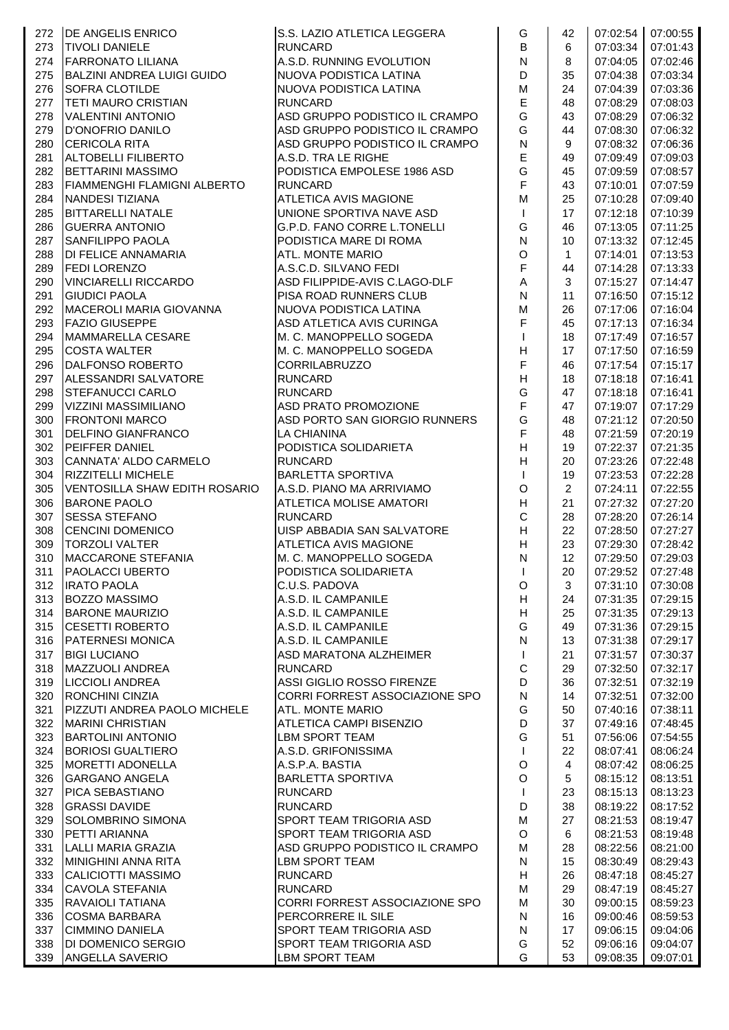| | | | | | | |
|---|---|---|---|---|---|---|
| 272 | DE ANGELIS ENRICO | S.S. LAZIO ATLETICA LEGGERA | G | 42 | 07:02:54 | 07:00:55 |
| 273 | TIVOLI DANIELE | RUNCARD | B | 6 | 07:03:34 | 07:01:43 |
| 274 | FARRONATO LILIANA | A.S.D. RUNNING EVOLUTION | N | 8 | 07:04:05 | 07:02:46 |
| 275 | BALZINI ANDREA LUIGI GUIDO | NUOVA PODISTICA LATINA | D | 35 | 07:04:38 | 07:03:34 |
| 276 | SOFRA CLOTILDE | NUOVA PODISTICA LATINA | M | 24 | 07:04:39 | 07:03:36 |
| 277 | TETI MAURO CRISTIAN | RUNCARD | E | 48 | 07:08:29 | 07:08:03 |
| 278 | VALENTINI ANTONIO | ASD GRUPPO PODISTICO IL CRAMPO | G | 43 | 07:08:29 | 07:06:32 |
| 279 | D'ONOFRIO DANILO | ASD GRUPPO PODISTICO IL CRAMPO | G | 44 | 07:08:30 | 07:06:32 |
| 280 | CERICOLA RITA | ASD GRUPPO PODISTICO IL CRAMPO | N | 9 | 07:08:32 | 07:06:36 |
| 281 | ALTOBELLI FILIBERTO | A.S.D. TRA LE RIGHE | E | 49 | 07:09:49 | 07:09:03 |
| 282 | BETTARINI MASSIMO | PODISTICA EMPOLESE 1986 ASD | G | 45 | 07:09:59 | 07:08:57 |
| 283 | FIAMMENGHI FLAMIGNI ALBERTO | RUNCARD | F | 43 | 07:10:01 | 07:07:59 |
| 284 | NANDESI TIZIANA | ATLETICA AVIS MAGIONE | M | 25 | 07:10:28 | 07:09:40 |
| 285 | BITTARELLI NATALE | UNIONE SPORTIVA NAVE ASD | I | 17 | 07:12:18 | 07:10:39 |
| 286 | GUERRA ANTONIO | G.P.D. FANO CORRE L.TONELLI | G | 46 | 07:13:05 | 07:11:25 |
| 287 | SANFILIPPO PAOLA | PODISTICA MARE DI ROMA | N | 10 | 07:13:32 | 07:12:45 |
| 288 | DI FELICE ANNAMARIA | ATL. MONTE MARIO | O | 1 | 07:14:01 | 07:13:53 |
| 289 | FEDI LORENZO | A.S.C.D. SILVANO FEDI | F | 44 | 07:14:28 | 07:13:33 |
| 290 | VINCIARELLI RICCARDO | ASD FILIPPIDE-AVIS C.LAGO-DLF | A | 3 | 07:15:27 | 07:14:47 |
| 291 | GIUDICI PAOLA | PISA ROAD RUNNERS CLUB | N | 11 | 07:16:50 | 07:15:12 |
| 292 | MACEROLI MARIA GIOVANNA | NUOVA PODISTICA LATINA | M | 26 | 07:17:06 | 07:16:04 |
| 293 | FAZIO GIUSEPPE | ASD ATLETICA AVIS CURINGA | F | 45 | 07:17:13 | 07:16:34 |
| 294 | MAMMARELLA CESARE | M. C. MANOPPELLO SOGEDA | I | 18 | 07:17:49 | 07:16:57 |
| 295 | COSTA WALTER | M. C. MANOPPELLO SOGEDA | H | 17 | 07:17:50 | 07:16:59 |
| 296 | DALFONSO ROBERTO | CORRILABRUZZO | F | 46 | 07:17:54 | 07:15:17 |
| 297 | ALESSANDRI SALVATORE | RUNCARD | H | 18 | 07:18:18 | 07:16:41 |
| 298 | STEFANUCCI CARLO | RUNCARD | G | 47 | 07:18:18 | 07:16:41 |
| 299 | VIZZINI MASSIMILIANO | ASD PRATO PROMOZIONE | F | 47 | 07:19:07 | 07:17:29 |
| 300 | FRONTONI MARCO | ASD PORTO SAN GIORGIO RUNNERS | G | 48 | 07:21:12 | 07:20:50 |
| 301 | DELFINO GIANFRANCO | LA CHIANINA | F | 48 | 07:21:59 | 07:20:19 |
| 302 | PEIFFER DANIEL | PODISTICA SOLIDARIETA | H | 19 | 07:22:37 | 07:21:35 |
| 303 | CANNATA' ALDO CARMELO | RUNCARD | H | 20 | 07:23:26 | 07:22:48 |
| 304 | RIZZITELLI MICHELE | BARLETTA SPORTIVA | I | 19 | 07:23:53 | 07:22:28 |
| 305 | VENTOSILLA SHAW EDITH ROSARIO | A.S.D. PIANO MA ARRIVIAMO | O | 2 | 07:24:11 | 07:22:55 |
| 306 | BARONE PAOLO | ATLETICA MOLISE AMATORI | H | 21 | 07:27:32 | 07:27:20 |
| 307 | SESSA STEFANO | RUNCARD | C | 28 | 07:28:20 | 07:26:14 |
| 308 | CENCINI DOMENICO | UISP ABBADIA SAN SALVATORE | H | 22 | 07:28:50 | 07:27:27 |
| 309 | TORZOLI VALTER | ATLETICA AVIS MAGIONE | H | 23 | 07:29:30 | 07:28:42 |
| 310 | MACCARONE STEFANIA | M. C. MANOPPELLO SOGEDA | N | 12 | 07:29:50 | 07:29:03 |
| 311 | PAOLACCI UBERTO | PODISTICA SOLIDARIETA | I | 20 | 07:29:52 | 07:27:48 |
| 312 | IRATO PAOLA | C.U.S. PADOVA | O | 3 | 07:31:10 | 07:30:08 |
| 313 | BOZZO MASSIMO | A.S.D. IL CAMPANILE | H | 24 | 07:31:35 | 07:29:15 |
| 314 | BARONE MAURIZIO | A.S.D. IL CAMPANILE | H | 25 | 07:31:35 | 07:29:13 |
| 315 | CESETTI ROBERTO | A.S.D. IL CAMPANILE | G | 49 | 07:31:36 | 07:29:15 |
| 316 | PATERNESI MONICA | A.S.D. IL CAMPANILE | N | 13 | 07:31:38 | 07:29:17 |
| 317 | BIGI LUCIANO | ASD MARATONA ALZHEIMER | I | 21 | 07:31:57 | 07:30:37 |
| 318 | MAZZUOLI ANDREA | RUNCARD | C | 29 | 07:32:50 | 07:32:17 |
| 319 | LICCIOLI ANDREA | ASSI GIGLIO ROSSO FIRENZE | D | 36 | 07:32:51 | 07:32:19 |
| 320 | RONCHINI CINZIA | CORRI FORREST ASSOCIAZIONE SPO | N | 14 | 07:32:51 | 07:32:00 |
| 321 | PIZZUTI ANDREA PAOLO MICHELE | ATL. MONTE MARIO | G | 50 | 07:40:16 | 07:38:11 |
| 322 | MARINI CHRISTIAN | ATLETICA CAMPI BISENZIO | D | 37 | 07:49:16 | 07:48:45 |
| 323 | BARTOLINI ANTONIO | LBM SPORT TEAM | G | 51 | 07:56:06 | 07:54:55 |
| 324 | BORIOSI GUALTIERO | A.S.D. GRIFONISSIMA | I | 22 | 08:07:41 | 08:06:24 |
| 325 | MORETTI ADONELLA | A.S.P.A. BASTIA | O | 4 | 08:07:42 | 08:06:25 |
| 326 | GARGANO ANGELA | BARLETTA SPORTIVA | O | 5 | 08:15:12 | 08:13:51 |
| 327 | PICA SEBASTIANO | RUNCARD | I | 23 | 08:15:13 | 08:13:23 |
| 328 | GRASSI DAVIDE | RUNCARD | D | 38 | 08:19:22 | 08:17:52 |
| 329 | SOLOMBRINO SIMONA | SPORT TEAM TRIGORIA ASD | M | 27 | 08:21:53 | 08:19:47 |
| 330 | PETTI ARIANNA | SPORT TEAM TRIGORIA ASD | O | 6 | 08:21:53 | 08:19:48 |
| 331 | LALLI MARIA GRAZIA | ASD GRUPPO PODISTICO IL CRAMPO | M | 28 | 08:22:56 | 08:21:00 |
| 332 | MINIGHINI ANNA RITA | LBM SPORT TEAM | N | 15 | 08:30:49 | 08:29:43 |
| 333 | CALICIOTTI MASSIMO | RUNCARD | H | 26 | 08:47:18 | 08:45:27 |
| 334 | CAVOLA STEFANIA | RUNCARD | M | 29 | 08:47:19 | 08:45:27 |
| 335 | RAVAIOLI TATIANA | CORRI FORREST ASSOCIAZIONE SPO | M | 30 | 09:00:15 | 08:59:23 |
| 336 | COSMA BARBARA | PERCORRERE IL SILE | N | 16 | 09:00:46 | 08:59:53 |
| 337 | CIMMINO DANIELA | SPORT TEAM TRIGORIA ASD | N | 17 | 09:06:15 | 09:04:06 |
| 338 | DI DOMENICO SERGIO | SPORT TEAM TRIGORIA ASD | G | 52 | 09:06:16 | 09:04:07 |
| 339 | ANGELLA SAVERIO | LBM SPORT TEAM | G | 53 | 09:08:35 | 09:07:01 |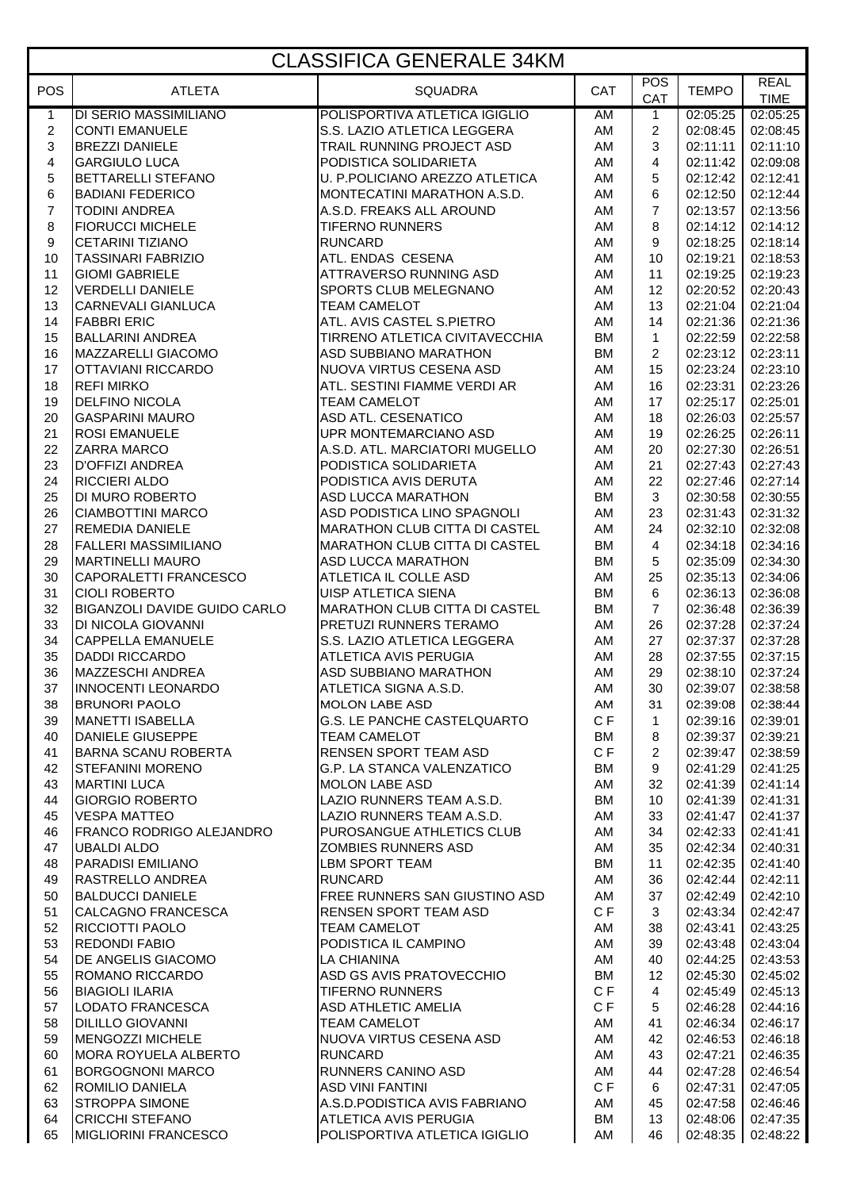# CLASSIFICA GENERALE 34KM

| POS | ATLETA | SQUADRA | CAT | POS CAT | TEMPO | REAL TIME |
|---|---|---|---|---|---|---|
| 1 | DI SERIO MASSIMILIANO | POLISPORTIVA ATLETICA IGIGLIO | AM | 1 | 02:05:25 | 02:05:25 |
| 2 | CONTI EMANUELE | S.S. LAZIO ATLETICA LEGGERA | AM | 2 | 02:08:45 | 02:08:45 |
| 3 | BREZZI DANIELE | TRAIL RUNNING PROJECT ASD | AM | 3 | 02:11:11 | 02:11:10 |
| 4 | GARGIULO LUCA | PODISTICA SOLIDARIETA | AM | 4 | 02:11:42 | 02:09:08 |
| 5 | BETTARELLI STEFANO | U. P.POLICIANO AREZZO ATLETICA | AM | 5 | 02:12:42 | 02:12:41 |
| 6 | BADIANI FEDERICO | MONTECATINI MARATHON A.S.D. | AM | 6 | 02:12:50 | 02:12:44 |
| 7 | TODINI ANDREA | A.S.D. FREAKS ALL AROUND | AM | 7 | 02:13:57 | 02:13:56 |
| 8 | FIORUCCI MICHELE | TIFERNO RUNNERS | AM | 8 | 02:14:12 | 02:14:12 |
| 9 | CETARINI TIZIANO | RUNCARD | AM | 9 | 02:18:25 | 02:18:14 |
| 10 | TASSINARI FABRIZIO | ATL. ENDAS CESENA | AM | 10 | 02:19:21 | 02:18:53 |
| 11 | GIOMI GABRIELE | ATTRAVERSO RUNNING ASD | AM | 11 | 02:19:25 | 02:19:23 |
| 12 | VERDELLI DANIELE | SPORTS CLUB MELEGNANO | AM | 12 | 02:20:52 | 02:20:43 |
| 13 | CARNEVALI GIANLUCA | TEAM CAMELOT | AM | 13 | 02:21:04 | 02:21:04 |
| 14 | FABBRI ERIC | ATL. AVIS CASTEL S.PIETRO | AM | 14 | 02:21:36 | 02:21:36 |
| 15 | BALLARINI ANDREA | TIRRENO ATLETICA CIVITAVECCHIA | BM | 1 | 02:22:59 | 02:22:58 |
| 16 | MAZZARELLI GIACOMO | ASD SUBBIANO MARATHON | BM | 2 | 02:23:12 | 02:23:11 |
| 17 | OTTAVIANI RICCARDO | NUOVA VIRTUS CESENA ASD | AM | 15 | 02:23:24 | 02:23:10 |
| 18 | REFI MIRKO | ATL. SESTINI FIAMME VERDI AR | AM | 16 | 02:23:31 | 02:23:26 |
| 19 | DELFINO NICOLA | TEAM CAMELOT | AM | 17 | 02:25:17 | 02:25:01 |
| 20 | GASPARINI MAURO | ASD ATL. CESENATICO | AM | 18 | 02:26:03 | 02:25:57 |
| 21 | ROSI EMANUELE | UPR MONTEMARCIANO ASD | AM | 19 | 02:26:25 | 02:26:11 |
| 22 | ZARRA MARCO | A.S.D. ATL. MARCIATORI MUGELLO | AM | 20 | 02:27:30 | 02:26:51 |
| 23 | D'OFFIZI ANDREA | PODISTICA SOLIDARIETA | AM | 21 | 02:27:43 | 02:27:43 |
| 24 | RICCIERI ALDO | PODISTICA AVIS DERUTA | AM | 22 | 02:27:46 | 02:27:14 |
| 25 | DI MURO ROBERTO | ASD LUCCA MARATHON | BM | 3 | 02:30:58 | 02:30:55 |
| 26 | CIAMBOTTINI MARCO | ASD PODISTICA LINO SPAGNOLI | AM | 23 | 02:31:43 | 02:31:32 |
| 27 | REMEDIA DANIELE | MARATHON CLUB CITTA DI CASTEL | AM | 24 | 02:32:10 | 02:32:08 |
| 28 | FALLERI MASSIMILIANO | MARATHON CLUB CITTA DI CASTEL | BM | 4 | 02:34:18 | 02:34:16 |
| 29 | MARTINELLI MAURO | ASD LUCCA MARATHON | BM | 5 | 02:35:09 | 02:34:30 |
| 30 | CAPORALETTI FRANCESCO | ATLETICA IL COLLE ASD | AM | 25 | 02:35:13 | 02:34:06 |
| 31 | CIOLI ROBERTO | UISP ATLETICA SIENA | BM | 6 | 02:36:13 | 02:36:08 |
| 32 | BIGANZOLI DAVIDE GUIDO CARLO | MARATHON CLUB CITTA DI CASTEL | BM | 7 | 02:36:48 | 02:36:39 |
| 33 | DI NICOLA GIOVANNI | PRETUZI RUNNERS TERAMO | AM | 26 | 02:37:28 | 02:37:24 |
| 34 | CAPPELLA EMANUELE | S.S. LAZIO ATLETICA LEGGERA | AM | 27 | 02:37:37 | 02:37:28 |
| 35 | DADDI RICCARDO | ATLETICA AVIS PERUGIA | AM | 28 | 02:37:55 | 02:37:15 |
| 36 | MAZZESCHI ANDREA | ASD SUBBIANO MARATHON | AM | 29 | 02:38:10 | 02:37:24 |
| 37 | INNOCENTI LEONARDO | ATLETICA SIGNA A.S.D. | AM | 30 | 02:39:07 | 02:38:58 |
| 38 | BRUNORI PAOLO | MOLON LABE ASD | AM | 31 | 02:39:08 | 02:38:44 |
| 39 | MANETTI ISABELLA | G.S. LE PANCHE CASTELQUARTO | C F | 1 | 02:39:16 | 02:39:01 |
| 40 | DANIELE GIUSEPPE | TEAM CAMELOT | BM | 8 | 02:39:37 | 02:39:21 |
| 41 | BARNA SCANU ROBERTA | RENSEN SPORT TEAM ASD | C F | 2 | 02:39:47 | 02:38:59 |
| 42 | STEFANINI MORENO | G.P. LA STANCA VALENZATICO | BM | 9 | 02:41:29 | 02:41:25 |
| 43 | MARTINI LUCA | MOLON LABE ASD | AM | 32 | 02:41:39 | 02:41:14 |
| 44 | GIORGIO ROBERTO | LAZIO RUNNERS TEAM A.S.D. | BM | 10 | 02:41:39 | 02:41:31 |
| 45 | VESPA MATTEO | LAZIO RUNNERS TEAM A.S.D. | AM | 33 | 02:41:47 | 02:41:37 |
| 46 | FRANCO RODRIGO ALEJANDRO | PUROSANGUE ATHLETICS CLUB | AM | 34 | 02:42:33 | 02:41:41 |
| 47 | UBALDI ALDO | ZOMBIES RUNNERS ASD | AM | 35 | 02:42:34 | 02:40:31 |
| 48 | PARADISI EMILIANO | LBM SPORT TEAM | BM | 11 | 02:42:35 | 02:41:40 |
| 49 | RASTRELLO ANDREA | RUNCARD | AM | 36 | 02:42:44 | 02:42:11 |
| 50 | BALDUCCI DANIELE | FREE RUNNERS SAN GIUSTINO ASD | AM | 37 | 02:42:49 | 02:42:10 |
| 51 | CALCAGNO FRANCESCA | RENSEN SPORT TEAM ASD | C F | 3 | 02:43:34 | 02:42:47 |
| 52 | RICCIOTTI PAOLO | TEAM CAMELOT | AM | 38 | 02:43:41 | 02:43:25 |
| 53 | REDONDI FABIO | PODISTICA IL CAMPINO | AM | 39 | 02:43:48 | 02:43:04 |
| 54 | DE ANGELIS GIACOMO | LA CHIANINA | AM | 40 | 02:44:25 | 02:43:53 |
| 55 | ROMANO RICCARDO | ASD GS AVIS PRATOVECCHIO | BM | 12 | 02:45:30 | 02:45:02 |
| 56 | BIAGIOLI ILARIA | TIFERNO RUNNERS | C F | 4 | 02:45:49 | 02:45:13 |
| 57 | LODATO FRANCESCA | ASD ATHLETIC AMELIA | C F | 5 | 02:46:28 | 02:44:16 |
| 58 | DILILLO GIOVANNI | TEAM CAMELOT | AM | 41 | 02:46:34 | 02:46:17 |
| 59 | MENGOZZI MICHELE | NUOVA VIRTUS CESENA ASD | AM | 42 | 02:46:53 | 02:46:18 |
| 60 | MORA ROYUELA ALBERTO | RUNCARD | AM | 43 | 02:47:21 | 02:46:35 |
| 61 | BORGOGNONI MARCO | RUNNERS CANINO ASD | AM | 44 | 02:47:28 | 02:46:54 |
| 62 | ROMILIO DANIELA | ASD VINI FANTINI | C F | 6 | 02:47:31 | 02:47:05 |
| 63 | STROPPA SIMONE | A.S.D.PODISTICA AVIS FABRIANO | AM | 45 | 02:47:58 | 02:46:46 |
| 64 | CRICCHI STEFANO | ATLETICA AVIS PERUGIA | BM | 13 | 02:48:06 | 02:47:35 |
| 65 | MIGLIORINI FRANCESCO | POLISPORTIVA ATLETICA IGIGLIO | AM | 46 | 02:48:35 | 02:48:22 |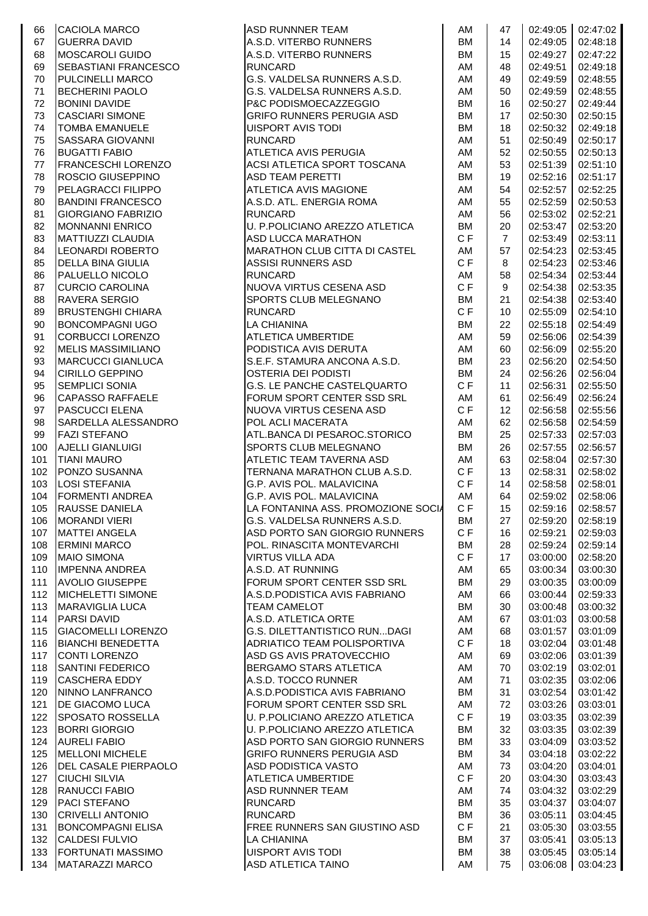| | | | | | | |
|---|---|---|---|---|---|---|
| 66 | CACIOLA MARCO | ASD RUNNNER TEAM | AM | 47 | 02:49:05 | 02:47:02 |
| 67 | GUERRA DAVID | A.S.D. VITERBO RUNNERS | BM | 14 | 02:49:05 | 02:48:18 |
| 68 | MOSCAROLI GUIDO | A.S.D. VITERBO RUNNERS | BM | 15 | 02:49:27 | 02:47:22 |
| 69 | SEBASTIANI FRANCESCO | RUNCARD | AM | 48 | 02:49:51 | 02:49:18 |
| 70 | PULCINELLI MARCO | G.S. VALDELSA RUNNERS A.S.D. | AM | 49 | 02:49:59 | 02:48:55 |
| 71 | BECHERINI PAOLO | G.S. VALDELSA RUNNERS A.S.D. | AM | 50 | 02:49:59 | 02:48:55 |
| 72 | BONINI DAVIDE | P&C PODISMOECAZZEGGIO | BM | 16 | 02:50:27 | 02:49:44 |
| 73 | CASCIARI SIMONE | GRIFO RUNNERS PERUGIA ASD | BM | 17 | 02:50:30 | 02:50:15 |
| 74 | TOMBA EMANUELE | UISPORT AVIS TODI | BM | 18 | 02:50:32 | 02:49:18 |
| 75 | SASSARA GIOVANNI | RUNCARD | AM | 51 | 02:50:49 | 02:50:17 |
| 76 | BUGATTI FABIO | ATLETICA AVIS PERUGIA | AM | 52 | 02:50:55 | 02:50:13 |
| 77 | FRANCESCHI LORENZO | ACSI ATLETICA SPORT TOSCANA | AM | 53 | 02:51:39 | 02:51:10 |
| 78 | ROSCIO GIUSEPPINO | ASD TEAM PERETTI | BM | 19 | 02:52:16 | 02:51:17 |
| 79 | PELAGRACCI FILIPPO | ATLETICA AVIS MAGIONE | AM | 54 | 02:52:57 | 02:52:25 |
| 80 | BANDINI FRANCESCO | A.S.D. ATL. ENERGIA ROMA | AM | 55 | 02:52:59 | 02:50:53 |
| 81 | GIORGIANO FABRIZIO | RUNCARD | AM | 56 | 02:53:02 | 02:52:21 |
| 82 | MONNANNI ENRICO | U. P.POLICIANO AREZZO ATLETICA | BM | 20 | 02:53:47 | 02:53:20 |
| 83 | MATTIUZZI CLAUDIA | ASD LUCCA MARATHON | C F | 7 | 02:53:49 | 02:53:11 |
| 84 | LEONARDI ROBERTO | MARATHON CLUB CITTA DI CASTEL | AM | 57 | 02:54:23 | 02:53:45 |
| 85 | DELLA BINA GIULIA | ASSISI RUNNERS ASD | C F | 8 | 02:54:23 | 02:53:46 |
| 86 | PALUELLO NICOLO | RUNCARD | AM | 58 | 02:54:34 | 02:53:44 |
| 87 | CURCIO CAROLINA | NUOVA VIRTUS CESENA ASD | C F | 9 | 02:54:38 | 02:53:35 |
| 88 | RAVERA SERGIO | SPORTS CLUB MELEGNANO | BM | 21 | 02:54:38 | 02:53:40 |
| 89 | BRUSTENGHI CHIARA | RUNCARD | C F | 10 | 02:55:09 | 02:54:10 |
| 90 | BONCOMPAGNI UGO | LA CHIANINA | BM | 22 | 02:55:18 | 02:54:49 |
| 91 | CORBUCCI LORENZO | ATLETICA UMBERTIDE | AM | 59 | 02:56:06 | 02:54:39 |
| 92 | MELIS MASSIMILIANO | PODISTICA AVIS DERUTA | AM | 60 | 02:56:09 | 02:55:20 |
| 93 | MARCUCCI GIANLUCA | S.E.F. STAMURA ANCONA A.S.D. | BM | 23 | 02:56:20 | 02:54:50 |
| 94 | CIRILLO GEPPINO | OSTERIA DEI PODISTI | BM | 24 | 02:56:26 | 02:56:04 |
| 95 | SEMPLICI SONIA | G.S. LE PANCHE CASTELQUARTO | C F | 11 | 02:56:31 | 02:55:50 |
| 96 | CAPASSO RAFFAELE | FORUM SPORT CENTER SSD SRL | AM | 61 | 02:56:49 | 02:56:24 |
| 97 | PASCUCCI ELENA | NUOVA VIRTUS CESENA ASD | C F | 12 | 02:56:58 | 02:55:56 |
| 98 | SARDELLA ALESSANDRO | POL ACLI MACERATA | AM | 62 | 02:56:58 | 02:54:59 |
| 99 | FAZI STEFANO | ATL.BANCA DI PESAROC.STORICO | BM | 25 | 02:57:33 | 02:57:03 |
| 100 | AJELLI GIANLUIGI | SPORTS CLUB MELEGNANO | BM | 26 | 02:57:55 | 02:56:57 |
| 101 | TIANI MAURO | ATLETIC TEAM TAVERNA ASD | AM | 63 | 02:58:04 | 02:57:30 |
| 102 | PONZO SUSANNA | TERNANA MARATHON CLUB A.S.D. | C F | 13 | 02:58:31 | 02:58:02 |
| 103 | LOSI STEFANIA | G.P. AVIS POL. MALAVICINA | C F | 14 | 02:58:58 | 02:58:01 |
| 104 | FORMENTI ANDREA | G.P. AVIS POL. MALAVICINA | AM | 64 | 02:59:02 | 02:58:06 |
| 105 | RAUSSE DANIELA | LA FONTANINA ASS. PROMOZIONE SOCIA | C F | 15 | 02:59:16 | 02:58:57 |
| 106 | MORANDI VIERI | G.S. VALDELSA RUNNERS A.S.D. | BM | 27 | 02:59:20 | 02:58:19 |
| 107 | MATTEI ANGELA | ASD PORTO SAN GIORGIO RUNNERS | C F | 16 | 02:59:21 | 02:59:03 |
| 108 | ERMINI MARCO | POL. RINASCITA MONTEVARCHI | BM | 28 | 02:59:24 | 02:59:14 |
| 109 | MAIO SIMONA | VIRTUS VILLA ADA | C F | 17 | 03:00:00 | 02:58:20 |
| 110 | IMPENNA ANDREA | A.S.D. AT RUNNING | AM | 65 | 03:00:34 | 03:00:30 |
| 111 | AVOLIO GIUSEPPE | FORUM SPORT CENTER SSD SRL | BM | 29 | 03:00:35 | 03:00:09 |
| 112 | MICHELETTI SIMONE | A.S.D.PODISTICA AVIS FABRIANO | AM | 66 | 03:00:44 | 02:59:33 |
| 113 | MARAVIGLIA LUCA | TEAM CAMELOT | BM | 30 | 03:00:48 | 03:00:32 |
| 114 | PARSI DAVID | A.S.D. ATLETICA ORTE | AM | 67 | 03:01:03 | 03:00:58 |
| 115 | GIACOMELLI LORENZO | G.S. DILETTANTISTICO RUN...DAGI | AM | 68 | 03:01:57 | 03:01:09 |
| 116 | BIANCHI BENEDETTA | ADRIATICO TEAM POLISPORTIVA | C F | 18 | 03:02:04 | 03:01:48 |
| 117 | CONTI LORENZO | ASD GS AVIS PRATOVECCHIO | AM | 69 | 03:02:06 | 03:01:39 |
| 118 | SANTINI FEDERICO | BERGAMO STARS ATLETICA | AM | 70 | 03:02:19 | 03:02:01 |
| 119 | CASCHERA EDDY | A.S.D. TOCCO RUNNER | AM | 71 | 03:02:35 | 03:02:06 |
| 120 | NINNO LANFRANCO | A.S.D.PODISTICA AVIS FABRIANO | BM | 31 | 03:02:54 | 03:01:42 |
| 121 | DE GIACOMO LUCA | FORUM SPORT CENTER SSD SRL | AM | 72 | 03:03:26 | 03:03:01 |
| 122 | SPOSATO ROSSELLA | U. P.POLICIANO AREZZO ATLETICA | C F | 19 | 03:03:35 | 03:02:39 |
| 123 | BORRI GIORGIO | U. P.POLICIANO AREZZO ATLETICA | BM | 32 | 03:03:35 | 03:02:39 |
| 124 | AURELI FABIO | ASD PORTO SAN GIORGIO RUNNERS | BM | 33 | 03:04:09 | 03:03:52 |
| 125 | MELLONI MICHELE | GRIFO RUNNERS PERUGIA ASD | BM | 34 | 03:04:18 | 03:02:22 |
| 126 | DEL CASALE PIERPAOLO | ASD PODISTICA VASTO | AM | 73 | 03:04:20 | 03:04:01 |
| 127 | CIUCHI SILVIA | ATLETICA UMBERTIDE | C F | 20 | 03:04:30 | 03:03:43 |
| 128 | RANUCCI FABIO | ASD RUNNNER TEAM | AM | 74 | 03:04:32 | 03:02:29 |
| 129 | PACI STEFANO | RUNCARD | BM | 35 | 03:04:37 | 03:04:07 |
| 130 | CRIVELLI ANTONIO | RUNCARD | BM | 36 | 03:05:11 | 03:04:45 |
| 131 | BONCOMPAGNI ELISA | FREE RUNNERS SAN GIUSTINO ASD | C F | 21 | 03:05:30 | 03:03:55 |
| 132 | CALDESI FULVIO | LA CHIANINA | BM | 37 | 03:05:41 | 03:05:13 |
| 133 | FORTUNATI MASSIMO | UISPORT AVIS TODI | BM | 38 | 03:05:45 | 03:05:14 |
| 134 | MATARAZZI MARCO | ASD ATLETICA TAINO | AM | 75 | 03:06:08 | 03:04:23 |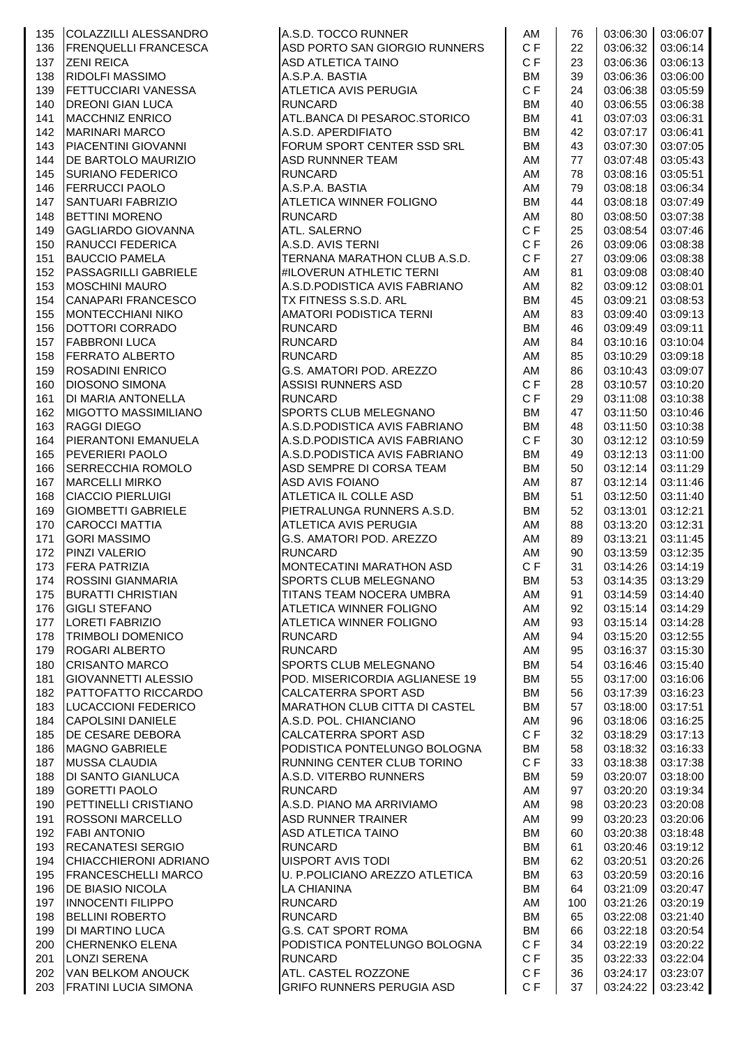| | | | | | | |
|---|---|---|---|---|---|---|
| 135 | COLAZZILLI ALESSANDRO | A.S.D. TOCCO RUNNER | AM | 76 | 03:06:30 | 03:06:07 |
| 136 | FRENQUELLI FRANCESCA | ASD PORTO SAN GIORGIO RUNNERS | C F | 22 | 03:06:32 | 03:06:14 |
| 137 | ZENI REICA | ASD ATLETICA TAINO | C F | 23 | 03:06:36 | 03:06:13 |
| 138 | RIDOLFI MASSIMO | A.S.P.A. BASTIA | BM | 39 | 03:06:36 | 03:06:00 |
| 139 | FETTUCCIARI VANESSA | ATLETICA AVIS PERUGIA | C F | 24 | 03:06:38 | 03:05:59 |
| 140 | DREONI GIAN LUCA | RUNCARD | BM | 40 | 03:06:55 | 03:06:38 |
| 141 | MACCHNIZ ENRICO | ATL.BANCA DI PESAROC.STORICO | BM | 41 | 03:07:03 | 03:06:31 |
| 142 | MARINARI MARCO | A.S.D. APERDIFIATO | BM | 42 | 03:07:17 | 03:06:41 |
| 143 | PIACENTINI GIOVANNI | FORUM SPORT CENTER SSD SRL | BM | 43 | 03:07:30 | 03:07:05 |
| 144 | DE BARTOLO MAURIZIO | ASD RUNNNER TEAM | AM | 77 | 03:07:48 | 03:05:43 |
| 145 | SURIANO FEDERICO | RUNCARD | AM | 78 | 03:08:16 | 03:05:51 |
| 146 | FERRUCCI PAOLO | A.S.P.A. BASTIA | AM | 79 | 03:08:18 | 03:06:34 |
| 147 | SANTUARI FABRIZIO | ATLETICA WINNER FOLIGNO | BM | 44 | 03:08:18 | 03:07:49 |
| 148 | BETTINI MORENO | RUNCARD | AM | 80 | 03:08:50 | 03:07:38 |
| 149 | GAGLIARDO GIOVANNA | ATL. SALERNO | C F | 25 | 03:08:54 | 03:07:46 |
| 150 | RANUCCI FEDERICA | A.S.D. AVIS TERNI | C F | 26 | 03:09:06 | 03:08:38 |
| 151 | BAUCCIO PAMELA | TERNANA MARATHON CLUB A.S.D. | C F | 27 | 03:09:06 | 03:08:38 |
| 152 | PASSAGRILLI GABRIELE | #ILOVERUN ATHLETIC TERNI | AM | 81 | 03:09:08 | 03:08:40 |
| 153 | MOSCHINI MAURO | A.S.D.PODISTICA AVIS FABRIANO | AM | 82 | 03:09:12 | 03:08:01 |
| 154 | CANAPARI FRANCESCO | TX FITNESS S.S.D. ARL | BM | 45 | 03:09:21 | 03:08:53 |
| 155 | MONTECCHIANI NIKO | AMATORI PODISTICA TERNI | AM | 83 | 03:09:40 | 03:09:13 |
| 156 | DOTTORI CORRADO | RUNCARD | BM | 46 | 03:09:49 | 03:09:11 |
| 157 | FABBRONI LUCA | RUNCARD | AM | 84 | 03:10:16 | 03:10:04 |
| 158 | FERRATO ALBERTO | RUNCARD | AM | 85 | 03:10:29 | 03:09:18 |
| 159 | ROSADINI ENRICO | G.S. AMATORI POD. AREZZO | AM | 86 | 03:10:43 | 03:09:07 |
| 160 | DIOSONO SIMONA | ASSISI RUNNERS ASD | C F | 28 | 03:10:57 | 03:10:20 |
| 161 | DI MARIA ANTONELLA | RUNCARD | C F | 29 | 03:11:08 | 03:10:38 |
| 162 | MIGOTTO MASSIMILIANO | SPORTS CLUB MELEGNANO | BM | 47 | 03:11:50 | 03:10:46 |
| 163 | RAGGI DIEGO | A.S.D.PODISTICA AVIS FABRIANO | BM | 48 | 03:11:50 | 03:10:38 |
| 164 | PIERANTONI EMANUELA | A.S.D.PODISTICA AVIS FABRIANO | C F | 30 | 03:12:12 | 03:10:59 |
| 165 | PEVERIERI PAOLO | A.S.D.PODISTICA AVIS FABRIANO | BM | 49 | 03:12:13 | 03:11:00 |
| 166 | SERRECCHIA ROMOLO | ASD SEMPRE DI CORSA TEAM | BM | 50 | 03:12:14 | 03:11:29 |
| 167 | MARCELLI MIRKO | ASD AVIS FOIANO | AM | 87 | 03:12:14 | 03:11:46 |
| 168 | CIACCIO PIERLUIGI | ATLETICA IL COLLE ASD | BM | 51 | 03:12:50 | 03:11:40 |
| 169 | GIOMBETTI GABRIELE | PIETRALUNGA RUNNERS A.S.D. | BM | 52 | 03:13:01 | 03:12:21 |
| 170 | CAROCCI MATTIA | ATLETICA AVIS PERUGIA | AM | 88 | 03:13:20 | 03:12:31 |
| 171 | GORI MASSIMO | G.S. AMATORI POD. AREZZO | AM | 89 | 03:13:21 | 03:11:45 |
| 172 | PINZI VALERIO | RUNCARD | AM | 90 | 03:13:59 | 03:12:35 |
| 173 | FERA PATRIZIA | MONTECATINI MARATHON ASD | C F | 31 | 03:14:26 | 03:14:19 |
| 174 | ROSSINI GIANMARIA | SPORTS CLUB MELEGNANO | BM | 53 | 03:14:35 | 03:13:29 |
| 175 | BURATTI CHRISTIAN | TITANS TEAM NOCERA UMBRA | AM | 91 | 03:14:59 | 03:14:40 |
| 176 | GIGLI STEFANO | ATLETICA WINNER FOLIGNO | AM | 92 | 03:15:14 | 03:14:29 |
| 177 | LORETI FABRIZIO | ATLETICA WINNER FOLIGNO | AM | 93 | 03:15:14 | 03:14:28 |
| 178 | TRIMBOLI DOMENICO | RUNCARD | AM | 94 | 03:15:20 | 03:12:55 |
| 179 | ROGARI ALBERTO | RUNCARD | AM | 95 | 03:16:37 | 03:15:30 |
| 180 | CRISANTO MARCO | SPORTS CLUB MELEGNANO | BM | 54 | 03:16:46 | 03:15:40 |
| 181 | GIOVANNETTI ALESSIO | POD. MISERICORDIA AGLIANESE 19 | BM | 55 | 03:17:00 | 03:16:06 |
| 182 | PATTOFATTO RICCARDO | CALCATERRA SPORT ASD | BM | 56 | 03:17:39 | 03:16:23 |
| 183 | LUCACCIONI FEDERICO | MARATHON CLUB CITTA DI CASTEL | BM | 57 | 03:18:00 | 03:17:51 |
| 184 | CAPOLSINI DANIELE | A.S.D. POL. CHIANCIANO | AM | 96 | 03:18:06 | 03:16:25 |
| 185 | DE CESARE DEBORA | CALCATERRA SPORT ASD | C F | 32 | 03:18:29 | 03:17:13 |
| 186 | MAGNO GABRIELE | PODISTICA PONTELUNGO BOLOGNA | BM | 58 | 03:18:32 | 03:16:33 |
| 187 | MUSSA CLAUDIA | RUNNING CENTER CLUB TORINO | C F | 33 | 03:18:38 | 03:17:38 |
| 188 | DI SANTO GIANLUCA | A.S.D. VITERBO RUNNERS | BM | 59 | 03:20:07 | 03:18:00 |
| 189 | GORETTI PAOLO | RUNCARD | AM | 97 | 03:20:20 | 03:19:34 |
| 190 | PETTINELLI CRISTIANO | A.S.D. PIANO MA ARRIVIAMO | AM | 98 | 03:20:23 | 03:20:08 |
| 191 | ROSSONI MARCELLO | ASD RUNNER TRAINER | AM | 99 | 03:20:23 | 03:20:06 |
| 192 | FABI ANTONIO | ASD ATLETICA TAINO | BM | 60 | 03:20:38 | 03:18:48 |
| 193 | RECANATESI SERGIO | RUNCARD | BM | 61 | 03:20:46 | 03:19:12 |
| 194 | CHIACCHIERONI ADRIANO | UISPORT AVIS TODI | BM | 62 | 03:20:51 | 03:20:26 |
| 195 | FRANCESCHELLI MARCO | U. P.POLICIANO AREZZO ATLETICA | BM | 63 | 03:20:59 | 03:20:16 |
| 196 | DE BIASIO NICOLA | LA CHIANINA | BM | 64 | 03:21:09 | 03:20:47 |
| 197 | INNOCENTI FILIPPO | RUNCARD | AM | 100 | 03:21:26 | 03:20:19 |
| 198 | BELLINI ROBERTO | RUNCARD | BM | 65 | 03:22:08 | 03:21:40 |
| 199 | DI MARTINO LUCA | G.S. CAT SPORT ROMA | BM | 66 | 03:22:18 | 03:20:54 |
| 200 | CHERNENKO ELENA | PODISTICA PONTELUNGO BOLOGNA | C F | 34 | 03:22:19 | 03:20:22 |
| 201 | LONZI SERENA | RUNCARD | C F | 35 | 03:22:33 | 03:22:04 |
| 202 | VAN BELKOM ANOUCK | ATL. CASTEL ROZZONE | C F | 36 | 03:24:17 | 03:23:07 |
| 203 | FRATINI LUCIA SIMONA | GRIFO RUNNERS PERUGIA ASD | C F | 37 | 03:24:22 | 03:23:42 |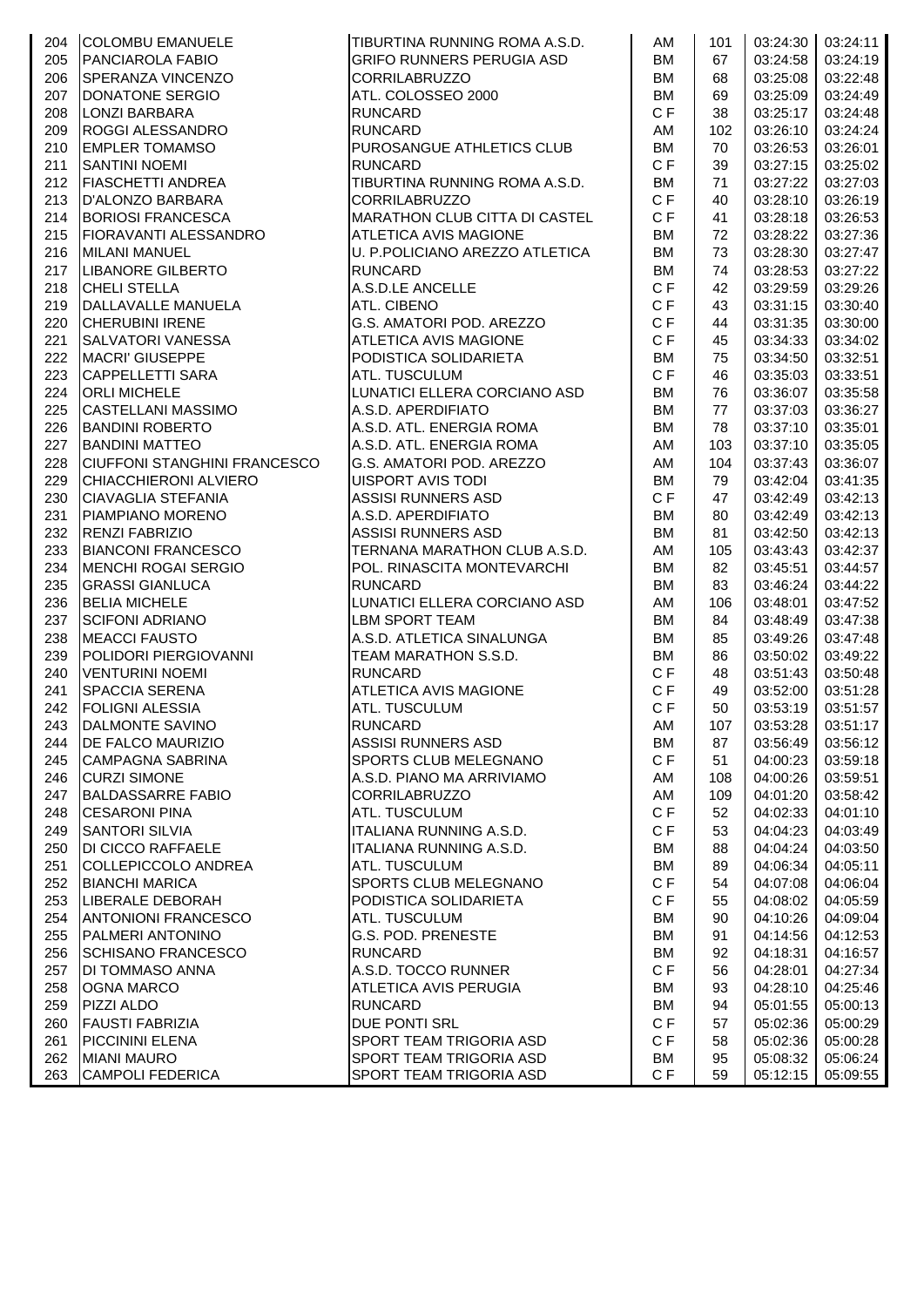| | | | | | | |
|---|---|---|---|---|---|---|
| 204 | COLOMBU EMANUELE | TIBURTINA RUNNING ROMA A.S.D. | AM | 101 | 03:24:30 | 03:24:11 |
| 205 | PANCIAROLA FABIO | GRIFO RUNNERS PERUGIA ASD | BM | 67 | 03:24:58 | 03:24:19 |
| 206 | SPERANZA VINCENZO | CORRILABRUZZO | BM | 68 | 03:25:08 | 03:22:48 |
| 207 | DONATONE SERGIO | ATL. COLOSSEO 2000 | BM | 69 | 03:25:09 | 03:24:49 |
| 208 | LONZI BARBARA | RUNCARD | C F | 38 | 03:25:17 | 03:24:48 |
| 209 | ROGGI ALESSANDRO | RUNCARD | AM | 102 | 03:26:10 | 03:24:24 |
| 210 | EMPLER TOMAMSO | PUROSANGUE ATHLETICS CLUB | BM | 70 | 03:26:53 | 03:26:01 |
| 211 | SANTINI NOEMI | RUNCARD | C F | 39 | 03:27:15 | 03:25:02 |
| 212 | FIASCHETTI ANDREA | TIBURTINA RUNNING ROMA A.S.D. | BM | 71 | 03:27:22 | 03:27:03 |
| 213 | D'ALONZO BARBARA | CORRILABRUZZO | C F | 40 | 03:28:10 | 03:26:19 |
| 214 | BORIOSI FRANCESCA | MARATHON CLUB CITTA DI CASTEL | C F | 41 | 03:28:18 | 03:26:53 |
| 215 | FIORAVANTI ALESSANDRO | ATLETICA AVIS MAGIONE | BM | 72 | 03:28:22 | 03:27:36 |
| 216 | MILANI MANUEL | U. P.POLICIANO AREZZO ATLETICA | BM | 73 | 03:28:30 | 03:27:47 |
| 217 | LIBANORE GILBERTO | RUNCARD | BM | 74 | 03:28:53 | 03:27:22 |
| 218 | CHELI STELLA | A.S.D.LE ANCELLE | C F | 42 | 03:29:59 | 03:29:26 |
| 219 | DALLAVALLE MANUELA | ATL. CIBENO | C F | 43 | 03:31:15 | 03:30:40 |
| 220 | CHERUBINI IRENE | G.S. AMATORI POD. AREZZO | C F | 44 | 03:31:35 | 03:30:00 |
| 221 | SALVATORI VANESSA | ATLETICA AVIS MAGIONE | C F | 45 | 03:34:33 | 03:34:02 |
| 222 | MACRI' GIUSEPPE | PODISTICA SOLIDARIETA | BM | 75 | 03:34:50 | 03:32:51 |
| 223 | CAPPELLETTI SARA | ATL. TUSCULUM | C F | 46 | 03:35:03 | 03:33:51 |
| 224 | ORLI MICHELE | LUNATICI ELLERA CORCIANO ASD | BM | 76 | 03:36:07 | 03:35:58 |
| 225 | CASTELLANI MASSIMO | A.S.D. APERDIFIATO | BM | 77 | 03:37:03 | 03:36:27 |
| 226 | BANDINI ROBERTO | A.S.D. ATL. ENERGIA ROMA | BM | 78 | 03:37:10 | 03:35:01 |
| 227 | BANDINI MATTEO | A.S.D. ATL. ENERGIA ROMA | AM | 103 | 03:37:10 | 03:35:05 |
| 228 | CIUFFONI STANGHINI FRANCESCO | G.S. AMATORI POD. AREZZO | AM | 104 | 03:37:43 | 03:36:07 |
| 229 | CHIACCHIERONI ALVIERO | UISPORT AVIS TODI | BM | 79 | 03:42:04 | 03:41:35 |
| 230 | CIAVAGLIA STEFANIA | ASSISI RUNNERS ASD | C F | 47 | 03:42:49 | 03:42:13 |
| 231 | PIAMPIANO MORENO | A.S.D. APERDIFIATO | BM | 80 | 03:42:49 | 03:42:13 |
| 232 | RENZI FABRIZIO | ASSISI RUNNERS ASD | BM | 81 | 03:42:50 | 03:42:13 |
| 233 | BIANCONI FRANCESCO | TERNANA MARATHON CLUB A.S.D. | AM | 105 | 03:43:43 | 03:42:37 |
| 234 | MENCHI ROGAI SERGIO | POL. RINASCITA MONTEVARCHI | BM | 82 | 03:45:51 | 03:44:57 |
| 235 | GRASSI GIANLUCA | RUNCARD | BM | 83 | 03:46:24 | 03:44:22 |
| 236 | BELIA MICHELE | LUNATICI ELLERA CORCIANO ASD | AM | 106 | 03:48:01 | 03:47:52 |
| 237 | SCIFONI ADRIANO | LBM SPORT TEAM | BM | 84 | 03:48:49 | 03:47:38 |
| 238 | MEACCI FAUSTO | A.S.D. ATLETICA SINALUNGA | BM | 85 | 03:49:26 | 03:47:48 |
| 239 | POLIDORI PIERGIOVANNI | TEAM MARATHON S.S.D. | BM | 86 | 03:50:02 | 03:49:22 |
| 240 | VENTURINI NOEMI | RUNCARD | C F | 48 | 03:51:43 | 03:50:48 |
| 241 | SPACCIA SERENA | ATLETICA AVIS MAGIONE | C F | 49 | 03:52:00 | 03:51:28 |
| 242 | FOLIGNI ALESSIA | ATL. TUSCULUM | C F | 50 | 03:53:19 | 03:51:57 |
| 243 | DALMONTE SAVINO | RUNCARD | AM | 107 | 03:53:28 | 03:51:17 |
| 244 | DE FALCO MAURIZIO | ASSISI RUNNERS ASD | BM | 87 | 03:56:49 | 03:56:12 |
| 245 | CAMPAGNA SABRINA | SPORTS CLUB MELEGNANO | C F | 51 | 04:00:23 | 03:59:18 |
| 246 | CURZI SIMONE | A.S.D. PIANO MA ARRIVIAMO | AM | 108 | 04:00:26 | 03:59:51 |
| 247 | BALDASSARRE FABIO | CORRILABRUZZO | AM | 109 | 04:01:20 | 03:58:42 |
| 248 | CESARONI PINA | ATL. TUSCULUM | C F | 52 | 04:02:33 | 04:01:10 |
| 249 | SANTORI SILVIA | ITALIANA RUNNING A.S.D. | C F | 53 | 04:04:23 | 04:03:49 |
| 250 | DI CICCO RAFFAELE | ITALIANA RUNNING A.S.D. | BM | 88 | 04:04:24 | 04:03:50 |
| 251 | COLLEPICCOLO ANDREA | ATL. TUSCULUM | BM | 89 | 04:06:34 | 04:05:11 |
| 252 | BIANCHI MARICA | SPORTS CLUB MELEGNANO | C F | 54 | 04:07:08 | 04:06:04 |
| 253 | LIBERALE DEBORAH | PODISTICA SOLIDARIETA | C F | 55 | 04:08:02 | 04:05:59 |
| 254 | ANTONIONI FRANCESCO | ATL. TUSCULUM | BM | 90 | 04:10:26 | 04:09:04 |
| 255 | PALMERI ANTONINO | G.S. POD. PRENESTE | BM | 91 | 04:14:56 | 04:12:53 |
| 256 | SCHISANO FRANCESCO | RUNCARD | BM | 92 | 04:18:31 | 04:16:57 |
| 257 | DI TOMMASO ANNA | A.S.D. TOCCO RUNNER | C F | 56 | 04:28:01 | 04:27:34 |
| 258 | OGNA MARCO | ATLETICA AVIS PERUGIA | BM | 93 | 04:28:10 | 04:25:46 |
| 259 | PIZZI ALDO | RUNCARD | BM | 94 | 05:01:55 | 05:00:13 |
| 260 | FAUSTI FABRIZIA | DUE PONTI SRL | C F | 57 | 05:02:36 | 05:00:29 |
| 261 | PICCININI ELENA | SPORT TEAM TRIGORIA ASD | C F | 58 | 05:02:36 | 05:00:28 |
| 262 | MIANI MAURO | SPORT TEAM TRIGORIA ASD | BM | 95 | 05:08:32 | 05:06:24 |
| 263 | CAMPOLI FEDERICA | SPORT TEAM TRIGORIA ASD | C F | 59 | 05:12:15 | 05:09:55 |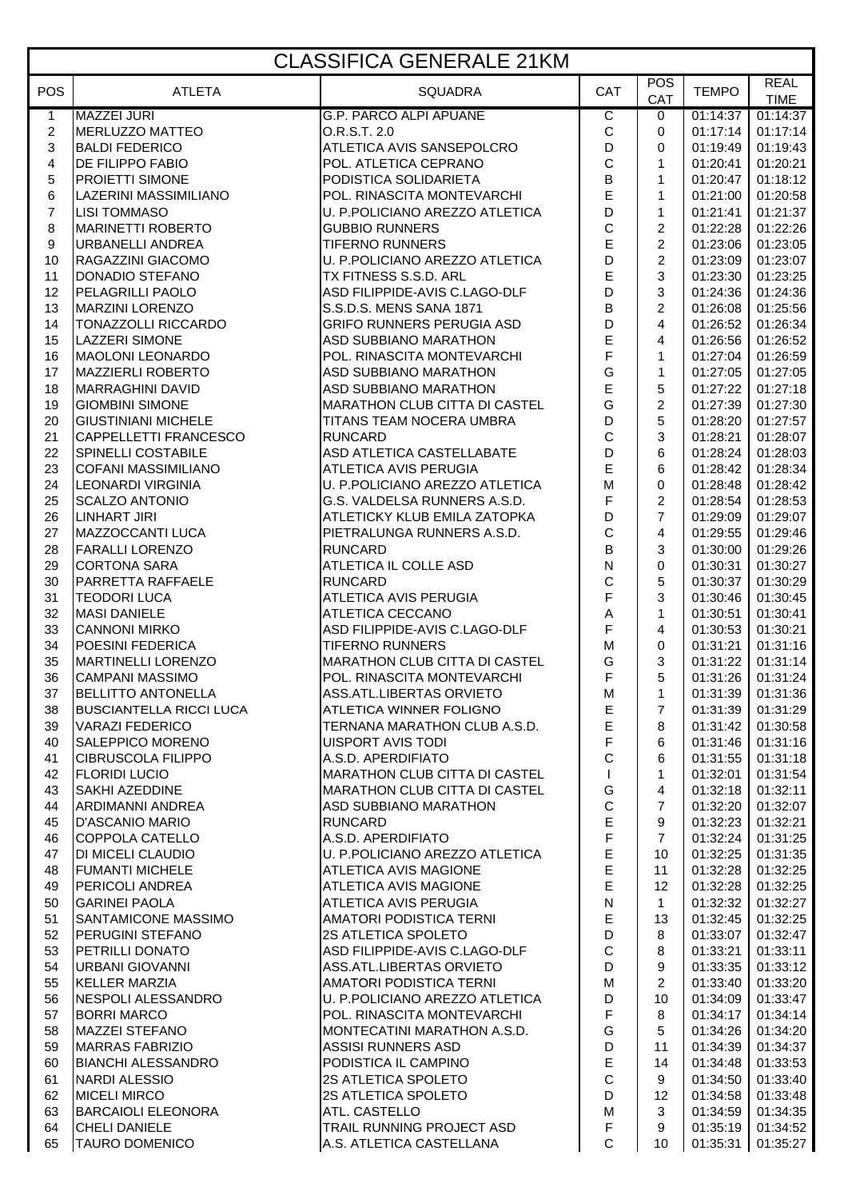# CLASSIFICA GENERALE 21KM

| POS | ATLETA | SQUADRA | CAT | POS CAT | TEMPO | REAL TIME |
|---|---|---|---|---|---|---|
| 1 | MAZZEI JURI | G.P. PARCO ALPI APUANE | C | 0 | 01:14:37 | 01:14:37 |
| 2 | MERLUZZO MATTEO | O.R.S.T. 2.0 | C | 0 | 01:17:14 | 01:17:14 |
| 3 | BALDI FEDERICO | ATLETICA AVIS SANSEPOLCRO | D | 0 | 01:19:49 | 01:19:43 |
| 4 | DE FILIPPO FABIO | POL. ATLETICA CEPRANO | C | 1 | 01:20:41 | 01:20:21 |
| 5 | PROIETTI SIMONE | PODISTICA SOLIDARIETA | B | 1 | 01:20:47 | 01:18:12 |
| 6 | LAZERINI MASSIMILIANO | POL. RINASCITA MONTEVARCHI | E | 1 | 01:21:00 | 01:20:58 |
| 7 | LISI TOMMASO | U. P.POLICIANO AREZZO ATLETICA | D | 1 | 01:21:41 | 01:21:37 |
| 8 | MARINETTI ROBERTO | GUBBIO RUNNERS | C | 2 | 01:22:28 | 01:22:26 |
| 9 | URBANELLI ANDREA | TIFERNO RUNNERS | E | 2 | 01:23:06 | 01:23:05 |
| 10 | RAGAZZINI GIACOMO | U. P.POLICIANO AREZZO ATLETICA | D | 2 | 01:23:09 | 01:23:07 |
| 11 | DONADIO STEFANO | TX FITNESS S.S.D. ARL | E | 3 | 01:23:30 | 01:23:25 |
| 12 | PELAGRILLI PAOLO | ASD FILIPPIDE-AVIS C.LAGO-DLF | D | 3 | 01:24:36 | 01:24:36 |
| 13 | MARZINI LORENZO | S.S.D.S. MENS SANA 1871 | B | 2 | 01:26:08 | 01:25:56 |
| 14 | TONAZZOLLI RICCARDO | GRIFO RUNNERS PERUGIA ASD | D | 4 | 01:26:52 | 01:26:34 |
| 15 | LAZZERI SIMONE | ASD SUBBIANO MARATHON | E | 4 | 01:26:56 | 01:26:52 |
| 16 | MAOLONI LEONARDO | POL. RINASCITA MONTEVARCHI | F | 1 | 01:27:04 | 01:26:59 |
| 17 | MAZZIERLI ROBERTO | ASD SUBBIANO MARATHON | G | 1 | 01:27:05 | 01:27:05 |
| 18 | MARRAGHINI DAVID | ASD SUBBIANO MARATHON | E | 5 | 01:27:22 | 01:27:18 |
| 19 | GIOMBINI SIMONE | MARATHON CLUB CITTA DI CASTEL | G | 2 | 01:27:39 | 01:27:30 |
| 20 | GIUSTINIANI MICHELE | TITANS TEAM NOCERA UMBRA | D | 5 | 01:28:20 | 01:27:57 |
| 21 | CAPPELLETTI FRANCESCO | RUNCARD | C | 3 | 01:28:21 | 01:28:07 |
| 22 | SPINELLI COSTABILE | ASD ATLETICA CASTELLABATE | D | 6 | 01:28:24 | 01:28:03 |
| 23 | COFANI MASSIMILIANO | ATLETICA AVIS PERUGIA | E | 6 | 01:28:42 | 01:28:34 |
| 24 | LEONARDI VIRGINIA | U. P.POLICIANO AREZZO ATLETICA | M | 0 | 01:28:48 | 01:28:42 |
| 25 | SCALZO ANTONIO | G.S. VALDELSA RUNNERS A.S.D. | F | 2 | 01:28:54 | 01:28:53 |
| 26 | LINHART JIRI | ATLETICKY KLUB EMILA ZATOPKA | D | 7 | 01:29:09 | 01:29:07 |
| 27 | MAZZOCCANTI LUCA | PIETRALUNGA RUNNERS A.S.D. | C | 4 | 01:29:55 | 01:29:46 |
| 28 | FARALLI LORENZO | RUNCARD | B | 3 | 01:30:00 | 01:29:26 |
| 29 | CORTONA SARA | ATLETICA IL COLLE ASD | N | 0 | 01:30:31 | 01:30:27 |
| 30 | PARRETTA RAFFAELE | RUNCARD | C | 5 | 01:30:37 | 01:30:29 |
| 31 | TEODORI LUCA | ATLETICA AVIS PERUGIA | F | 3 | 01:30:46 | 01:30:45 |
| 32 | MASI DANIELE | ATLETICA CECCANO | A | 1 | 01:30:51 | 01:30:41 |
| 33 | CANNONI MIRKO | ASD FILIPPIDE-AVIS C.LAGO-DLF | F | 4 | 01:30:53 | 01:30:21 |
| 34 | POESINI FEDERICA | TIFERNO RUNNERS | M | 0 | 01:31:21 | 01:31:16 |
| 35 | MARTINELLI LORENZO | MARATHON CLUB CITTA DI CASTEL | G | 3 | 01:31:22 | 01:31:14 |
| 36 | CAMPANI MASSIMO | POL. RINASCITA MONTEVARCHI | F | 5 | 01:31:26 | 01:31:24 |
| 37 | BELLITTO ANTONELLA | ASS.ATL.LIBERTAS ORVIETO | M | 1 | 01:31:39 | 01:31:36 |
| 38 | BUSCIANTELLA RICCI LUCA | ATLETICA WINNER FOLIGNO | E | 7 | 01:31:39 | 01:31:29 |
| 39 | VARAZI FEDERICO | TERNANA MARATHON CLUB A.S.D. | E | 8 | 01:31:42 | 01:30:58 |
| 40 | SALEPPICO MORENO | UISPORT AVIS TODI | F | 6 | 01:31:46 | 01:31:16 |
| 41 | CIBRUSCOLA FILIPPO | A.S.D. APERDIFIATO | C | 6 | 01:31:55 | 01:31:18 |
| 42 | FLORIDI LUCIO | MARATHON CLUB CITTA DI CASTEL | I | 1 | 01:32:01 | 01:31:54 |
| 43 | SAKHI AZEDDINE | MARATHON CLUB CITTA DI CASTEL | G | 4 | 01:32:18 | 01:32:11 |
| 44 | ARDIMANNI ANDREA | ASD SUBBIANO MARATHON | C | 7 | 01:32:20 | 01:32:07 |
| 45 | D'ASCANIO MARIO | RUNCARD | E | 9 | 01:32:23 | 01:32:21 |
| 46 | COPPOLA CATELLO | A.S.D. APERDIFIATO | F | 7 | 01:32:24 | 01:31:25 |
| 47 | DI MICELI CLAUDIO | U. P.POLICIANO AREZZO ATLETICA | E | 10 | 01:32:25 | 01:31:35 |
| 48 | FUMANTI MICHELE | ATLETICA AVIS MAGIONE | E | 11 | 01:32:28 | 01:32:25 |
| 49 | PERICOLI ANDREA | ATLETICA AVIS MAGIONE | E | 12 | 01:32:28 | 01:32:25 |
| 50 | GARINEI PAOLA | ATLETICA AVIS PERUGIA | N | 1 | 01:32:32 | 01:32:27 |
| 51 | SANTAMICONE MASSIMO | AMATORI PODISTICA TERNI | E | 13 | 01:32:45 | 01:32:25 |
| 52 | PERUGINI STEFANO | 2S ATLETICA SPOLETO | D | 8 | 01:33:07 | 01:32:47 |
| 53 | PETRILLI DONATO | ASD FILIPPIDE-AVIS C.LAGO-DLF | C | 8 | 01:33:21 | 01:33:11 |
| 54 | URBANI GIOVANNI | ASS.ATL.LIBERTAS ORVIETO | D | 9 | 01:33:35 | 01:33:12 |
| 55 | KELLER MARZIA | AMATORI PODISTICA TERNI | M | 2 | 01:33:40 | 01:33:20 |
| 56 | NESPOLI ALESSANDRO | U. P.POLICIANO AREZZO ATLETICA | D | 10 | 01:34:09 | 01:33:47 |
| 57 | BORRI MARCO | POL. RINASCITA MONTEVARCHI | F | 8 | 01:34:17 | 01:34:14 |
| 58 | MAZZEI STEFANO | MONTECATINI MARATHON A.S.D. | G | 5 | 01:34:26 | 01:34:20 |
| 59 | MARRAS FABRIZIO | ASSISI RUNNERS ASD | D | 11 | 01:34:39 | 01:34:37 |
| 60 | BIANCHI ALESSANDRO | PODISTICA IL CAMPINO | E | 14 | 01:34:48 | 01:33:53 |
| 61 | NARDI ALESSIO | 2S ATLETICA SPOLETO | C | 9 | 01:34:50 | 01:33:40 |
| 62 | MICELI MIRCO | 2S ATLETICA SPOLETO | D | 12 | 01:34:58 | 01:33:48 |
| 63 | BARCAIOLI ELEONORA | ATL. CASTELLO | M | 3 | 01:34:59 | 01:34:35 |
| 64 | CHELI DANIELE | TRAIL RUNNING PROJECT ASD | F | 9 | 01:35:19 | 01:34:52 |
| 65 | TAURO DOMENICO | A.S. ATLETICA CASTELLANA | C | 10 | 01:35:31 | 01:35:27 |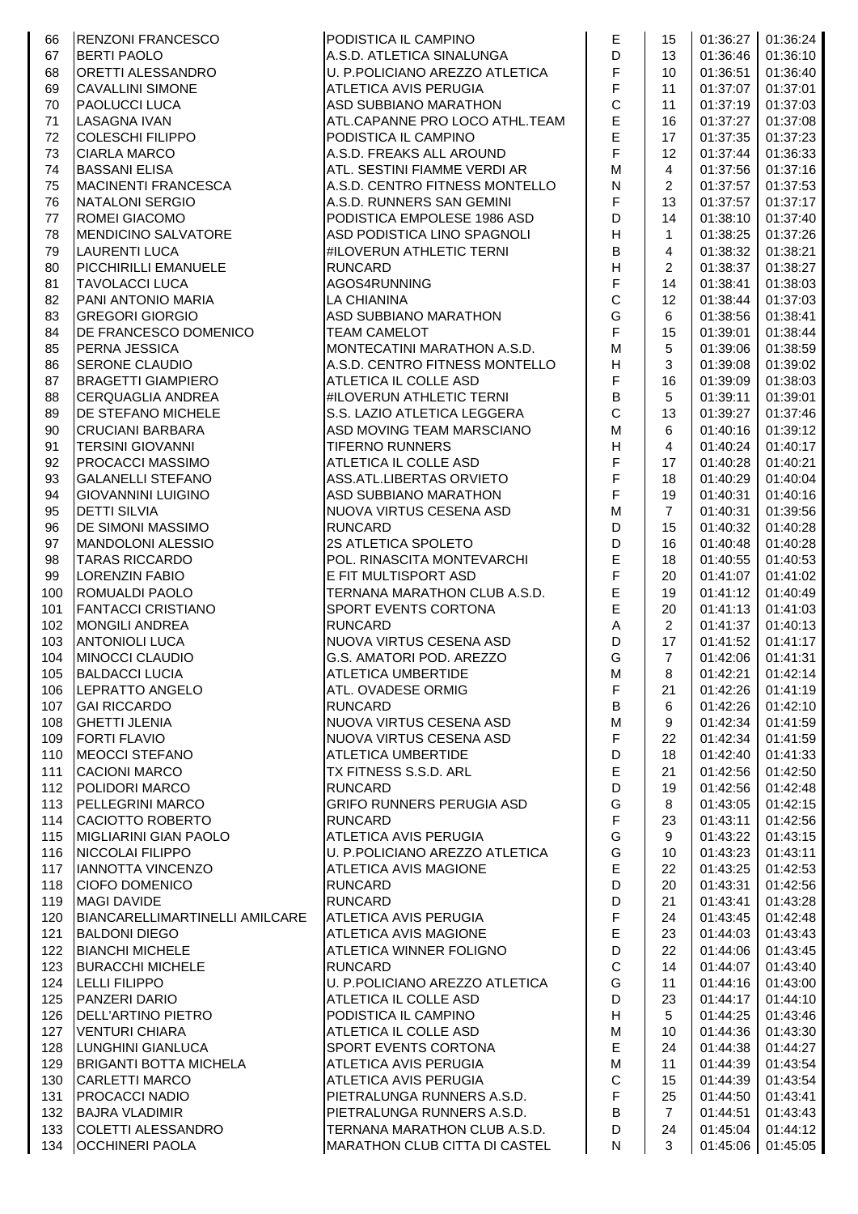| | | | | | | |
|---|---|---|---|---|---|---|
| 66 | RENZONI FRANCESCO | PODISTICA IL CAMPINO | E | 15 | 01:36:27 | 01:36:24 |
| 67 | BERTI PAOLO | A.S.D. ATLETICA SINALUNGA | D | 13 | 01:36:46 | 01:36:10 |
| 68 | ORETTI ALESSANDRO | U. P.POLICIANO AREZZO ATLETICA | F | 10 | 01:36:51 | 01:36:40 |
| 69 | CAVALLINI SIMONE | ATLETICA AVIS PERUGIA | F | 11 | 01:37:07 | 01:37:01 |
| 70 | PAOLUCCI LUCA | ASD SUBBIANO MARATHON | C | 11 | 01:37:19 | 01:37:03 |
| 71 | LASAGNA IVAN | ATL.CAPANNE PRO LOCO ATHL.TEAM | E | 16 | 01:37:27 | 01:37:08 |
| 72 | COLESCHI FILIPPO | PODISTICA IL CAMPINO | E | 17 | 01:37:35 | 01:37:23 |
| 73 | CIARLA MARCO | A.S.D. FREAKS ALL AROUND | F | 12 | 01:37:44 | 01:36:33 |
| 74 | BASSANI ELISA | ATL. SESTINI FIAMME VERDI AR | M | 4 | 01:37:56 | 01:37:16 |
| 75 | MACINENTI FRANCESCA | A.S.D. CENTRO FITNESS MONTELLO | N | 2 | 01:37:57 | 01:37:53 |
| 76 | NATALONI SERGIO | A.S.D. RUNNERS SAN GEMINI | F | 13 | 01:37:57 | 01:37:17 |
| 77 | ROMEI GIACOMO | PODISTICA EMPOLESE 1986 ASD | D | 14 | 01:38:10 | 01:37:40 |
| 78 | MENDICINO SALVATORE | ASD PODISTICA LINO SPAGNOLI | H | 1 | 01:38:25 | 01:37:26 |
| 79 | LAURENTI LUCA | #ILOVERUN ATHLETIC TERNI | B | 4 | 01:38:32 | 01:38:21 |
| 80 | PICCHIRILLI EMANUELE | RUNCARD | H | 2 | 01:38:37 | 01:38:27 |
| 81 | TAVOLACCI LUCA | AGOS4RUNNING | F | 14 | 01:38:41 | 01:38:03 |
| 82 | PANI ANTONIO MARIA | LA CHIANINA | C | 12 | 01:38:44 | 01:37:03 |
| 83 | GREGORI GIORGIO | ASD SUBBIANO MARATHON | G | 6 | 01:38:56 | 01:38:41 |
| 84 | DE FRANCESCO DOMENICO | TEAM CAMELOT | F | 15 | 01:39:01 | 01:38:44 |
| 85 | PERNA JESSICA | MONTECATINI MARATHON A.S.D. | M | 5 | 01:39:06 | 01:38:59 |
| 86 | SERONE CLAUDIO | A.S.D. CENTRO FITNESS MONTELLO | H | 3 | 01:39:08 | 01:39:02 |
| 87 | BRAGETTI GIAMPIERO | ATLETICA IL COLLE ASD | F | 16 | 01:39:09 | 01:38:03 |
| 88 | CERQUAGLIA ANDREA | #ILOVERUN ATHLETIC TERNI | B | 5 | 01:39:11 | 01:39:01 |
| 89 | DE STEFANO MICHELE | S.S. LAZIO ATLETICA LEGGERA | C | 13 | 01:39:27 | 01:37:46 |
| 90 | CRUCIANI BARBARA | ASD MOVING TEAM MARSCIANO | M | 6 | 01:40:16 | 01:39:12 |
| 91 | TERSINI GIOVANNI | TIFERNO RUNNERS | H | 4 | 01:40:24 | 01:40:17 |
| 92 | PROCACCI MASSIMO | ATLETICA IL COLLE ASD | F | 17 | 01:40:28 | 01:40:21 |
| 93 | GALANELLI STEFANO | ASS.ATL.LIBERTAS ORVIETO | F | 18 | 01:40:29 | 01:40:04 |
| 94 | GIOVANNINI LUIGINO | ASD SUBBIANO MARATHON | F | 19 | 01:40:31 | 01:40:16 |
| 95 | DETTI SILVIA | NUOVA VIRTUS CESENA ASD | M | 7 | 01:40:31 | 01:39:56 |
| 96 | DE SIMONI MASSIMO | RUNCARD | D | 15 | 01:40:32 | 01:40:28 |
| 97 | MANDOLONI ALESSIO | 2S ATLETICA SPOLETO | D | 16 | 01:40:48 | 01:40:28 |
| 98 | TARAS RICCARDO | POL. RINASCITA MONTEVARCHI | E | 18 | 01:40:55 | 01:40:53 |
| 99 | LORENZIN FABIO | E FIT MULTISPORT ASD | F | 20 | 01:41:07 | 01:41:02 |
| 100 | ROMUALDI PAOLO | TERNANA MARATHON CLUB A.S.D. | E | 19 | 01:41:12 | 01:40:49 |
| 101 | FANTACCI CRISTIANO | SPORT EVENTS CORTONA | E | 20 | 01:41:13 | 01:41:03 |
| 102 | MONGILI ANDREA | RUNCARD | A | 2 | 01:41:37 | 01:40:13 |
| 103 | ANTONIOLI LUCA | NUOVA VIRTUS CESENA ASD | D | 17 | 01:41:52 | 01:41:17 |
| 104 | MINOCCI CLAUDIO | G.S. AMATORI POD. AREZZO | G | 7 | 01:42:06 | 01:41:31 |
| 105 | BALDACCI LUCIA | ATLETICA UMBERTIDE | M | 8 | 01:42:21 | 01:42:14 |
| 106 | LEPRATTO ANGELO | ATL. OVADESE ORMIG | F | 21 | 01:42:26 | 01:41:19 |
| 107 | GAI RICCARDO | RUNCARD | B | 6 | 01:42:26 | 01:42:10 |
| 108 | GHETTI JLENIA | NUOVA VIRTUS CESENA ASD | M | 9 | 01:42:34 | 01:41:59 |
| 109 | FORTI FLAVIO | NUOVA VIRTUS CESENA ASD | F | 22 | 01:42:34 | 01:41:59 |
| 110 | MEOCCI STEFANO | ATLETICA UMBERTIDE | D | 18 | 01:42:40 | 01:41:33 |
| 111 | CACIONI MARCO | TX FITNESS S.S.D. ARL | E | 21 | 01:42:56 | 01:42:50 |
| 112 | POLIDORI MARCO | RUNCARD | D | 19 | 01:42:56 | 01:42:48 |
| 113 | PELLEGRINI MARCO | GRIFO RUNNERS PERUGIA ASD | G | 8 | 01:43:05 | 01:42:15 |
| 114 | CACIOTTO ROBERTO | RUNCARD | F | 23 | 01:43:11 | 01:42:56 |
| 115 | MIGLIARINI GIAN PAOLO | ATLETICA AVIS PERUGIA | G | 9 | 01:43:22 | 01:43:15 |
| 116 | NICCOLAI FILIPPO | U. P.POLICIANO AREZZO ATLETICA | G | 10 | 01:43:23 | 01:43:11 |
| 117 | IANNOTTA VINCENZO | ATLETICA AVIS MAGIONE | E | 22 | 01:43:25 | 01:42:53 |
| 118 | CIOFO DOMENICO | RUNCARD | D | 20 | 01:43:31 | 01:42:56 |
| 119 | MAGI DAVIDE | RUNCARD | D | 21 | 01:43:41 | 01:43:28 |
| 120 | BIANCARELLIMARTINELLI AMILCARE | ATLETICA AVIS PERUGIA | F | 24 | 01:43:45 | 01:42:48 |
| 121 | BALDONI DIEGO | ATLETICA AVIS MAGIONE | E | 23 | 01:44:03 | 01:43:43 |
| 122 | BIANCHI MICHELE | ATLETICA WINNER FOLIGNO | D | 22 | 01:44:06 | 01:43:45 |
| 123 | BURACCHI MICHELE | RUNCARD | C | 14 | 01:44:07 | 01:43:40 |
| 124 | LELLI FILIPPO | U. P.POLICIANO AREZZO ATLETICA | G | 11 | 01:44:16 | 01:43:00 |
| 125 | PANZERI DARIO | ATLETICA IL COLLE ASD | D | 23 | 01:44:17 | 01:44:10 |
| 126 | DELL'ARTINO PIETRO | PODISTICA IL CAMPINO | H | 5 | 01:44:25 | 01:43:46 |
| 127 | VENTURI CHIARA | ATLETICA IL COLLE ASD | M | 10 | 01:44:36 | 01:43:30 |
| 128 | LUNGHINI GIANLUCA | SPORT EVENTS CORTONA | E | 24 | 01:44:38 | 01:44:27 |
| 129 | BRIGANTI BOTTA MICHELA | ATLETICA AVIS PERUGIA | M | 11 | 01:44:39 | 01:43:54 |
| 130 | CARLETTI MARCO | ATLETICA AVIS PERUGIA | C | 15 | 01:44:39 | 01:43:54 |
| 131 | PROCACCI NADIO | PIETRALUNGA RUNNERS A.S.D. | F | 25 | 01:44:50 | 01:43:41 |
| 132 | BAJRA VLADIMIR | PIETRALUNGA RUNNERS A.S.D. | B | 7 | 01:44:51 | 01:43:43 |
| 133 | COLETTI ALESSANDRO | TERNANA MARATHON CLUB A.S.D. | D | 24 | 01:45:04 | 01:44:12 |
| 134 | OCCHINERI PAOLA | MARATHON CLUB CITTA DI CASTEL | N | 3 | 01:45:06 | 01:45:05 |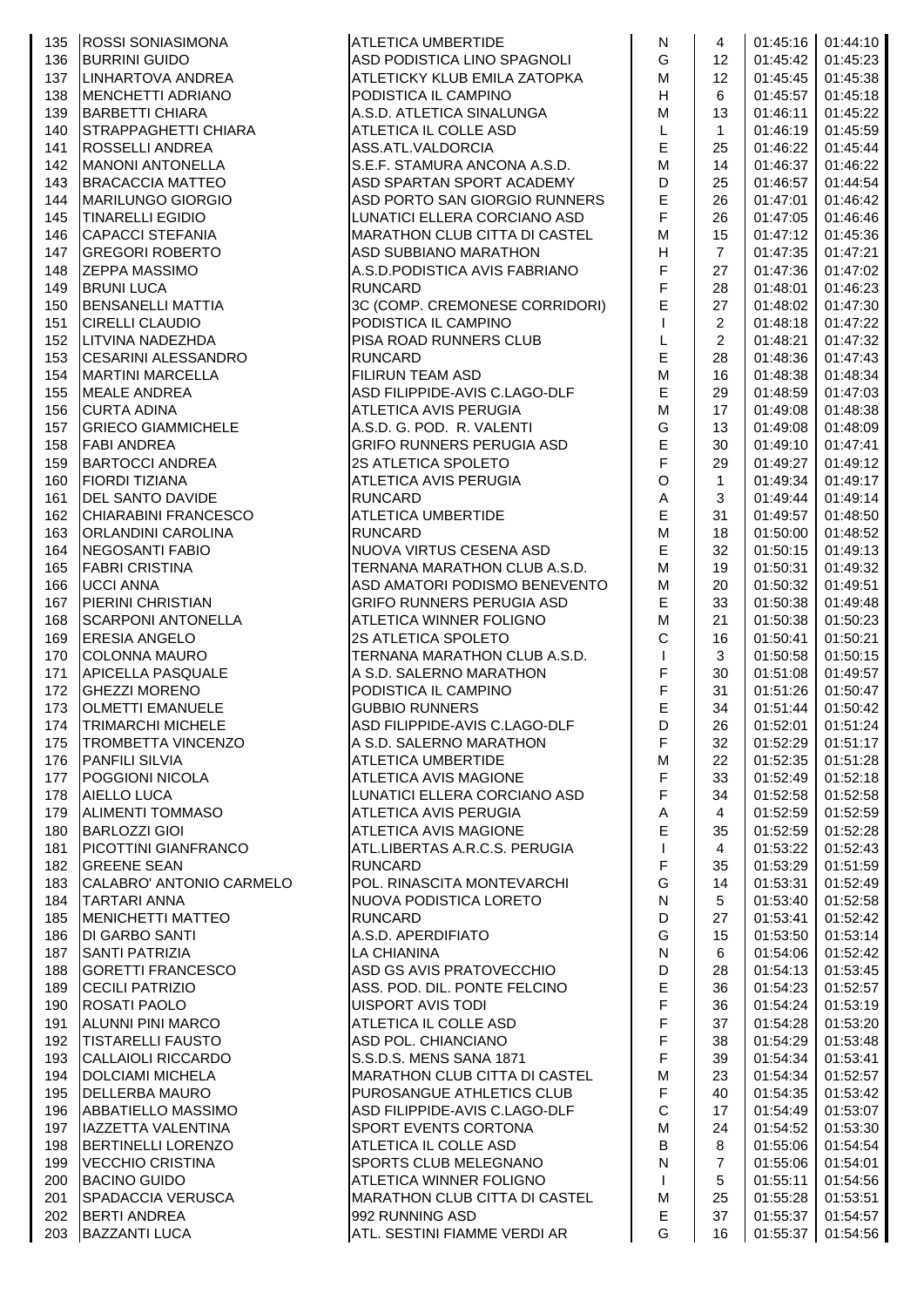| | | | | | | |
|---|---|---|---|---|---|---|
| 135 | ROSSI SONIASIMONA | ATLETICA UMBERTIDE | N | 4 | 01:45:16 | 01:44:10 |
| 136 | BURRINI GUIDO | ASD PODISTICA LINO SPAGNOLI | G | 12 | 01:45:42 | 01:45:23 |
| 137 | LINHARTOVA ANDREA | ATLETICKY KLUB EMILA ZATOPKA | M | 12 | 01:45:45 | 01:45:38 |
| 138 | MENCHETTI ADRIANO | PODISTICA IL CAMPINO | H | 6 | 01:45:57 | 01:45:18 |
| 139 | BARBETTI CHIARA | A.S.D. ATLETICA SINALUNGA | M | 13 | 01:46:11 | 01:45:22 |
| 140 | STRAPPAGHETTI CHIARA | ATLETICA IL COLLE ASD | L | 1 | 01:46:19 | 01:45:59 |
| 141 | ROSSELLI ANDREA | ASS.ATL.VALDORCIA | E | 25 | 01:46:22 | 01:45:44 |
| 142 | MANONI ANTONELLA | S.E.F. STAMURA ANCONA A.S.D. | M | 14 | 01:46:37 | 01:46:22 |
| 143 | BRACACCIA MATTEO | ASD SPARTAN SPORT ACADEMY | D | 25 | 01:46:57 | 01:44:54 |
| 144 | MARILUNGO GIORGIO | ASD PORTO SAN GIORGIO RUNNERS | E | 26 | 01:47:01 | 01:46:42 |
| 145 | TINARELLI EGIDIO | LUNATICI ELLERA CORCIANO ASD | F | 26 | 01:47:05 | 01:46:46 |
| 146 | CAPACCI STEFANIA | MARATHON CLUB CITTA DI CASTEL | M | 15 | 01:47:12 | 01:45:36 |
| 147 | GREGORI ROBERTO | ASD SUBBIANO MARATHON | H | 7 | 01:47:35 | 01:47:21 |
| 148 | ZEPPA MASSIMO | A.S.D.PODISTICA AVIS FABRIANO | F | 27 | 01:47:36 | 01:47:02 |
| 149 | BRUNI LUCA | RUNCARD | F | 28 | 01:48:01 | 01:46:23 |
| 150 | BENSANELLI MATTIA | 3C (COMP. CREMONESE CORRIDORI) | E | 27 | 01:48:02 | 01:47:30 |
| 151 | CIRELLI CLAUDIO | PODISTICA IL CAMPINO | I | 2 | 01:48:18 | 01:47:22 |
| 152 | LITVINA NADEZHDA | PISA ROAD RUNNERS CLUB | L | 2 | 01:48:21 | 01:47:32 |
| 153 | CESARINI ALESSANDRO | RUNCARD | E | 28 | 01:48:36 | 01:47:43 |
| 154 | MARTINI MARCELLA | FILIRUN TEAM ASD | M | 16 | 01:48:38 | 01:48:34 |
| 155 | MEALE ANDREA | ASD FILIPPIDE-AVIS C.LAGO-DLF | E | 29 | 01:48:59 | 01:47:03 |
| 156 | CURTA ADINA | ATLETICA AVIS PERUGIA | M | 17 | 01:49:08 | 01:48:38 |
| 157 | GRIECO GIAMMICHELE | A.S.D. G. POD. R. VALENTI | G | 13 | 01:49:08 | 01:48:09 |
| 158 | FABI ANDREA | GRIFO RUNNERS PERUGIA ASD | E | 30 | 01:49:10 | 01:47:41 |
| 159 | BARTOCCI ANDREA | 2S ATLETICA SPOLETO | F | 29 | 01:49:27 | 01:49:12 |
| 160 | FIORDI TIZIANA | ATLETICA AVIS PERUGIA | O | 1 | 01:49:34 | 01:49:17 |
| 161 | DEL SANTO DAVIDE | RUNCARD | A | 3 | 01:49:44 | 01:49:14 |
| 162 | CHIARABINI FRANCESCO | ATLETICA UMBERTIDE | E | 31 | 01:49:57 | 01:48:50 |
| 163 | ORLANDINI CAROLINA | RUNCARD | M | 18 | 01:50:00 | 01:48:52 |
| 164 | NEGOSANTI FABIO | NUOVA VIRTUS CESENA ASD | E | 32 | 01:50:15 | 01:49:13 |
| 165 | FABRI CRISTINA | TERNANA MARATHON CLUB A.S.D. | M | 19 | 01:50:31 | 01:49:32 |
| 166 | UCCI ANNA | ASD AMATORI PODISMO BENEVENTO | M | 20 | 01:50:32 | 01:49:51 |
| 167 | PIERINI CHRISTIAN | GRIFO RUNNERS PERUGIA ASD | E | 33 | 01:50:38 | 01:49:48 |
| 168 | SCARPONI ANTONELLA | ATLETICA WINNER FOLIGNO | M | 21 | 01:50:38 | 01:50:23 |
| 169 | ERESIA ANGELO | 2S ATLETICA SPOLETO | C | 16 | 01:50:41 | 01:50:21 |
| 170 | COLONNA MAURO | TERNANA MARATHON CLUB A.S.D. | I | 3 | 01:50:58 | 01:50:15 |
| 171 | APICELLA PASQUALE | A S.D. SALERNO MARATHON | F | 30 | 01:51:08 | 01:49:57 |
| 172 | GHEZZI MORENO | PODISTICA IL CAMPINO | F | 31 | 01:51:26 | 01:50:47 |
| 173 | OLMETTI EMANUELE | GUBBIO RUNNERS | E | 34 | 01:51:44 | 01:50:42 |
| 174 | TRIMARCHI MICHELE | ASD FILIPPIDE-AVIS C.LAGO-DLF | D | 26 | 01:52:01 | 01:51:24 |
| 175 | TROMBETTA VINCENZO | A S.D. SALERNO MARATHON | F | 32 | 01:52:29 | 01:51:17 |
| 176 | PANFILI SILVIA | ATLETICA UMBERTIDE | M | 22 | 01:52:35 | 01:51:28 |
| 177 | POGGIONI NICOLA | ATLETICA AVIS MAGIONE | F | 33 | 01:52:49 | 01:52:18 |
| 178 | AIELLO LUCA | LUNATICI ELLERA CORCIANO ASD | F | 34 | 01:52:58 | 01:52:58 |
| 179 | ALIMENTI TOMMASO | ATLETICA AVIS PERUGIA | A | 4 | 01:52:59 | 01:52:59 |
| 180 | BARLOZZI GIOI | ATLETICA AVIS MAGIONE | E | 35 | 01:52:59 | 01:52:28 |
| 181 | PICOTTINI GIANFRANCO | ATL.LIBERTAS A.R.C.S. PERUGIA | I | 4 | 01:53:22 | 01:52:43 |
| 182 | GREENE SEAN | RUNCARD | F | 35 | 01:53:29 | 01:51:59 |
| 183 | CALABRO' ANTONIO CARMELO | POL. RINASCITA MONTEVARCHI | G | 14 | 01:53:31 | 01:52:49 |
| 184 | TARTARI ANNA | NUOVA PODISTICA LORETO | N | 5 | 01:53:40 | 01:52:58 |
| 185 | MENICHETTI MATTEO | RUNCARD | D | 27 | 01:53:41 | 01:52:42 |
| 186 | DI GARBO SANTI | A.S.D. APERDIFIATO | G | 15 | 01:53:50 | 01:53:14 |
| 187 | SANTI PATRIZIA | LA CHIANINA | N | 6 | 01:54:06 | 01:52:42 |
| 188 | GORETTI FRANCESCO | ASD GS AVIS PRATOVECCHIO | D | 28 | 01:54:13 | 01:53:45 |
| 189 | CECILI PATRIZIO | ASS. POD. DIL. PONTE FELCINO | E | 36 | 01:54:23 | 01:52:57 |
| 190 | ROSATI PAOLO | UISPORT AVIS TODI | F | 36 | 01:54:24 | 01:53:19 |
| 191 | ALUNNI PINI MARCO | ATLETICA IL COLLE ASD | F | 37 | 01:54:28 | 01:53:20 |
| 192 | TISTARELLI FAUSTO | ASD POL. CHIANCIANO | F | 38 | 01:54:29 | 01:53:48 |
| 193 | CALLAIOLI RICCARDO | S.S.D.S. MENS SANA 1871 | F | 39 | 01:54:34 | 01:53:41 |
| 194 | DOLCIAMI MICHELA | MARATHON CLUB CITTA DI CASTEL | M | 23 | 01:54:34 | 01:52:57 |
| 195 | DELLERBA MAURO | PUROSANGUE ATHLETICS CLUB | F | 40 | 01:54:35 | 01:53:42 |
| 196 | ABBATIELLO MASSIMO | ASD FILIPPIDE-AVIS C.LAGO-DLF | C | 17 | 01:54:49 | 01:53:07 |
| 197 | IAZZETTA VALENTINA | SPORT EVENTS CORTONA | M | 24 | 01:54:52 | 01:53:30 |
| 198 | BERTINELLI LORENZO | ATLETICA IL COLLE ASD | B | 8 | 01:55:06 | 01:54:54 |
| 199 | VECCHIO CRISTINA | SPORTS CLUB MELEGNANO | N | 7 | 01:55:06 | 01:54:01 |
| 200 | BACINO GUIDO | ATLETICA WINNER FOLIGNO | I | 5 | 01:55:11 | 01:54:56 |
| 201 | SPADACCIA VERUSCA | MARATHON CLUB CITTA DI CASTEL | M | 25 | 01:55:28 | 01:53:51 |
| 202 | BERTI ANDREA | 992 RUNNING ASD | E | 37 | 01:55:37 | 01:54:57 |
| 203 | BAZZANTI LUCA | ATL. SESTINI FIAMME VERDI AR | G | 16 | 01:55:37 | 01:54:56 |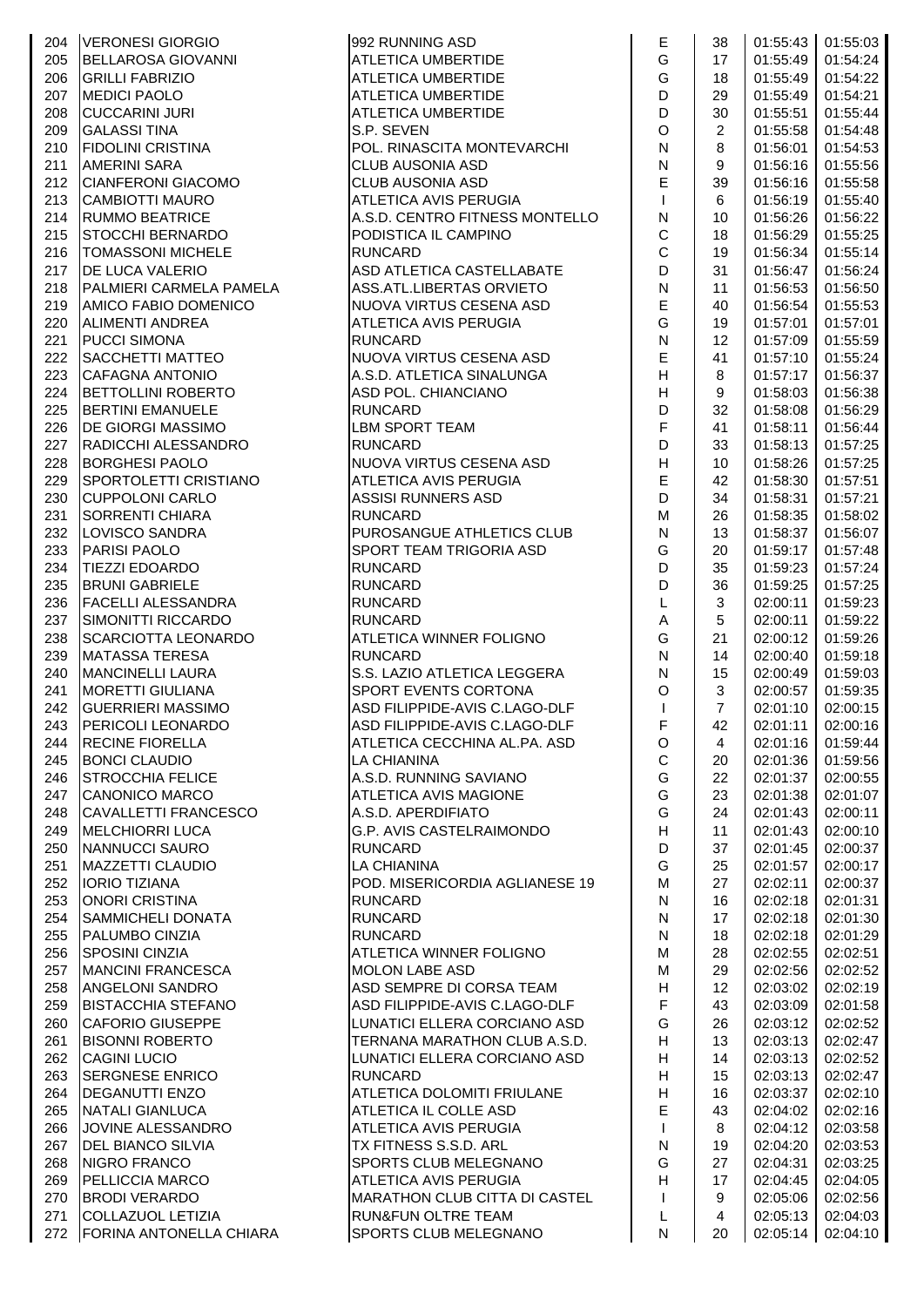| | | | | | | |
|---|---|---|---|---|---|---|
| 204 | VERONESI GIORGIO | 992 RUNNING ASD | E | 38 | 01:55:43 | 01:55:03 |
| 205 | BELLAROSA GIOVANNI | ATLETICA UMBERTIDE | G | 17 | 01:55:49 | 01:54:24 |
| 206 | GRILLI FABRIZIO | ATLETICA UMBERTIDE | G | 18 | 01:55:49 | 01:54:22 |
| 207 | MEDICI PAOLO | ATLETICA UMBERTIDE | D | 29 | 01:55:49 | 01:54:21 |
| 208 | CUCCARINI JURI | ATLETICA UMBERTIDE | D | 30 | 01:55:51 | 01:55:44 |
| 209 | GALASSI TINA | S.P. SEVEN | O | 2 | 01:55:58 | 01:54:48 |
| 210 | FIDOLINI CRISTINA | POL. RINASCITA MONTEVARCHI | N | 8 | 01:56:01 | 01:54:53 |
| 211 | AMERINI SARA | CLUB AUSONIA ASD | N | 9 | 01:56:16 | 01:55:56 |
| 212 | CIANFERONI GIACOMO | CLUB AUSONIA ASD | E | 39 | 01:56:16 | 01:55:58 |
| 213 | CAMBIOTTI MAURO | ATLETICA AVIS PERUGIA | I | 6 | 01:56:19 | 01:55:40 |
| 214 | RUMMO BEATRICE | A.S.D. CENTRO FITNESS MONTELLO | N | 10 | 01:56:26 | 01:56:22 |
| 215 | STOCCHI BERNARDO | PODISTICA IL CAMPINO | C | 18 | 01:56:29 | 01:55:25 |
| 216 | TOMASSONI MICHELE | RUNCARD | C | 19 | 01:56:34 | 01:55:14 |
| 217 | DE LUCA VALERIO | ASD ATLETICA CASTELLABATE | D | 31 | 01:56:47 | 01:56:24 |
| 218 | PALMIERI CARMELA PAMELA | ASS.ATL.LIBERTAS ORVIETO | N | 11 | 01:56:53 | 01:56:50 |
| 219 | AMICO FABIO DOMENICO | NUOVA VIRTUS CESENA ASD | E | 40 | 01:56:54 | 01:55:53 |
| 220 | ALIMENTI ANDREA | ATLETICA AVIS PERUGIA | G | 19 | 01:57:01 | 01:57:01 |
| 221 | PUCCI SIMONA | RUNCARD | N | 12 | 01:57:09 | 01:55:59 |
| 222 | SACCHETTI MATTEO | NUOVA VIRTUS CESENA ASD | E | 41 | 01:57:10 | 01:55:24 |
| 223 | CAFAGNA ANTONIO | A.S.D. ATLETICA SINALUNGA | H | 8 | 01:57:17 | 01:56:37 |
| 224 | BETTOLLINI ROBERTO | ASD POL. CHIANCIANO | H | 9 | 01:58:03 | 01:56:38 |
| 225 | BERTINI EMANUELE | RUNCARD | D | 32 | 01:58:08 | 01:56:29 |
| 226 | DE GIORGI MASSIMO | LBM SPORT TEAM | F | 41 | 01:58:11 | 01:56:44 |
| 227 | RADICCHI ALESSANDRO | RUNCARD | D | 33 | 01:58:13 | 01:57:25 |
| 228 | BORGHESI PAOLO | NUOVA VIRTUS CESENA ASD | H | 10 | 01:58:26 | 01:57:25 |
| 229 | SPORTOLETTI CRISTIANO | ATLETICA AVIS PERUGIA | E | 42 | 01:58:30 | 01:57:51 |
| 230 | CUPPOLONI CARLO | ASSISI RUNNERS ASD | D | 34 | 01:58:31 | 01:57:21 |
| 231 | SORRENTI CHIARA | RUNCARD | M | 26 | 01:58:35 | 01:58:02 |
| 232 | LOVISCO SANDRA | PUROSANGUE ATHLETICS CLUB | N | 13 | 01:58:37 | 01:56:07 |
| 233 | PARISI PAOLO | SPORT TEAM TRIGORIA ASD | G | 20 | 01:59:17 | 01:57:48 |
| 234 | TIEZZI EDOARDO | RUNCARD | D | 35 | 01:59:23 | 01:57:24 |
| 235 | BRUNI GABRIELE | RUNCARD | D | 36 | 01:59:25 | 01:57:25 |
| 236 | FACELLI ALESSANDRA | RUNCARD | L | 3 | 02:00:11 | 01:59:23 |
| 237 | SIMONITTI RICCARDO | RUNCARD | A | 5 | 02:00:11 | 01:59:22 |
| 238 | SCARCIOTTA LEONARDO | ATLETICA WINNER FOLIGNO | G | 21 | 02:00:12 | 01:59:26 |
| 239 | MATASSA TERESA | RUNCARD | N | 14 | 02:00:40 | 01:59:18 |
| 240 | MANCINELLI LAURA | S.S. LAZIO ATLETICA LEGGERA | N | 15 | 02:00:49 | 01:59:03 |
| 241 | MORETTI GIULIANA | SPORT EVENTS CORTONA | O | 3 | 02:00:57 | 01:59:35 |
| 242 | GUERRIERI MASSIMO | ASD FILIPPIDE-AVIS C.LAGO-DLF | I | 7 | 02:01:10 | 02:00:15 |
| 243 | PERICOLI LEONARDO | ASD FILIPPIDE-AVIS C.LAGO-DLF | F | 42 | 02:01:11 | 02:00:16 |
| 244 | RECINE FIORELLA | ATLETICA CECCHINA AL.PA. ASD | O | 4 | 02:01:16 | 01:59:44 |
| 245 | BONCI CLAUDIO | LA CHIANINA | C | 20 | 02:01:36 | 01:59:56 |
| 246 | STROCCHIA FELICE | A.S.D. RUNNING SAVIANO | G | 22 | 02:01:37 | 02:00:55 |
| 247 | CANONICO MARCO | ATLETICA AVIS MAGIONE | G | 23 | 02:01:38 | 02:01:07 |
| 248 | CAVALLETTI FRANCESCO | A.S.D. APERDIFIATO | G | 24 | 02:01:43 | 02:00:11 |
| 249 | MELCHIORRI LUCA | G.P. AVIS CASTELRAIMONDO | H | 11 | 02:01:43 | 02:00:10 |
| 250 | NANNUCCI SAURO | RUNCARD | D | 37 | 02:01:45 | 02:00:37 |
| 251 | MAZZETTI CLAUDIO | LA CHIANINA | G | 25 | 02:01:57 | 02:00:17 |
| 252 | IORIO TIZIANA | POD. MISERICORDIA AGLIANESE 19 | M | 27 | 02:02:11 | 02:00:37 |
| 253 | ONORI CRISTINA | RUNCARD | N | 16 | 02:02:18 | 02:01:31 |
| 254 | SAMMICHELI DONATA | RUNCARD | N | 17 | 02:02:18 | 02:01:30 |
| 255 | PALUMBO CINZIA | RUNCARD | N | 18 | 02:02:18 | 02:01:29 |
| 256 | SPOSINI CINZIA | ATLETICA WINNER FOLIGNO | M | 28 | 02:02:55 | 02:02:51 |
| 257 | MANCINI FRANCESCA | MOLON LABE ASD | M | 29 | 02:02:56 | 02:02:52 |
| 258 | ANGELONI SANDRO | ASD SEMPRE DI CORSA TEAM | H | 12 | 02:03:02 | 02:02:19 |
| 259 | BISTACCHIA STEFANO | ASD FILIPPIDE-AVIS C.LAGO-DLF | F | 43 | 02:03:09 | 02:01:58 |
| 260 | CAFORIO GIUSEPPE | LUNATICI ELLERA CORCIANO ASD | G | 26 | 02:03:12 | 02:02:52 |
| 261 | BISONNI ROBERTO | TERNANA MARATHON CLUB A.S.D. | H | 13 | 02:03:13 | 02:02:47 |
| 262 | CAGINI LUCIO | LUNATICI ELLERA CORCIANO ASD | H | 14 | 02:03:13 | 02:02:52 |
| 263 | SERGNESE ENRICO | RUNCARD | H | 15 | 02:03:13 | 02:02:47 |
| 264 | DEGANUTTI ENZO | ATLETICA DOLOMITI FRIULANE | H | 16 | 02:03:37 | 02:02:10 |
| 265 | NATALI GIANLUCA | ATLETICA IL COLLE ASD | E | 43 | 02:04:02 | 02:02:16 |
| 266 | JOVINE ALESSANDRO | ATLETICA AVIS PERUGIA | I | 8 | 02:04:12 | 02:03:58 |
| 267 | DEL BIANCO SILVIA | TX FITNESS S.S.D. ARL | N | 19 | 02:04:20 | 02:03:53 |
| 268 | NIGRO FRANCO | SPORTS CLUB MELEGNANO | G | 27 | 02:04:31 | 02:03:25 |
| 269 | PELLICCIA MARCO | ATLETICA AVIS PERUGIA | H | 17 | 02:04:45 | 02:04:05 |
| 270 | BRODI VERARDO | MARATHON CLUB CITTA DI CASTEL | I | 9 | 02:05:06 | 02:02:56 |
| 271 | COLLAZUOL LETIZIA | RUN&FUN OLTRE TEAM | L | 4 | 02:05:13 | 02:04:03 |
| 272 | FORINA ANTONELLA CHIARA | SPORTS CLUB MELEGNANO | N | 20 | 02:05:14 | 02:04:10 |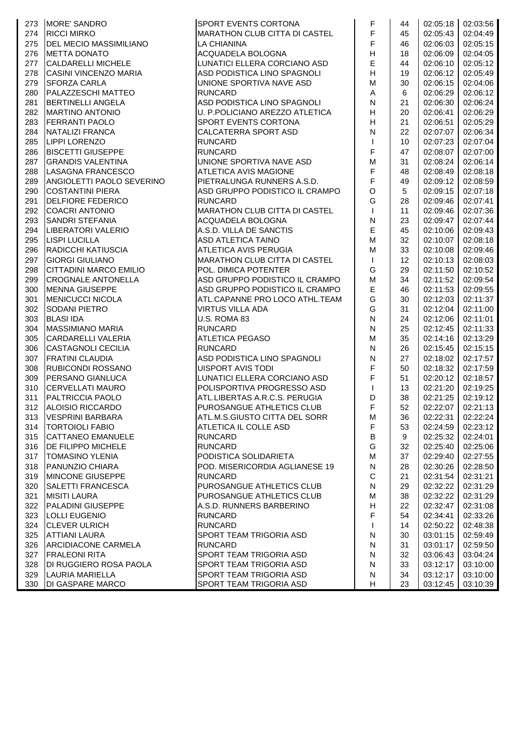| 273 | MORE' SANDRO | SPORT EVENTS CORTONA | F | 44 | 02:05:18 | 02:03:56 |
|---|---|---|---|---|---|---|
| 274 | RICCI MIRKO | MARATHON CLUB CITTA DI CASTEL | F | 45 | 02:05:43 | 02:04:49 |
| 275 | DEL MECIO MASSIMILIANO | LA CHIANINA | F | 46 | 02:06:03 | 02:05:15 |
| 276 | METTA DONATO | ACQUADELA BOLOGNA | H | 18 | 02:06:09 | 02:04:05 |
| 277 | CALDARELLI MICHELE | LUNATICI ELLERA CORCIANO ASD | E | 44 | 02:06:10 | 02:05:12 |
| 278 | CASINI VINCENZO MARIA | ASD PODISTICA LINO SPAGNOLI | H | 19 | 02:06:12 | 02:05:49 |
| 279 | SFORZA CARLA | UNIONE SPORTIVA NAVE ASD | M | 30 | 02:06:15 | 02:04:06 |
| 280 | PALAZZESCHI MATTEO | RUNCARD | A | 6 | 02:06:29 | 02:06:12 |
| 281 | BERTINELLI ANGELA | ASD PODISTICA LINO SPAGNOLI | N | 21 | 02:06:30 | 02:06:24 |
| 282 | MARTINO ANTONIO | U. P.POLICIANO AREZZO ATLETICA | H | 20 | 02:06:41 | 02:06:29 |
| 283 | FERRANTI PAOLO | SPORT EVENTS CORTONA | H | 21 | 02:06:51 | 02:05:29 |
| 284 | NATALIZI FRANCA | CALCATERRA SPORT ASD | N | 22 | 02:07:07 | 02:06:34 |
| 285 | LIPPI LORENZO | RUNCARD | I | 10 | 02:07:23 | 02:07:04 |
| 286 | BISCETTI GIUSEPPE | RUNCARD | F | 47 | 02:08:07 | 02:07:00 |
| 287 | GRANDIS VALENTINA | UNIONE SPORTIVA NAVE ASD | M | 31 | 02:08:24 | 02:06:14 |
| 288 | LASAGNA FRANCESCO | ATLETICA AVIS MAGIONE | F | 48 | 02:08:49 | 02:08:18 |
| 289 | ANGIOLETTI PAOLO SEVERINO | PIETRALUNGA RUNNERS A.S.D. | F | 49 | 02:09:12 | 02:08:59 |
| 290 | COSTANTINI PIERA | ASD GRUPPO PODISTICO IL CRAMPO | O | 5 | 02:09:15 | 02:07:18 |
| 291 | DELFIORE FEDERICO | RUNCARD | G | 28 | 02:09:46 | 02:07:41 |
| 292 | COACRI ANTONIO | MARATHON CLUB CITTA DI CASTEL | I | 11 | 02:09:46 | 02:07:36 |
| 293 | SANDRI STEFANIA | ACQUADELA BOLOGNA | N | 23 | 02:09:47 | 02:07:44 |
| 294 | LIBERATORI VALERIO | A.S.D. VILLA DE SANCTIS | E | 45 | 02:10:06 | 02:09:43 |
| 295 | LISPI LUCILLA | ASD ATLETICA TAINO | M | 32 | 02:10:07 | 02:08:18 |
| 296 | RADICCHI KATIUSCIA | ATLETICA AVIS PERUGIA | M | 33 | 02:10:08 | 02:09:46 |
| 297 | GIORGI GIULIANO | MARATHON CLUB CITTA DI CASTEL | I | 12 | 02:10:13 | 02:08:03 |
| 298 | CITTADINI MARCO EMILIO | POL. DIMICA POTENTER | G | 29 | 02:11:50 | 02:10:52 |
| 299 | CROGNALE ANTONELLA | ASD GRUPPO PODISTICO IL CRAMPO | M | 34 | 02:11:52 | 02:09:54 |
| 300 | MENNA GIUSEPPE | ASD GRUPPO PODISTICO IL CRAMPO | E | 46 | 02:11:53 | 02:09:55 |
| 301 | MENICUCCI NICOLA | ATL.CAPANNE PRO LOCO ATHL.TEAM | G | 30 | 02:12:03 | 02:11:37 |
| 302 | SODANI PIETRO | VIRTUS VILLA ADA | G | 31 | 02:12:04 | 02:11:00 |
| 303 | BLASI IDA | U.S. ROMA 83 | N | 24 | 02:12:06 | 02:11:01 |
| 304 | MASSIMIANO MARIA | RUNCARD | N | 25 | 02:12:45 | 02:11:33 |
| 305 | CARDARELLI VALERIA | ATLETICA PEGASO | M | 35 | 02:14:16 | 02:13:29 |
| 306 | CASTAGNOLI CECILIA | RUNCARD | N | 26 | 02:15:45 | 02:15:15 |
| 307 | FRATINI CLAUDIA | ASD PODISTICA LINO SPAGNOLI | N | 27 | 02:18:02 | 02:17:57 |
| 308 | RUBICONDI ROSSANO | UISPORT AVIS TODI | F | 50 | 02:18:32 | 02:17:59 |
| 309 | PERSANO GIANLUCA | LUNATICI ELLERA CORCIANO ASD | F | 51 | 02:20:12 | 02:18:57 |
| 310 | CERVELLATI MAURO | POLISPORTIVA PROGRESSO ASD | I | 13 | 02:21:20 | 02:19:25 |
| 311 | PALTRICCIA PAOLO | ATL.LIBERTAS A.R.C.S. PERUGIA | D | 38 | 02:21:25 | 02:19:12 |
| 312 | ALOISIO RICCARDO | PUROSANGUE ATHLETICS CLUB | F | 52 | 02:22:07 | 02:21:13 |
| 313 | VESPRINI BARBARA | ATL.M.S.GIUSTO CITTA DEL SORR | M | 36 | 02:22:31 | 02:22:24 |
| 314 | TORTOIOLI FABIO | ATLETICA IL COLLE ASD | F | 53 | 02:24:59 | 02:23:12 |
| 315 | CATTANEO EMANUELE | RUNCARD | B | 9 | 02:25:32 | 02:24:01 |
| 316 | DE FILIPPO MICHELE | RUNCARD | G | 32 | 02:25:40 | 02:25:06 |
| 317 | TOMASINO YLENIA | PODISTICA SOLIDARIETA | M | 37 | 02:29:40 | 02:27:55 |
| 318 | PANUNZIO CHIARA | POD. MISERICORDIA AGLIANESE 19 | N | 28 | 02:30:26 | 02:28:50 |
| 319 | MINCONE GIUSEPPE | RUNCARD | C | 21 | 02:31:54 | 02:31:21 |
| 320 | SALETTI FRANCESCA | PUROSANGUE ATHLETICS CLUB | N | 29 | 02:32:22 | 02:31:29 |
| 321 | MISITI LAURA | PUROSANGUE ATHLETICS CLUB | M | 38 | 02:32:22 | 02:31:29 |
| 322 | PALADINI GIUSEPPE | A.S.D. RUNNERS BARBERINO | H | 22 | 02:32:47 | 02:31:08 |
| 323 | LOLLI EUGENIO | RUNCARD | F | 54 | 02:34:41 | 02:33:26 |
| 324 | CLEVER ULRICH | RUNCARD | I | 14 | 02:50:22 | 02:48:38 |
| 325 | ATTIANI LAURA | SPORT TEAM TRIGORIA ASD | N | 30 | 03:01:15 | 02:59:49 |
| 326 | ARCIDIACONE CARMELA | RUNCARD | N | 31 | 03:01:17 | 02:59:50 |
| 327 | FRALEONI RITA | SPORT TEAM TRIGORIA ASD | N | 32 | 03:06:43 | 03:04:24 |
| 328 | DI RUGGIERO ROSA PAOLA | SPORT TEAM TRIGORIA ASD | N | 33 | 03:12:17 | 03:10:00 |
| 329 | LAURIA MARIELLA | SPORT TEAM TRIGORIA ASD | N | 34 | 03:12:17 | 03:10:00 |
| 330 | DI GASPARE MARCO | SPORT TEAM TRIGORIA ASD | H | 23 | 03:12:45 | 03:10:39 |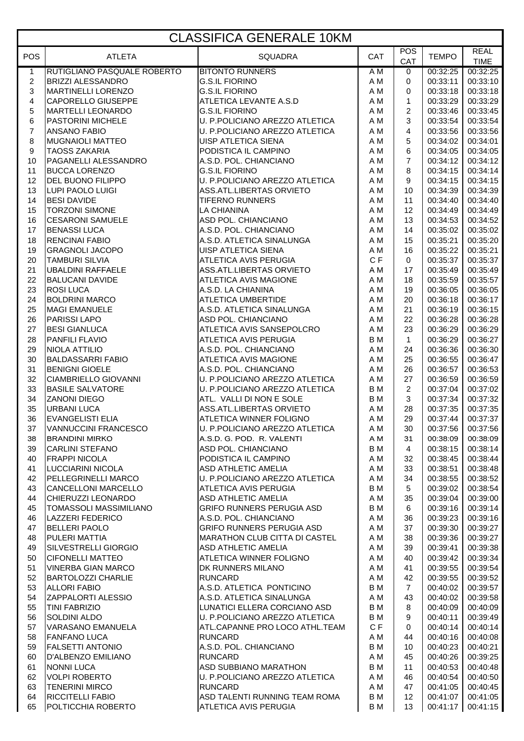# CLASSIFICA GENERALE 10KM

| POS | ATLETA | SQUADRA | CAT | POS CAT | TEMPO | REAL TIME |
|---|---|---|---|---|---|---|
| 1 | RUTIGLIANO PASQUALE ROBERTO | BITONTO RUNNERS | A M | 0 | 00:32:25 | 00:32:25 |
| 2 | BRIZZI ALESSANDRO | G.S.IL FIORINO | A M | 0 | 00:33:11 | 00:33:10 |
| 3 | MARTINELLI LORENZO | G.S.IL FIORINO | A M | 0 | 00:33:18 | 00:33:18 |
| 4 | CAPORELLO GIUSEPPE | ATLETICA LEVANTE A.S.D | A M | 1 | 00:33:29 | 00:33:29 |
| 5 | MARTELLI LEONARDO | G.S.IL FIORINO | A M | 2 | 00:33:46 | 00:33:45 |
| 6 | PASTORINI MICHELE | U. P.POLICIANO AREZZO ATLETICA | A M | 3 | 00:33:54 | 00:33:54 |
| 7 | ANSANO FABIO | U. P.POLICIANO AREZZO ATLETICA | A M | 4 | 00:33:56 | 00:33:56 |
| 8 | MUGNAIOLI MATTEO | UISP ATLETICA SIENA | A M | 5 | 00:34:02 | 00:34:01 |
| 9 | TAOSS ZAKARIA | PODISTICA IL CAMPINO | A M | 6 | 00:34:05 | 00:34:05 |
| 10 | PAGANELLI ALESSANDRO | A.S.D. POL. CHIANCIANO | A M | 7 | 00:34:12 | 00:34:12 |
| 11 | BUCCA LORENZO | G.S.IL FIORINO | A M | 8 | 00:34:15 | 00:34:14 |
| 12 | DEL BUONO FILIPPO | U. P.POLICIANO AREZZO ATLETICA | A M | 9 | 00:34:15 | 00:34:15 |
| 13 | LUPI PAOLO LUIGI | ASS.ATL.LIBERTAS ORVIETO | A M | 10 | 00:34:39 | 00:34:39 |
| 14 | BESI DAVIDE | TIFERNO RUNNERS | A M | 11 | 00:34:40 | 00:34:40 |
| 15 | TORZONI SIMONE | LA CHIANINA | A M | 12 | 00:34:49 | 00:34:49 |
| 16 | CESARONI SAMUELE | ASD POL. CHIANCIANO | A M | 13 | 00:34:53 | 00:34:52 |
| 17 | BENASSI LUCA | A.S.D. POL. CHIANCIANO | A M | 14 | 00:35:02 | 00:35:02 |
| 18 | RENCINAI FABIO | A.S.D. ATLETICA SINALUNGA | A M | 15 | 00:35:21 | 00:35:20 |
| 19 | GRAGNOLI JACOPO | UISP ATLETICA SIENA | A M | 16 | 00:35:22 | 00:35:21 |
| 20 | TAMBURI SILVIA | ATLETICA AVIS PERUGIA | C F | 0 | 00:35:37 | 00:35:37 |
| 21 | UBALDINI RAFFAELE | ASS.ATL.LIBERTAS ORVIETO | A M | 17 | 00:35:49 | 00:35:49 |
| 22 | BALUCANI DAVIDE | ATLETICA AVIS MAGIONE | A M | 18 | 00:35:59 | 00:35:57 |
| 23 | ROSI LUCA | A.S.D. LA CHIANINA | A M | 19 | 00:36:05 | 00:36:05 |
| 24 | BOLDRINI MARCO | ATLETICA UMBERTIDE | A M | 20 | 00:36:18 | 00:36:17 |
| 25 | MAGI EMANUELE | A.S.D. ATLETICA SINALUNGA | A M | 21 | 00:36:19 | 00:36:15 |
| 26 | PARISSI LAPO | ASD POL. CHIANCIANO | A M | 22 | 00:36:28 | 00:36:28 |
| 27 | BESI GIANLUCA | ATLETICA AVIS SANSEPOLCRO | A M | 23 | 00:36:29 | 00:36:29 |
| 28 | PANFILI FLAVIO | ATLETICA AVIS PERUGIA | B M | 1 | 00:36:29 | 00:36:27 |
| 29 | NIOLA ATTILIO | A.S.D. POL. CHIANCIANO | A M | 24 | 00:36:36 | 00:36:30 |
| 30 | BALDASSARRI FABIO | ATLETICA AVIS MAGIONE | A M | 25 | 00:36:55 | 00:36:47 |
| 31 | BENIGNI GIOELE | A.S.D. POL. CHIANCIANO | A M | 26 | 00:36:57 | 00:36:53 |
| 32 | CIAMBRIELLO GIOVANNI | U. P.POLICIANO AREZZO ATLETICA | A M | 27 | 00:36:59 | 00:36:59 |
| 33 | BASILE SALVATORE | U. P.POLICIANO AREZZO ATLETICA | B M | 2 | 00:37:04 | 00:37:02 |
| 34 | ZANONI DIEGO | ATL. VALLI DI NON E SOLE | B M | 3 | 00:37:34 | 00:37:32 |
| 35 | URBANI LUCA | ASS.ATL.LIBERTAS ORVIETO | A M | 28 | 00:37:35 | 00:37:35 |
| 36 | EVANGELISTI ELIA | ATLETICA WINNER FOLIGNO | A M | 29 | 00:37:44 | 00:37:37 |
| 37 | VANNUCCINI FRANCESCO | U. P.POLICIANO AREZZO ATLETICA | A M | 30 | 00:37:56 | 00:37:56 |
| 38 | BRANDINI MIRKO | A.S.D. G. POD. R. VALENTI | A M | 31 | 00:38:09 | 00:38:09 |
| 39 | CARLINI STEFANO | ASD POL. CHIANCIANO | B M | 4 | 00:38:15 | 00:38:14 |
| 40 | FRAPPI NICOLA | PODISTICA IL CAMPINO | A M | 32 | 00:38:45 | 00:38:44 |
| 41 | LUCCIARINI NICOLA | ASD ATHLETIC AMELIA | A M | 33 | 00:38:51 | 00:38:48 |
| 42 | PELLEGRINELLI MARCO | U. P.POLICIANO AREZZO ATLETICA | A M | 34 | 00:38:55 | 00:38:52 |
| 43 | CANCELLONI MARCELLO | ATLETICA AVIS PERUGIA | B M | 5 | 00:39:02 | 00:38:54 |
| 44 | CHIERUZZI LEONARDO | ASD ATHLETIC AMELIA | A M | 35 | 00:39:04 | 00:39:00 |
| 45 | TOMASSOLI MASSIMILIANO | GRIFO RUNNERS PERUGIA ASD | B M | 6 | 00:39:16 | 00:39:14 |
| 46 | LAZZERI FEDERICO | A.S.D. POL. CHIANCIANO | A M | 36 | 00:39:23 | 00:39:16 |
| 47 | BELLERI PAOLO | GRIFO RUNNERS PERUGIA ASD | A M | 37 | 00:39:30 | 00:39:27 |
| 48 | PULERI MATTIA | MARATHON CLUB CITTA DI CASTEL | A M | 38 | 00:39:36 | 00:39:27 |
| 49 | SILVESTRELLI GIORGIO | ASD ATHLETIC AMELIA | A M | 39 | 00:39:41 | 00:39:38 |
| 50 | CIFONELLI MATTEO | ATLETICA WINNER FOLIGNO | A M | 40 | 00:39:42 | 00:39:34 |
| 51 | VINERBA GIAN MARCO | DK RUNNERS MILANO | A M | 41 | 00:39:55 | 00:39:54 |
| 52 | BARTOLOZZI CHARLIE | RUNCARD | A M | 42 | 00:39:55 | 00:39:52 |
| 53 | ALLORI FABIO | A.S.D. ATLETICA PONTICINO | B M | 7 | 00:40:02 | 00:39:57 |
| 54 | ZAPPALORTI ALESSIO | A.S.D. ATLETICA SINALUNGA | A M | 43 | 00:40:02 | 00:39:58 |
| 55 | TINI FABRIZIO | LUNATICI ELLERA CORCIANO ASD | B M | 8 | 00:40:09 | 00:40:09 |
| 56 | SOLDINI ALDO | U. P.POLICIANO AREZZO ATLETICA | B M | 9 | 00:40:11 | 00:39:49 |
| 57 | VARASANO EMANUELA | ATL.CAPANNE PRO LOCO ATHL.TEAM | C F | 0 | 00:40:14 | 00:40:14 |
| 58 | FANFANO LUCA | RUNCARD | A M | 44 | 00:40:16 | 00:40:08 |
| 59 | FALSETTI ANTONIO | A.S.D. POL. CHIANCIANO | B M | 10 | 00:40:23 | 00:40:21 |
| 60 | D'ALBENZO EMILIANO | RUNCARD | A M | 45 | 00:40:26 | 00:39:25 |
| 61 | NONNI LUCA | ASD SUBBIANO MARATHON | B M | 11 | 00:40:53 | 00:40:48 |
| 62 | VOLPI ROBERTO | U. P.POLICIANO AREZZO ATLETICA | A M | 46 | 00:40:54 | 00:40:50 |
| 63 | TENERINI MIRCO | RUNCARD | A M | 47 | 00:41:05 | 00:40:45 |
| 64 | RICCITELLI FABIO | ASD TALENTI RUNNING TEAM ROMA | B M | 12 | 00:41:07 | 00:41:05 |
| 65 | POLTICCHIA ROBERTO | ATLETICA AVIS PERUGIA | B M | 13 | 00:41:17 | 00:41:15 |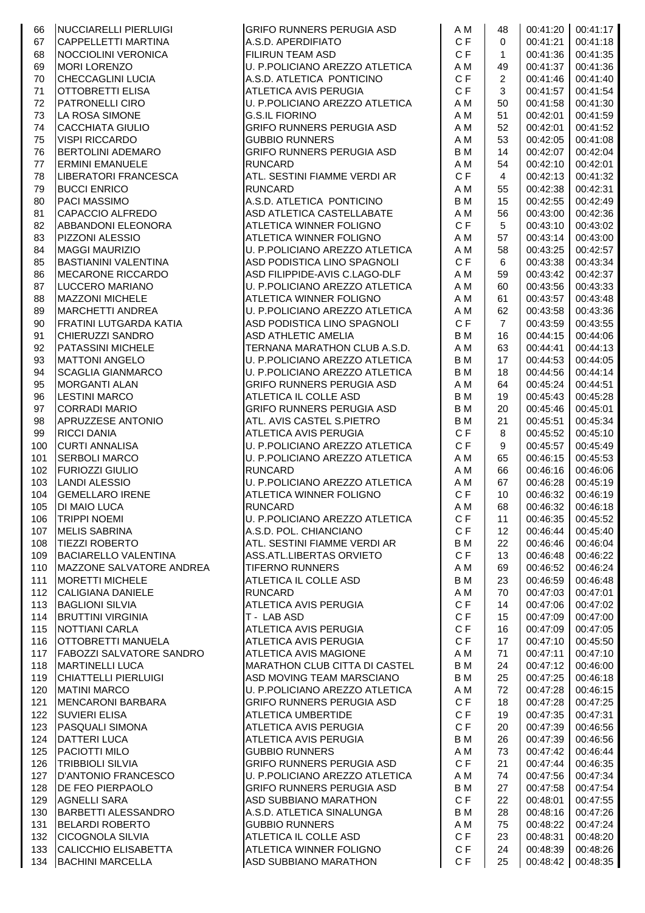| | | | | | | |
|---|---|---|---|---|---|---|
| 66 | NUCCIARELLI PIERLUIGI | GRIFO RUNNERS PERUGIA ASD | A M | 48 | 00:41:20 | 00:41:17 |
| 67 | CAPPELLETTI MARTINA | A.S.D. APERDIFIATO | C F | 0 | 00:41:21 | 00:41:18 |
| 68 | NOCCIOLINI VERONICA | FILIRUN TEAM ASD | C F | 1 | 00:41:36 | 00:41:35 |
| 69 | MORI LORENZO | U. P.POLICIANO AREZZO ATLETICA | A M | 49 | 00:41:37 | 00:41:36 |
| 70 | CHECCAGLINI LUCIA | A.S.D. ATLETICA PONTICINO | C F | 2 | 00:41:46 | 00:41:40 |
| 71 | OTTOBRETTI ELISA | ATLETICA AVIS PERUGIA | C F | 3 | 00:41:57 | 00:41:54 |
| 72 | PATRONELLI CIRO | U. P.POLICIANO AREZZO ATLETICA | A M | 50 | 00:41:58 | 00:41:30 |
| 73 | LA ROSA SIMONE | G.S.IL FIORINO | A M | 51 | 00:42:01 | 00:41:59 |
| 74 | CACCHIATA GIULIO | GRIFO RUNNERS PERUGIA ASD | A M | 52 | 00:42:01 | 00:41:52 |
| 75 | VISPI RICCARDO | GUBBIO RUNNERS | A M | 53 | 00:42:05 | 00:41:08 |
| 76 | BERTOLINI ADEMARO | GRIFO RUNNERS PERUGIA ASD | B M | 14 | 00:42:07 | 00:42:04 |
| 77 | ERMINI EMANUELE | RUNCARD | A M | 54 | 00:42:10 | 00:42:01 |
| 78 | LIBERATORI FRANCESCA | ATL. SESTINI FIAMME VERDI AR | C F | 4 | 00:42:13 | 00:41:32 |
| 79 | BUCCI ENRICO | RUNCARD | A M | 55 | 00:42:38 | 00:42:31 |
| 80 | PACI MASSIMO | A.S.D. ATLETICA PONTICINO | B M | 15 | 00:42:55 | 00:42:49 |
| 81 | CAPACCIO ALFREDO | ASD ATLETICA CASTELLABATE | A M | 56 | 00:43:00 | 00:42:36 |
| 82 | ABBANDONI ELEONORA | ATLETICA WINNER FOLIGNO | C F | 5 | 00:43:10 | 00:43:02 |
| 83 | PIZZONI ALESSIO | ATLETICA WINNER FOLIGNO | A M | 57 | 00:43:14 | 00:43:00 |
| 84 | MAGGI MAURIZIO | U. P.POLICIANO AREZZO ATLETICA | A M | 58 | 00:43:25 | 00:42:57 |
| 85 | BASTIANINI VALENTINA | ASD PODISTICA LINO SPAGNOLI | C F | 6 | 00:43:38 | 00:43:34 |
| 86 | MECARONE RICCARDO | ASD FILIPPIDE-AVIS C.LAGO-DLF | A M | 59 | 00:43:42 | 00:42:37 |
| 87 | LUCCERO MARIANO | U. P.POLICIANO AREZZO ATLETICA | A M | 60 | 00:43:56 | 00:43:33 |
| 88 | MAZZONI MICHELE | ATLETICA WINNER FOLIGNO | A M | 61 | 00:43:57 | 00:43:48 |
| 89 | MARCHETTI ANDREA | U. P.POLICIANO AREZZO ATLETICA | A M | 62 | 00:43:58 | 00:43:36 |
| 90 | FRATINI LUTGARDA KATIA | ASD PODISTICA LINO SPAGNOLI | C F | 7 | 00:43:59 | 00:43:55 |
| 91 | CHIERUZZI SANDRO | ASD ATHLETIC AMELIA | B M | 16 | 00:44:15 | 00:44:06 |
| 92 | PATASSINI MICHELE | TERNANA MARATHON CLUB A.S.D. | A M | 63 | 00:44:41 | 00:44:13 |
| 93 | MATTONI ANGELO | U. P.POLICIANO AREZZO ATLETICA | B M | 17 | 00:44:53 | 00:44:05 |
| 94 | SCAGLIA GIANMARCO | U. P.POLICIANO AREZZO ATLETICA | B M | 18 | 00:44:56 | 00:44:14 |
| 95 | MORGANTI ALAN | GRIFO RUNNERS PERUGIA ASD | A M | 64 | 00:45:24 | 00:44:51 |
| 96 | LESTINI MARCO | ATLETICA IL COLLE ASD | B M | 19 | 00:45:43 | 00:45:28 |
| 97 | CORRADI MARIO | GRIFO RUNNERS PERUGIA ASD | B M | 20 | 00:45:46 | 00:45:01 |
| 98 | APRUZZESE ANTONIO | ATL. AVIS CASTEL S.PIETRO | B M | 21 | 00:45:51 | 00:45:34 |
| 99 | RICCI DANIA | ATLETICA AVIS PERUGIA | C F | 8 | 00:45:52 | 00:45:10 |
| 100 | CURTI ANNALISA | U. P.POLICIANO AREZZO ATLETICA | C F | 9 | 00:45:57 | 00:45:49 |
| 101 | SERBOLI MARCO | U. P.POLICIANO AREZZO ATLETICA | A M | 65 | 00:46:15 | 00:45:53 |
| 102 | FURIOZZI GIULIO | RUNCARD | A M | 66 | 00:46:16 | 00:46:06 |
| 103 | LANDI ALESSIO | U. P.POLICIANO AREZZO ATLETICA | A M | 67 | 00:46:28 | 00:45:19 |
| 104 | GEMELLARO IRENE | ATLETICA WINNER FOLIGNO | C F | 10 | 00:46:32 | 00:46:19 |
| 105 | DI MAIO LUCA | RUNCARD | A M | 68 | 00:46:32 | 00:46:18 |
| 106 | TRIPPI NOEMI | U. P.POLICIANO AREZZO ATLETICA | C F | 11 | 00:46:35 | 00:45:52 |
| 107 | MELIS SABRINA | A.S.D. POL. CHIANCIANO | C F | 12 | 00:46:44 | 00:45:40 |
| 108 | TIEZZI ROBERTO | ATL. SESTINI FIAMME VERDI AR | B M | 22 | 00:46:46 | 00:46:04 |
| 109 | BACIARELLO VALENTINA | ASS.ATL.LIBERTAS ORVIETO | C F | 13 | 00:46:48 | 00:46:22 |
| 110 | MAZZONE SALVATORE ANDREA | TIFERNO RUNNERS | A M | 69 | 00:46:52 | 00:46:24 |
| 111 | MORETTI MICHELE | ATLETICA IL COLLE ASD | B M | 23 | 00:46:59 | 00:46:48 |
| 112 | CALIGIANA DANIELE | RUNCARD | A M | 70 | 00:47:03 | 00:47:01 |
| 113 | BAGLIONI SILVIA | ATLETICA AVIS PERUGIA | C F | 14 | 00:47:06 | 00:47:02 |
| 114 | BRUTTINI VIRGINIA | T - LAB ASD | C F | 15 | 00:47:09 | 00:47:00 |
| 115 | NOTTIANI CARLA | ATLETICA AVIS PERUGIA | C F | 16 | 00:47:09 | 00:47:05 |
| 116 | OTTOBRETTI MANUELA | ATLETICA AVIS PERUGIA | C F | 17 | 00:47:10 | 00:45:50 |
| 117 | FABOZZI SALVATORE SANDRO | ATLETICA AVIS MAGIONE | A M | 71 | 00:47:11 | 00:47:10 |
| 118 | MARTINELLI LUCA | MARATHON CLUB CITTA DI CASTEL | B M | 24 | 00:47:12 | 00:46:00 |
| 119 | CHIATTELLI PIERLUIGI | ASD MOVING TEAM MARSCIANO | B M | 25 | 00:47:25 | 00:46:18 |
| 120 | MATINI MARCO | U. P.POLICIANO AREZZO ATLETICA | A M | 72 | 00:47:28 | 00:46:15 |
| 121 | MENCARONI BARBARA | GRIFO RUNNERS PERUGIA ASD | C F | 18 | 00:47:28 | 00:47:25 |
| 122 | SUVIERI ELISA | ATLETICA UMBERTIDE | C F | 19 | 00:47:35 | 00:47:31 |
| 123 | PASQUALI SIMONA | ATLETICA AVIS PERUGIA | C F | 20 | 00:47:39 | 00:46:56 |
| 124 | DATTERI LUCA | ATLETICA AVIS PERUGIA | B M | 26 | 00:47:39 | 00:46:56 |
| 125 | PACIOTTI MILO | GUBBIO RUNNERS | A M | 73 | 00:47:42 | 00:46:44 |
| 126 | TRIBBIOLI SILVIA | GRIFO RUNNERS PERUGIA ASD | C F | 21 | 00:47:44 | 00:46:35 |
| 127 | D'ANTONIO FRANCESCO | U. P.POLICIANO AREZZO ATLETICA | A M | 74 | 00:47:56 | 00:47:34 |
| 128 | DE FEO PIERPAOLO | GRIFO RUNNERS PERUGIA ASD | B M | 27 | 00:47:58 | 00:47:54 |
| 129 | AGNELLI SARA | ASD SUBBIANO MARATHON | C F | 22 | 00:48:01 | 00:47:55 |
| 130 | BARBETTI ALESSANDRO | A.S.D. ATLETICA SINALUNGA | B M | 28 | 00:48:16 | 00:47:26 |
| 131 | BELARDI ROBERTO | GUBBIO RUNNERS | A M | 75 | 00:48:22 | 00:47:24 |
| 132 | CICOGNOLA SILVIA | ATLETICA IL COLLE ASD | C F | 23 | 00:48:31 | 00:48:20 |
| 133 | CALICCHIO ELISABETTA | ATLETICA WINNER FOLIGNO | C F | 24 | 00:48:39 | 00:48:26 |
| 134 | BACHINI MARCELLA | ASD SUBBIANO MARATHON | C F | 25 | 00:48:42 | 00:48:35 |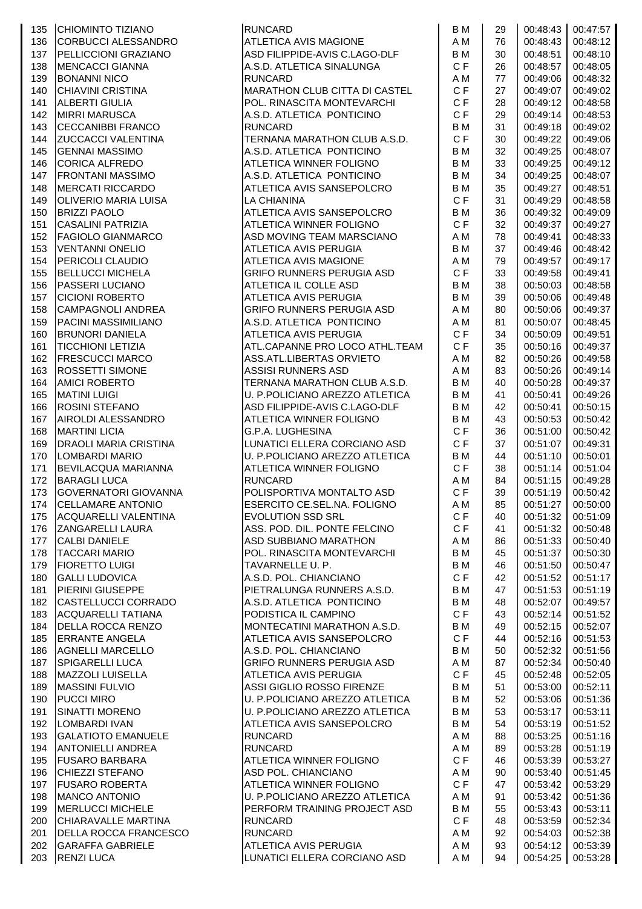| | | | | | | |
|---|---|---|---|---|---|---|
| 135 | CHIOMINTO TIZIANO | RUNCARD | B M | 29 | 00:48:43 | 00:47:57 |
| 136 | CORBUCCI ALESSANDRO | ATLETICA AVIS MAGIONE | A M | 76 | 00:48:43 | 00:48:12 |
| 137 | PELLICCIONI GRAZIANO | ASD FILIPPIDE-AVIS C.LAGO-DLF | B M | 30 | 00:48:51 | 00:48:10 |
| 138 | MENCACCI GIANNA | A.S.D. ATLETICA SINALUNGA | C F | 26 | 00:48:57 | 00:48:05 |
| 139 | BONANNI NICO | RUNCARD | A M | 77 | 00:49:06 | 00:48:32 |
| 140 | CHIAVINI CRISTINA | MARATHON CLUB CITTA DI CASTEL | C F | 27 | 00:49:07 | 00:49:02 |
| 141 | ALBERTI GIULIA | POL. RINASCITA MONTEVARCHI | C F | 28 | 00:49:12 | 00:48:58 |
| 142 | MIRRI MARUSCA | A.S.D. ATLETICA PONTICINO | C F | 29 | 00:49:14 | 00:48:53 |
| 143 | CECCANIBBI FRANCO | RUNCARD | B M | 31 | 00:49:18 | 00:49:02 |
| 144 | ZUCCACCI VALENTINA | TERNANA MARATHON CLUB A.S.D. | C F | 30 | 00:49:22 | 00:49:06 |
| 145 | GENNAI MASSIMO | A.S.D. ATLETICA PONTICINO | B M | 32 | 00:49:25 | 00:48:07 |
| 146 | CORICA ALFREDO | ATLETICA WINNER FOLIGNO | B M | 33 | 00:49:25 | 00:49:12 |
| 147 | FRONTANI MASSIMO | A.S.D. ATLETICA PONTICINO | B M | 34 | 00:49:25 | 00:48:07 |
| 148 | MERCATI RICCARDO | ATLETICA AVIS SANSEPOLCRO | B M | 35 | 00:49:27 | 00:48:51 |
| 149 | OLIVERIO MARIA LUISA | LA CHIANINA | C F | 31 | 00:49:29 | 00:48:58 |
| 150 | BRIZZI PAOLO | ATLETICA AVIS SANSEPOLCRO | B M | 36 | 00:49:32 | 00:49:09 |
| 151 | CASALINI PATRIZIA | ATLETICA WINNER FOLIGNO | C F | 32 | 00:49:37 | 00:49:27 |
| 152 | FAGIOLO GIANMARCO | ASD MOVING TEAM MARSCIANO | A M | 78 | 00:49:41 | 00:48:33 |
| 153 | VENTANNI ONELIO | ATLETICA AVIS PERUGIA | B M | 37 | 00:49:46 | 00:48:42 |
| 154 | PERICOLI CLAUDIO | ATLETICA AVIS MAGIONE | A M | 79 | 00:49:57 | 00:49:17 |
| 155 | BELLUCCI MICHELA | GRIFO RUNNERS PERUGIA ASD | C F | 33 | 00:49:58 | 00:49:41 |
| 156 | PASSERI LUCIANO | ATLETICA IL COLLE ASD | B M | 38 | 00:50:03 | 00:48:58 |
| 157 | CICIONI ROBERTO | ATLETICA AVIS PERUGIA | B M | 39 | 00:50:06 | 00:49:48 |
| 158 | CAMPAGNOLI ANDREA | GRIFO RUNNERS PERUGIA ASD | A M | 80 | 00:50:06 | 00:49:37 |
| 159 | PACINI MASSIMILIANO | A.S.D. ATLETICA PONTICINO | A M | 81 | 00:50:07 | 00:48:45 |
| 160 | BRUNORI DANIELA | ATLETICA AVIS PERUGIA | C F | 34 | 00:50:09 | 00:49:51 |
| 161 | TICCHIONI LETIZIA | ATL.CAPANNE PRO LOCO ATHL.TEAM | C F | 35 | 00:50:16 | 00:49:37 |
| 162 | FRESCUCCI MARCO | ASS.ATL.LIBERTAS ORVIETO | A M | 82 | 00:50:26 | 00:49:58 |
| 163 | ROSSETTI SIMONE | ASSISI RUNNERS ASD | A M | 83 | 00:50:26 | 00:49:14 |
| 164 | AMICI ROBERTO | TERNANA MARATHON CLUB A.S.D. | B M | 40 | 00:50:28 | 00:49:37 |
| 165 | MATINI LUIGI | U. P.POLICIANO AREZZO ATLETICA | B M | 41 | 00:50:41 | 00:49:26 |
| 166 | ROSINI STEFANO | ASD FILIPPIDE-AVIS C.LAGO-DLF | B M | 42 | 00:50:41 | 00:50:15 |
| 167 | AIROLDI ALESSANDRO | ATLETICA WINNER FOLIGNO | B M | 43 | 00:50:53 | 00:50:42 |
| 168 | MARTINI LICIA | G.P.A. LUGHESINA | C F | 36 | 00:51:00 | 00:50:42 |
| 169 | DRAOLI MARIA CRISTINA | LUNATICI ELLERA CORCIANO ASD | C F | 37 | 00:51:07 | 00:49:31 |
| 170 | LOMBARDI MARIO | U. P.POLICIANO AREZZO ATLETICA | B M | 44 | 00:51:10 | 00:50:01 |
| 171 | BEVILACQUA MARIANNA | ATLETICA WINNER FOLIGNO | C F | 38 | 00:51:14 | 00:51:04 |
| 172 | BARAGLI LUCA | RUNCARD | A M | 84 | 00:51:15 | 00:49:28 |
| 173 | GOVERNATORI GIOVANNA | POLISPORTIVA MONTALTO ASD | C F | 39 | 00:51:19 | 00:50:42 |
| 174 | CELLAMARE ANTONIO | ESERCITO CE.SEL.NA. FOLIGNO | A M | 85 | 00:51:27 | 00:50:00 |
| 175 | ACQUARELLI VALENTINA | EVOLUTION SSD SRL | C F | 40 | 00:51:32 | 00:51:09 |
| 176 | ZANGARELLI LAURA | ASS. POD. DIL. PONTE FELCINO | C F | 41 | 00:51:32 | 00:50:48 |
| 177 | CALBI DANIELE | ASD SUBBIANO MARATHON | A M | 86 | 00:51:33 | 00:50:40 |
| 178 | TACCARI MARIO | POL. RINASCITA MONTEVARCHI | B M | 45 | 00:51:37 | 00:50:30 |
| 179 | FIORETTO LUIGI | TAVARNELLE U. P. | B M | 46 | 00:51:50 | 00:50:47 |
| 180 | GALLI LUDOVICA | A.S.D. POL. CHIANCIANO | C F | 42 | 00:51:52 | 00:51:17 |
| 181 | PIERINI GIUSEPPE | PIETRALUNGA RUNNERS A.S.D. | B M | 47 | 00:51:53 | 00:51:19 |
| 182 | CASTELLUCCI CORRADO | A.S.D. ATLETICA PONTICINO | B M | 48 | 00:52:07 | 00:49:57 |
| 183 | ACQUARELLI TATIANA | PODISTICA IL CAMPINO | C F | 43 | 00:52:14 | 00:51:52 |
| 184 | DELLA ROCCA RENZO | MONTECATINI MARATHON A.S.D. | B M | 49 | 00:52:15 | 00:52:07 |
| 185 | ERRANTE ANGELA | ATLETICA AVIS SANSEPOLCRO | C F | 44 | 00:52:16 | 00:51:53 |
| 186 | AGNELLI MARCELLO | A.S.D. POL. CHIANCIANO | B M | 50 | 00:52:32 | 00:51:56 |
| 187 | SPIGARELLI LUCA | GRIFO RUNNERS PERUGIA ASD | A M | 87 | 00:52:34 | 00:50:40 |
| 188 | MAZZOLI LUISELLA | ATLETICA AVIS PERUGIA | C F | 45 | 00:52:48 | 00:52:05 |
| 189 | MASSINI FULVIO | ASSI GIGLIO ROSSO FIRENZE | B M | 51 | 00:53:00 | 00:52:11 |
| 190 | PUCCI MIRO | U. P.POLICIANO AREZZO ATLETICA | B M | 52 | 00:53:06 | 00:51:36 |
| 191 | SINATTI MORENO | U. P.POLICIANO AREZZO ATLETICA | B M | 53 | 00:53:17 | 00:53:11 |
| 192 | LOMBARDI IVAN | ATLETICA AVIS SANSEPOLCRO | B M | 54 | 00:53:19 | 00:51:52 |
| 193 | GALATIOTO EMANUELE | RUNCARD | A M | 88 | 00:53:25 | 00:51:16 |
| 194 | ANTONIELLI ANDREA | RUNCARD | A M | 89 | 00:53:28 | 00:51:19 |
| 195 | FUSARO BARBARA | ATLETICA WINNER FOLIGNO | C F | 46 | 00:53:39 | 00:53:27 |
| 196 | CHIEZZI STEFANO | ASD POL. CHIANCIANO | A M | 90 | 00:53:40 | 00:51:45 |
| 197 | FUSARO ROBERTA | ATLETICA WINNER FOLIGNO | C F | 47 | 00:53:42 | 00:53:29 |
| 198 | MANCO ANTONIO | U. P.POLICIANO AREZZO ATLETICA | A M | 91 | 00:53:42 | 00:51:36 |
| 199 | MERLUCCI MICHELE | PERFORM TRAINING PROJECT ASD | B M | 55 | 00:53:43 | 00:53:11 |
| 200 | CHIARAVALLE MARTINA | RUNCARD | C F | 48 | 00:53:59 | 00:52:34 |
| 201 | DELLA ROCCA FRANCESCO | RUNCARD | A M | 92 | 00:54:03 | 00:52:38 |
| 202 | GARAFFA GABRIELE | ATLETICA AVIS PERUGIA | A M | 93 | 00:54:12 | 00:53:39 |
| 203 | RENZI LUCA | LUNATICI ELLERA CORCIANO ASD | A M | 94 | 00:54:25 | 00:53:28 |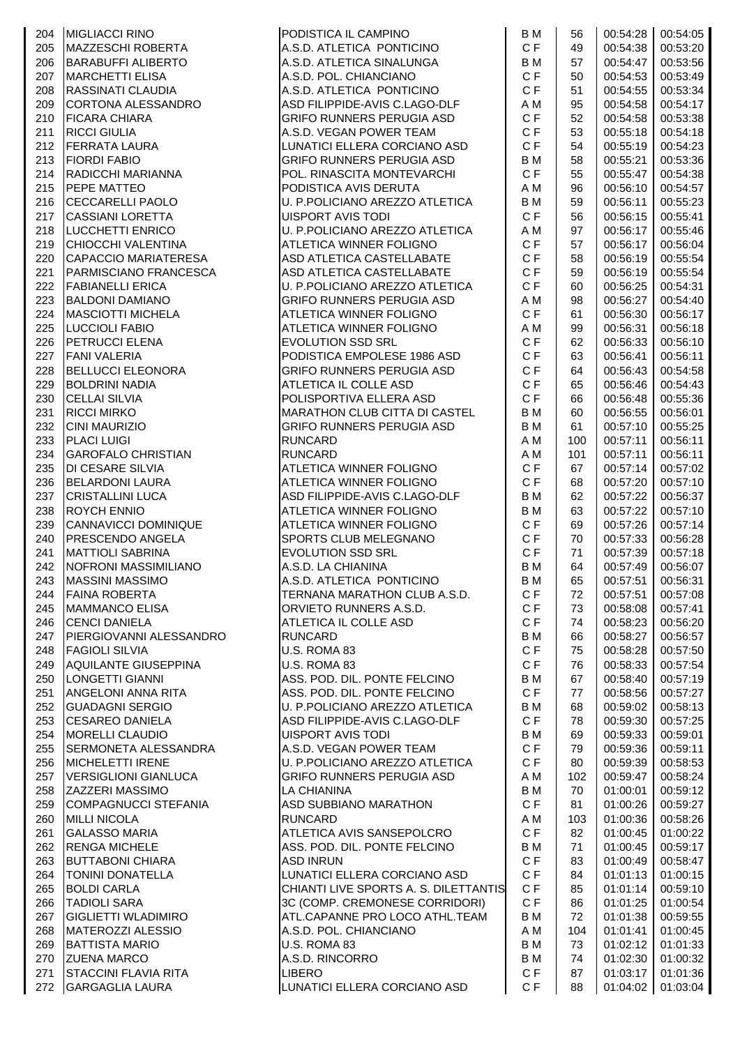| | | | | | | |
|---|---|---|---|---|---|---|
| 204 | MIGLIACCI RINO | PODISTICA IL CAMPINO | B M | 56 | 00:54:28 | 00:54:05 |
| 205 | MAZZESCHI ROBERTA | A.S.D. ATLETICA PONTICINO | C F | 49 | 00:54:38 | 00:53:20 |
| 206 | BARABUFFI ALIBERTO | A.S.D. ATLETICA SINALUNGA | B M | 57 | 00:54:47 | 00:53:56 |
| 207 | MARCHETTI ELISA | A.S.D. POL. CHIANCIANO | C F | 50 | 00:54:53 | 00:53:49 |
| 208 | RASSINATI CLAUDIA | A.S.D. ATLETICA PONTICINO | C F | 51 | 00:54:55 | 00:53:34 |
| 209 | CORTONA ALESSANDRO | ASD FILIPPIDE-AVIS C.LAGO-DLF | A M | 95 | 00:54:58 | 00:54:17 |
| 210 | FICARA CHIARA | GRIFO RUNNERS PERUGIA ASD | C F | 52 | 00:54:58 | 00:53:38 |
| 211 | RICCI GIULIA | A.S.D. VEGAN POWER TEAM | C F | 53 | 00:55:18 | 00:54:18 |
| 212 | FERRATA LAURA | LUNATICI ELLERA CORCIANO ASD | C F | 54 | 00:55:19 | 00:54:23 |
| 213 | FIORDI FABIO | GRIFO RUNNERS PERUGIA ASD | B M | 58 | 00:55:21 | 00:53:36 |
| 214 | RADICCHI MARIANNA | POL. RINASCITA MONTEVARCHI | C F | 55 | 00:55:47 | 00:54:38 |
| 215 | PEPE MATTEO | PODISTICA AVIS DERUTA | A M | 96 | 00:56:10 | 00:54:57 |
| 216 | CECCARELLI PAOLO | U. P.POLICIANO AREZZO ATLETICA | B M | 59 | 00:56:11 | 00:55:23 |
| 217 | CASSIANI LORETTA | UISPORT AVIS TODI | C F | 56 | 00:56:15 | 00:55:41 |
| 218 | LUCCHETTI ENRICO | U. P.POLICIANO AREZZO ATLETICA | A M | 97 | 00:56:17 | 00:55:46 |
| 219 | CHIOCCHI VALENTINA | ATLETICA WINNER FOLIGNO | C F | 57 | 00:56:17 | 00:56:04 |
| 220 | CAPACCIO MARIATERESA | ASD ATLETICA CASTELLABATE | C F | 58 | 00:56:19 | 00:55:54 |
| 221 | PARMISCIANO FRANCESCA | ASD ATLETICA CASTELLABATE | C F | 59 | 00:56:19 | 00:55:54 |
| 222 | FABIANELLI ERICA | U. P.POLICIANO AREZZO ATLETICA | C F | 60 | 00:56:25 | 00:54:31 |
| 223 | BALDONI DAMIANO | GRIFO RUNNERS PERUGIA ASD | A M | 98 | 00:56:27 | 00:54:40 |
| 224 | MASCIOTTI MICHELA | ATLETICA WINNER FOLIGNO | C F | 61 | 00:56:30 | 00:56:17 |
| 225 | LUCCIOLI FABIO | ATLETICA WINNER FOLIGNO | A M | 99 | 00:56:31 | 00:56:18 |
| 226 | PETRUCCI ELENA | EVOLUTION SSD SRL | C F | 62 | 00:56:33 | 00:56:10 |
| 227 | FANI VALERIA | PODISTICA EMPOLESE 1986 ASD | C F | 63 | 00:56:41 | 00:56:11 |
| 228 | BELLUCCI ELEONORA | GRIFO RUNNERS PERUGIA ASD | C F | 64 | 00:56:43 | 00:54:58 |
| 229 | BOLDRINI NADIA | ATLETICA IL COLLE ASD | C F | 65 | 00:56:46 | 00:54:43 |
| 230 | CELLAI SILVIA | POLISPORTIVA ELLERA ASD | C F | 66 | 00:56:48 | 00:55:36 |
| 231 | RICCI MIRKO | MARATHON CLUB CITTA DI CASTEL | B M | 60 | 00:56:55 | 00:56:01 |
| 232 | CINI MAURIZIO | GRIFO RUNNERS PERUGIA ASD | B M | 61 | 00:57:10 | 00:55:25 |
| 233 | PLACI LUIGI | RUNCARD | A M | 100 | 00:57:11 | 00:56:11 |
| 234 | GAROFALO CHRISTIAN | RUNCARD | A M | 101 | 00:57:11 | 00:56:11 |
| 235 | DI CESARE SILVIA | ATLETICA WINNER FOLIGNO | C F | 67 | 00:57:14 | 00:57:02 |
| 236 | BELARDONI LAURA | ATLETICA WINNER FOLIGNO | C F | 68 | 00:57:20 | 00:57:10 |
| 237 | CRISTALLINI LUCA | ASD FILIPPIDE-AVIS C.LAGO-DLF | B M | 62 | 00:57:22 | 00:56:37 |
| 238 | ROYCH ENNIO | ATLETICA WINNER FOLIGNO | B M | 63 | 00:57:22 | 00:57:10 |
| 239 | CANNAVICCI DOMINIQUE | ATLETICA WINNER FOLIGNO | C F | 69 | 00:57:26 | 00:57:14 |
| 240 | PRESCENDO ANGELA | SPORTS CLUB MELEGNANO | C F | 70 | 00:57:33 | 00:56:28 |
| 241 | MATTIOLI SABRINA | EVOLUTION SSD SRL | C F | 71 | 00:57:39 | 00:57:18 |
| 242 | NOFRONI MASSIMILIANO | A.S.D. LA CHIANINA | B M | 64 | 00:57:49 | 00:56:07 |
| 243 | MASSINI MASSIMO | A.S.D. ATLETICA PONTICINO | B M | 65 | 00:57:51 | 00:56:31 |
| 244 | FAINA ROBERTA | TERNANA MARATHON CLUB A.S.D. | C F | 72 | 00:57:51 | 00:57:08 |
| 245 | MAMMANCO ELISA | ORVIETO RUNNERS A.S.D. | C F | 73 | 00:58:08 | 00:57:41 |
| 246 | CENCI DANIELA | ATLETICA IL COLLE ASD | C F | 74 | 00:58:23 | 00:56:20 |
| 247 | PIERGIOVANNI ALESSANDRO | RUNCARD | B M | 66 | 00:58:27 | 00:56:57 |
| 248 | FAGIOLI SILVIA | U.S. ROMA 83 | C F | 75 | 00:58:28 | 00:57:50 |
| 249 | AQUILANTE GIUSEPPINA | U.S. ROMA 83 | C F | 76 | 00:58:33 | 00:57:54 |
| 250 | LONGETTI GIANNI | ASS. POD. DIL. PONTE FELCINO | B M | 67 | 00:58:40 | 00:57:19 |
| 251 | ANGELONI ANNA RITA | ASS. POD. DIL. PONTE FELCINO | C F | 77 | 00:58:56 | 00:57:27 |
| 252 | GUADAGNI SERGIO | U. P.POLICIANO AREZZO ATLETICA | B M | 68 | 00:59:02 | 00:58:13 |
| 253 | CESAREO DANIELA | ASD FILIPPIDE-AVIS C.LAGO-DLF | C F | 78 | 00:59:30 | 00:57:25 |
| 254 | MORELLI CLAUDIO | UISPORT AVIS TODI | B M | 69 | 00:59:33 | 00:59:01 |
| 255 | SERMONETA ALESSANDRA | A.S.D. VEGAN POWER TEAM | C F | 79 | 00:59:36 | 00:59:11 |
| 256 | MICHELETTI IRENE | U. P.POLICIANO AREZZO ATLETICA | C F | 80 | 00:59:39 | 00:58:53 |
| 257 | VERSIGLIONI GIANLUCA | GRIFO RUNNERS PERUGIA ASD | A M | 102 | 00:59:47 | 00:58:24 |
| 258 | ZAZZERI MASSIMO | LA CHIANINA | B M | 70 | 01:00:01 | 00:59:12 |
| 259 | COMPAGNUCCI STEFANIA | ASD SUBBIANO MARATHON | C F | 81 | 01:00:26 | 00:59:27 |
| 260 | MILLI NICOLA | RUNCARD | A M | 103 | 01:00:36 | 00:58:26 |
| 261 | GALASSO MARIA | ATLETICA AVIS SANSEPOLCRO | C F | 82 | 01:00:45 | 01:00:22 |
| 262 | RENGA MICHELE | ASS. POD. DIL. PONTE FELCINO | B M | 71 | 01:00:45 | 00:59:17 |
| 263 | BUTTABONI CHIARA | ASD INRUN | C F | 83 | 01:00:49 | 00:58:47 |
| 264 | TONINI DONATELLA | LUNATICI ELLERA CORCIANO ASD | C F | 84 | 01:01:13 | 01:00:15 |
| 265 | BOLDI CARLA | CHIANTI LIVE SPORTS A. S. DILETTANTIS | C F | 85 | 01:01:14 | 00:59:10 |
| 266 | TADIOLI SARA | 3C (COMP. CREMONESE CORRIDORI) | C F | 86 | 01:01:25 | 01:00:54 |
| 267 | GIGLIETTI WLADIMIRO | ATL.CAPANNE PRO LOCO ATHL.TEAM | B M | 72 | 01:01:38 | 00:59:55 |
| 268 | MATEROZZI ALESSIO | A.S.D. POL. CHIANCIANO | A M | 104 | 01:01:41 | 01:00:45 |
| 269 | BATTISTA MARIO | U.S. ROMA 83 | B M | 73 | 01:02:12 | 01:01:33 |
| 270 | ZUENA MARCO | A.S.D. RINCORRO | B M | 74 | 01:02:30 | 01:00:32 |
| 271 | STACCINI FLAVIA RITA | LIBERO | C F | 87 | 01:03:17 | 01:01:36 |
| 272 | GARGAGLIA LAURA | LUNATICI ELLERA CORCIANO ASD | C F | 88 | 01:04:02 | 01:03:04 |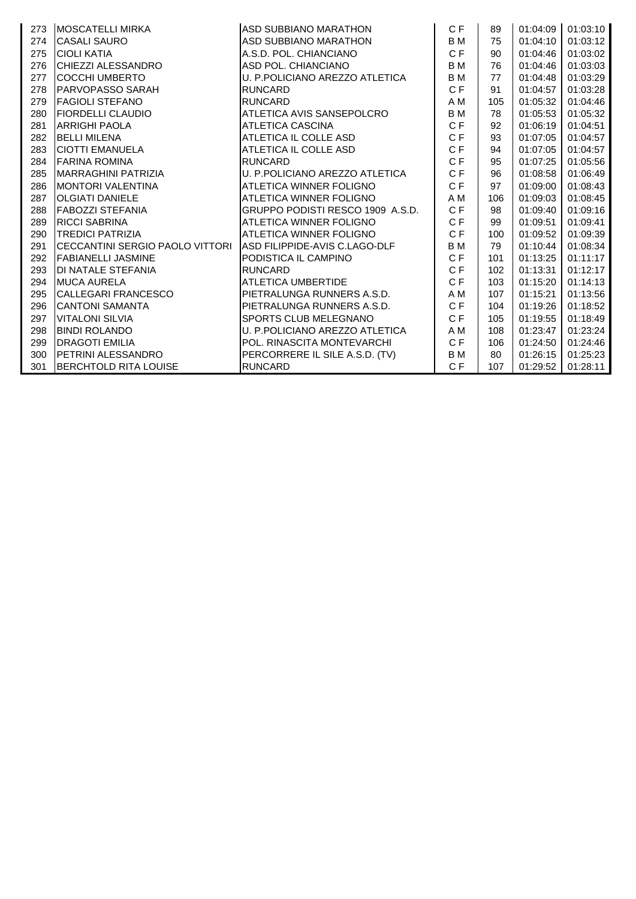| | | | | | | |
|---|---|---|---|---|---|---|
| 273 | MOSCATELLI MIRKA | ASD SUBBIANO MARATHON | C F | 89 | 01:04:09 | 01:03:10 |
| 274 | CASALI SAURO | ASD SUBBIANO MARATHON | B M | 75 | 01:04:10 | 01:03:12 |
| 275 | CIOLI KATIA | A.S.D. POL. CHIANCIANO | C F | 90 | 01:04:46 | 01:03:02 |
| 276 | CHIEZZI ALESSANDRO | ASD POL. CHIANCIANO | B M | 76 | 01:04:46 | 01:03:03 |
| 277 | COCCHI UMBERTO | U. P.POLICIANO AREZZO ATLETICA | B M | 77 | 01:04:48 | 01:03:29 |
| 278 | PARVOPASSO SARAH | RUNCARD | C F | 91 | 01:04:57 | 01:03:28 |
| 279 | FAGIOLI STEFANO | RUNCARD | A M | 105 | 01:05:32 | 01:04:46 |
| 280 | FIORDELLI CLAUDIO | ATLETICA AVIS SANSEPOLCRO | B M | 78 | 01:05:53 | 01:05:32 |
| 281 | ARRIGHI PAOLA | ATLETICA CASCINA | C F | 92 | 01:06:19 | 01:04:51 |
| 282 | BELLI MILENA | ATLETICA IL COLLE ASD | C F | 93 | 01:07:05 | 01:04:57 |
| 283 | CIOTTI EMANUELA | ATLETICA IL COLLE ASD | C F | 94 | 01:07:05 | 01:04:57 |
| 284 | FARINA ROMINA | RUNCARD | C F | 95 | 01:07:25 | 01:05:56 |
| 285 | MARRAGHINI PATRIZIA | U. P.POLICIANO AREZZO ATLETICA | C F | 96 | 01:08:58 | 01:06:49 |
| 286 | MONTORI VALENTINA | ATLETICA WINNER FOLIGNO | C F | 97 | 01:09:00 | 01:08:43 |
| 287 | OLGIATI DANIELE | ATLETICA WINNER FOLIGNO | A M | 106 | 01:09:03 | 01:08:45 |
| 288 | FABOZZI STEFANIA | GRUPPO PODISTI RESCO 1909 A.S.D. | C F | 98 | 01:09:40 | 01:09:16 |
| 289 | RICCI SABRINA | ATLETICA WINNER FOLIGNO | C F | 99 | 01:09:51 | 01:09:41 |
| 290 | TREDICI PATRIZIA | ATLETICA WINNER FOLIGNO | C F | 100 | 01:09:52 | 01:09:39 |
| 291 | CECCANTINI SERGIO PAOLO VITTORI | ASD FILIPPIDE-AVIS C.LAGO-DLF | B M | 79 | 01:10:44 | 01:08:34 |
| 292 | FABIANELLI JASMINE | PODISTICA IL CAMPINO | C F | 101 | 01:13:25 | 01:11:17 |
| 293 | DI NATALE STEFANIA | RUNCARD | C F | 102 | 01:13:31 | 01:12:17 |
| 294 | MUCA AURELA | ATLETICA UMBERTIDE | C F | 103 | 01:15:20 | 01:14:13 |
| 295 | CALLEGARI FRANCESCO | PIETRALUNGA RUNNERS A.S.D. | A M | 107 | 01:15:21 | 01:13:56 |
| 296 | CANTONI SAMANTA | PIETRALUNGA RUNNERS A.S.D. | C F | 104 | 01:19:26 | 01:18:52 |
| 297 | VITALONI SILVIA | SPORTS CLUB MELEGNANO | C F | 105 | 01:19:55 | 01:18:49 |
| 298 | BINDI ROLANDO | U. P.POLICIANO AREZZO ATLETICA | A M | 108 | 01:23:47 | 01:23:24 |
| 299 | DRAGOTI EMILIA | POL. RINASCITA MONTEVARCHI | C F | 106 | 01:24:50 | 01:24:46 |
| 300 | PETRINI ALESSANDRO | PERCORRERE IL SILE A.S.D. (TV) | B M | 80 | 01:26:15 | 01:25:23 |
| 301 | BERCHTOLD RITA LOUISE | RUNCARD | C F | 107 | 01:29:52 | 01:28:11 |